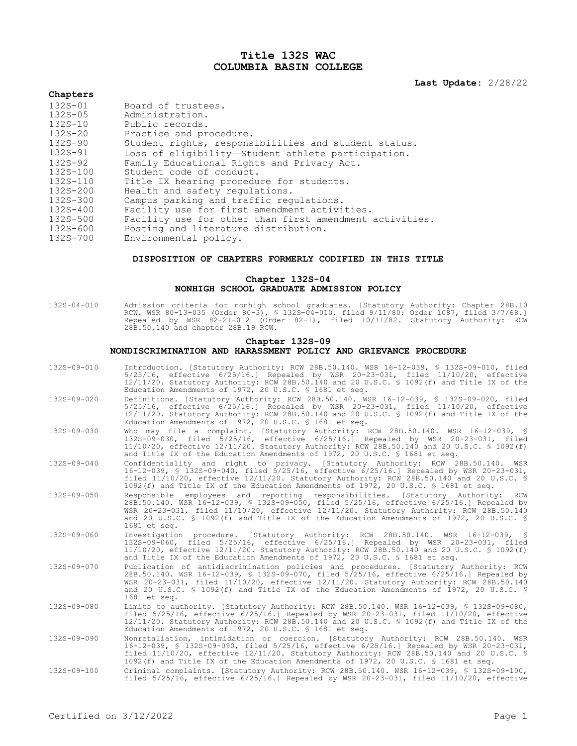# Title 132S WAC
# COLUMBIA BASIN COLLEGE

**Last Update:** 2/28/22

**Chapters**

| | |
|---|---|
| 132S-01 | Board of trustees. |
| 132S-05 | Administration. |
| 132S-10 | Public records. |
| 132S-20 | Practice and procedure. |
| 132S-90 | Student rights, responsibilities and student status. |
| 132S-91 | Loss of eligibility—Student athlete participation. |
| 132S-92 | Family Educational Rights and Privacy Act. |
| 132S-100 | Student code of conduct. |
| 132S-110 | Title IX hearing procedure for students. |
| 132S-200 | Health and safety regulations. |
| 132S-300 | Campus parking and traffic regulations. |
| 132S-400 | Facility use for first amendment activities. |
| 132S-500 | Facility use for other than first amendment activities. |
| 132S-600 | Posting and literature distribution. |
| 132S-700 | Environmental policy. |

## DISPOSITION OF CHAPTERS FORMERLY CODIFIED IN THIS TITLE

### Chapter 132S-04
### NONHIGH SCHOOL GRADUATE ADMISSION POLICY

132S-04-010 Admission criteria for nonhigh school graduates. [Statutory Authority: Chapter 28B.10 RCW. WSR 80-13-035 (Order 80-3), § 132S-04-010, filed 9/11/80; Order 1087, filed 3/7/68.] Repealed by WSR 82-21-012 (Order 82-1), filed 10/11/82. Statutory Authority: RCW 28B.50.140 and chapter 28B.19 RCW.

### Chapter 132S-09
### NONDISCRIMINATION AND HARASSMENT POLICY AND GRIEVANCE PROCEDURE

132S-09-010 Introduction. [Statutory Authority: RCW 28B.50.140. WSR 16-12-039, § 132S-09-010, filed 5/25/16, effective 6/25/16.] Repealed by WSR 20-23-031, filed 11/10/20, effective 12/11/20. Statutory Authority: RCW 28B.50.140 and 20 U.S.C. § 1092(f) and Title IX of the Education Amendments of 1972, 20 U.S.C. § 1681 et seq.

132S-09-020 Definitions. [Statutory Authority: RCW 28B.50.140. WSR 16-12-039, § 132S-09-020, filed 5/25/16, effective 6/25/16.] Repealed by WSR 20-23-031, filed 11/10/20, effective 12/11/20. Statutory Authority: RCW 28B.50.140 and 20 U.S.C. § 1092(f) and Title IX of the Education Amendments of 1972, 20 U.S.C. § 1681 et seq.

132S-09-030 Who may file a complaint. [Statutory Authority: RCW 28B.50.140. WSR 16-12-039, § 132S-09-030, filed 5/25/16, effective 6/25/16.] Repealed by WSR 20-23-031, filed 11/10/20, effective 12/11/20. Statutory Authority: RCW 28B.50.140 and 20 U.S.C. § 1092(f) and Title IX of the Education Amendments of 1972, 20 U.S.C. § 1681 et seq.

132S-09-040 Confidentiality and right to privacy. [Statutory Authority: RCW 28B.50.140. WSR 16-12-039, § 132S-09-040, filed 5/25/16, effective 6/25/16.] Repealed by WSR 20-23-031, filed 11/10/20, effective 12/11/20. Statutory Authority: RCW 28B.50.140 and 20 U.S.C. § 1092(f) and Title IX of the Education Amendments of 1972, 20 U.S.C. § 1681 et seq.

132S-09-050 Responsible employees and reporting responsibilities. [Statutory Authority: RCW 28B.50.140. WSR 16-12-039, § 132S-09-050, filed 5/25/16, effective 6/25/16.] Repealed by WSR 20-23-031, filed 11/10/20, effective 12/11/20. Statutory Authority: RCW 28B.50.140 and 20 U.S.C. § 1092(f) and Title IX of the Education Amendments of 1972, 20 U.S.C. § 1681 et seq.

132S-09-060 Investigation procedure. [Statutory Authority: RCW 28B.50.140. WSR 16-12-039, § 132S-09-060, filed 5/25/16, effective 6/25/16.] Repealed by WSR 20-23-031, filed 11/10/20, effective 12/11/20. Statutory Authority: RCW 28B.50.140 and 20 U.S.C. § 1092(f) and Title IX of the Education Amendments of 1972, 20 U.S.C. § 1681 et seq.

132S-09-070 Publication of antidiscrimination policies and procedures. [Statutory Authority: RCW 28B.50.140. WSR 16-12-039, § 132S-09-070, filed 5/25/16, effective 6/25/16.] Repealed by WSR 20-23-031, filed 11/10/20, effective 12/11/20. Statutory Authority: RCW 28B.50.140 and 20 U.S.C. § 1092(f) and Title IX of the Education Amendments of 1972, 20 U.S.C. § 1681 et seq.

132S-09-080 Limits to authority. [Statutory Authority: RCW 28B.50.140. WSR 16-12-039, § 132S-09-080, filed 5/25/16, effective 6/25/16.] Repealed by WSR 20-23-031, filed 11/10/20, effective 12/11/20. Statutory Authority: RCW 28B.50.140 and 20 U.S.C. § 1092(f) and Title IX of the Education Amendments of 1972, 20 U.S.C. § 1681 et seq.

132S-09-090 Nonretaliation, intimidation or coercion. [Statutory Authority: RCW 28B.50.140. WSR 16-12-039, § 132S-09-090, filed 5/25/16, effective 6/25/16.] Repealed by WSR 20-23-031, filed 11/10/20, effective 12/11/20. Statutory Authority: RCW 28B.50.140 and 20 U.S.C. § 1092(f) and Title IX of the Education Amendments of 1972, 20 U.S.C. § 1681 et seq.

132S-09-100 Criminal complaints. [Statutory Authority: RCW 28B.50.140. WSR 16-12-039, § 132S-09-100, filed 5/25/16, effective 6/25/16.] Repealed by WSR 20-23-031, filed 11/10/20, effective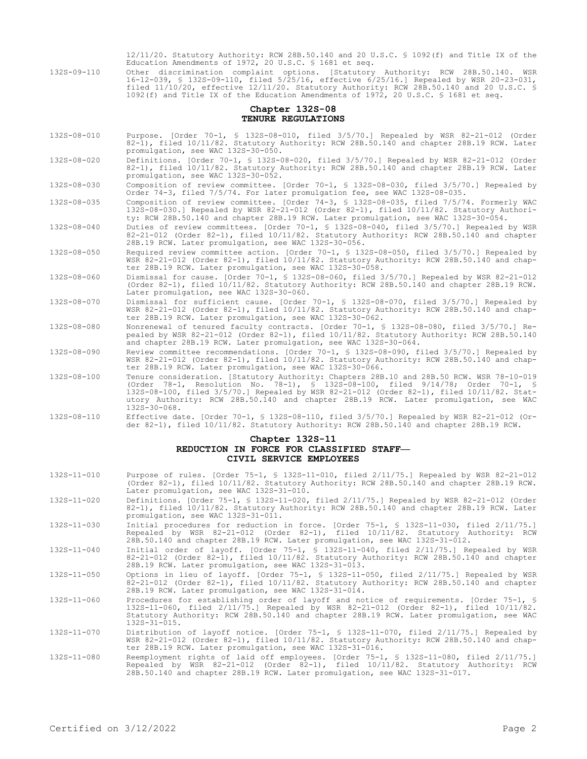12/11/20. Statutory Authority: RCW 28B.50.140 and 20 U.S.C. § 1092(f) and Title IX of the Education Amendments of 1972, 20 U.S.C. § 1681 et seq.

132S-09-110 Other discrimination complaint options. [Statutory Authority: RCW 28B.50.140. WSR 16-12-039, § 132S-09-110, filed 5/25/16, effective 6/25/16.] Repealed by WSR 20-23-031, filed 11/10/20, effective 12/11/20. Statutory Authority: RCW 28B.50.140 and 20 U.S.C. § 1092(f) and Title IX of the Education Amendments of 1972, 20 U.S.C. § 1681 et seq.

## Chapter 132S-08
## TENURE REGULATIONS

132S-08-010 Purpose. [Order 70-1, § 132S-08-010, filed 3/5/70.] Repealed by WSR 82-21-012 (Order 82-1), filed 10/11/82. Statutory Authority: RCW 28B.50.140 and chapter 28B.19 RCW. Later promulgation, see WAC 132S-30-050.

132S-08-020 Definitions. [Order 70-1, § 132S-08-020, filed 3/5/70.] Repealed by WSR 82-21-012 (Order 82-1), filed 10/11/82. Statutory Authority: RCW 28B.50.140 and chapter 28B.19 RCW. Later promulgation, see WAC 132S-30-052.

132S-08-030 Composition of review committee. [Order 70-1, § 132S-08-030, filed 3/5/70.] Repealed by Order 74-3, filed 7/5/74. For later promulgation fee, see WAC 132S-08-035.

132S-08-035 Composition of review committee. [Order 74-3, § 132S-08-035, filed 7/5/74. Formerly WAC 132S-08-030.] Repealed by WSR 82-21-012 (Order 82-1), filed 10/11/82. Statutory Authority: RCW 28B.50.140 and chapter 28B.19 RCW. Later promulgation, see WAC 132S-30-054.

132S-08-040 Duties of review committees. [Order 70-1, § 132S-08-040, filed 3/5/70.] Repealed by WSR 82-21-012 (Order 82-1), filed 10/11/82. Statutory Authority: RCW 28B.50.140 and chapter 28B.19 RCW. Later promulgation, see WAC 132S-30-056.

132S-08-050 Required review committee action. [Order 70-1, § 132S-08-050, filed 3/5/70.] Repealed by WSR 82-21-012 (Order 82-1), filed 10/11/82. Statutory Authority: RCW 28B.50.140 and chapter 28B.19 RCW. Later promulgation, see WAC 132S-30-058.

132S-08-060 Dismissal for cause. [Order 70-1, § 132S-08-060, filed 3/5/70.] Repealed by WSR 82-21-012 (Order 82-1), filed 10/11/82. Statutory Authority: RCW 28B.50.140 and chapter 28B.19 RCW. Later promulgation, see WAC 132S-30-060.

132S-08-070 Dismissal for sufficient cause. [Order 70-1, § 132S-08-070, filed 3/5/70.] Repealed by WSR 82-21-012 (Order 82-1), filed 10/11/82. Statutory Authority: RCW 28B.50.140 and chapter 28B.19 RCW. Later promulgation, see WAC 132S-30-062.

132S-08-080 Nonrenewal of tenured faculty contracts. [Order 70-1, § 132S-08-080, filed 3/5/70.] Repealed by WSR 82-21-012 (Order 82-1), filed 10/11/82. Statutory Authority: RCW 28B.50.140 and chapter 28B.19 RCW. Later promulgation, see WAC 132S-30-064.

132S-08-090 Review committee recommendations. [Order 70-1, § 132S-08-090, filed 3/5/70.] Repealed by WSR 82-21-012 (Order 82-1), filed 10/11/82. Statutory Authority: RCW 28B.50.140 and chapter 28B.19 RCW. Later promulgation, see WAC 132S-30-066.

132S-08-100 Tenure consideration. [Statutory Authority: Chapters 28B.10 and 28B.50 RCW. WSR 78-10-019 (Order 78-1, Resolution No. 78-1), § 132S-08-100, filed 9/14/78; Order 70-1, § 132S-08-100, filed 3/5/70.] Repealed by WSR 82-21-012 (Order 82-1), filed 10/11/82. Statutory Authority: RCW 28B.50.140 and chapter 28B.19 RCW. Later promulgation, see WAC 132S-30-068.

132S-08-110 Effective date. [Order 70-1, § 132S-08-110, filed 3/5/70.] Repealed by WSR 82-21-012 (Order 82-1), filed 10/11/82. Statutory Authority: RCW 28B.50.140 and chapter 28B.19 RCW.

## Chapter 132S-11
## REDUCTION IN FORCE FOR CLASSIFIED STAFF— CIVIL SERVICE EMPLOYEES

132S-11-010 Purpose of rules. [Order 75-1, § 132S-11-010, filed 2/11/75.] Repealed by WSR 82-21-012 (Order 82-1), filed 10/11/82. Statutory Authority: RCW 28B.50.140 and chapter 28B.19 RCW. Later promulgation, see WAC 132S-31-010.

132S-11-020 Definitions. [Order 75-1, § 132S-11-020, filed 2/11/75.] Repealed by WSR 82-21-012 (Order 82-1), filed 10/11/82. Statutory Authority: RCW 28B.50.140 and chapter 28B.19 RCW. Later promulgation, see WAC 132S-31-011.

132S-11-030 Initial procedures for reduction in force. [Order 75-1, § 132S-11-030, filed 2/11/75.] Repealed by WSR 82-21-012 (Order 82-1), filed 10/11/82. Statutory Authority: RCW 28B.50.140 and chapter 28B.19 RCW. Later promulgation, see WAC 132S-31-012.

132S-11-040 Initial order of layoff. [Order 75-1, § 132S-11-040, filed 2/11/75.] Repealed by WSR 82-21-012 (Order 82-1), filed 10/11/82. Statutory Authority: RCW 28B.50.140 and chapter 28B.19 RCW. Later promulgation, see WAC 132S-31-013.

132S-11-050 Options in lieu of layoff. [Order 75-1, § 132S-11-050, filed 2/11/75.] Repealed by WSR 82-21-012 (Order 82-1), filed 10/11/82. Statutory Authority: RCW 28B.50.140 and chapter 28B.19 RCW. Later promulgation, see WAC 132S-31-014.

132S-11-060 Procedures for establishing order of layoff and notice of requirements. [Order 75-1, § 132S-11-060, filed 2/11/75.] Repealed by WSR 82-21-012 (Order 82-1), filed 10/11/82. Statutory Authority: RCW 28B.50.140 and chapter 28B.19 RCW. Later promulgation, see WAC 132S-31-015.

132S-11-070 Distribution of layoff notice. [Order 75-1, § 132S-11-070, filed 2/11/75.] Repealed by WSR 82-21-012 (Order 82-1), filed 10/11/82. Statutory Authority: RCW 28B.50.140 and chapter 28B.19 RCW. Later promulgation, see WAC 132S-31-016.

132S-11-080 Reemployment rights of laid off employees. [Order 75-1, § 132S-11-080, filed 2/11/75.] Repealed by WSR 82-21-012 (Order 82-1), filed 10/11/82. Statutory Authority: RCW 28B.50.140 and chapter 28B.19 RCW. Later promulgation, see WAC 132S-31-017.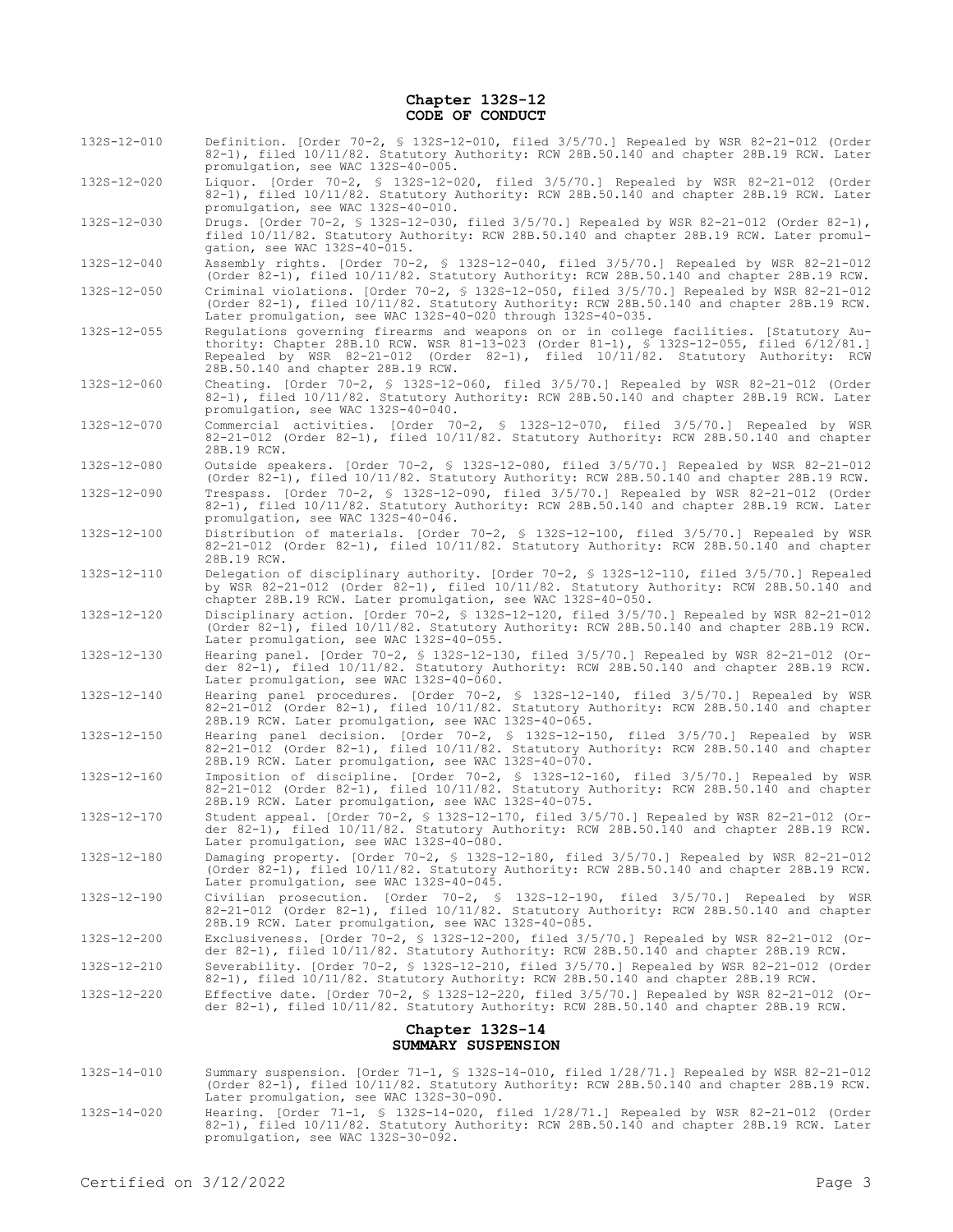## Chapter 132S-12
## CODE OF CONDUCT

| | |
|---|---|
| 132S-12-010 | Definition. [Order 70-2, § 132S-12-010, filed 3/5/70.] Repealed by WSR 82-21-012 (Order 82-1), filed 10/11/82. Statutory Authority: RCW 28B.50.140 and chapter 28B.19 RCW. Later promulgation, see WAC 132S-40-005. |
| 132S-12-020 | Liquor. [Order 70-2, § 132S-12-020, filed 3/5/70.] Repealed by WSR 82-21-012 (Order 82-1), filed 10/11/82. Statutory Authority: RCW 28B.50.140 and chapter 28B.19 RCW. Later promulgation, see WAC 132S-40-010. |
| 132S-12-030 | Drugs. [Order 70-2, § 132S-12-030, filed 3/5/70.] Repealed by WSR 82-21-012 (Order 82-1), filed 10/11/82. Statutory Authority: RCW 28B.50.140 and chapter 28B.19 RCW. Later promulgation, see WAC 132S-40-015. |
| 132S-12-040 | Assembly rights. [Order 70-2, § 132S-12-040, filed 3/5/70.] Repealed by WSR 82-21-012 (Order 82-1), filed 10/11/82. Statutory Authority: RCW 28B.50.140 and chapter 28B.19 RCW. |
| 132S-12-050 | Criminal violations. [Order 70-2, § 132S-12-050, filed 3/5/70.] Repealed by WSR 82-21-012 (Order 82-1), filed 10/11/82. Statutory Authority: RCW 28B.50.140 and chapter 28B.19 RCW. Later promulgation, see WAC 132S-40-020 through 132S-40-035. |
| 132S-12-055 | Regulations governing firearms and weapons on or in college facilities. [Statutory Authority: Chapter 28B.10 RCW. WSR 81-13-023 (Order 81-1), § 132S-12-055, filed 6/12/81.] Repealed by WSR 82-21-012 (Order 82-1), filed 10/11/82. Statutory Authority: RCW 28B.50.140 and chapter 28B.19 RCW. |
| 132S-12-060 | Cheating. [Order 70-2, § 132S-12-060, filed 3/5/70.] Repealed by WSR 82-21-012 (Order 82-1), filed 10/11/82. Statutory Authority: RCW 28B.50.140 and chapter 28B.19 RCW. Later promulgation, see WAC 132S-40-040. |
| 132S-12-070 | Commercial activities. [Order 70-2, § 132S-12-070, filed 3/5/70.] Repealed by WSR 82-21-012 (Order 82-1), filed 10/11/82. Statutory Authority: RCW 28B.50.140 and chapter 28B.19 RCW. |
| 132S-12-080 | Outside speakers. [Order 70-2, § 132S-12-080, filed 3/5/70.] Repealed by WSR 82-21-012 (Order 82-1), filed 10/11/82. Statutory Authority: RCW 28B.50.140 and chapter 28B.19 RCW. |
| 132S-12-090 | Trespass. [Order 70-2, § 132S-12-090, filed 3/5/70.] Repealed by WSR 82-21-012 (Order 82-1), filed 10/11/82. Statutory Authority: RCW 28B.50.140 and chapter 28B.19 RCW. Later promulgation, see WAC 132S-40-046. |
| 132S-12-100 | Distribution of materials. [Order 70-2, § 132S-12-100, filed 3/5/70.] Repealed by WSR 82-21-012 (Order 82-1), filed 10/11/82. Statutory Authority: RCW 28B.50.140 and chapter 28B.19 RCW. |
| 132S-12-110 | Delegation of disciplinary authority. [Order 70-2, § 132S-12-110, filed 3/5/70.] Repealed by WSR 82-21-012 (Order 82-1), filed 10/11/82. Statutory Authority: RCW 28B.50.140 and chapter 28B.19 RCW. Later promulgation, see WAC 132S-40-050. |
| 132S-12-120 | Disciplinary action. [Order 70-2, § 132S-12-120, filed 3/5/70.] Repealed by WSR 82-21-012 (Order 82-1), filed 10/11/82. Statutory Authority: RCW 28B.50.140 and chapter 28B.19 RCW. Later promulgation, see WAC 132S-40-055. |
| 132S-12-130 | Hearing panel. [Order 70-2, § 132S-12-130, filed 3/5/70.] Repealed by WSR 82-21-012 (Order 82-1), filed 10/11/82. Statutory Authority: RCW 28B.50.140 and chapter 28B.19 RCW. Later promulgation, see WAC 132S-40-060. |
| 132S-12-140 | Hearing panel procedures. [Order 70-2, § 132S-12-140, filed 3/5/70.] Repealed by WSR 82-21-012 (Order 82-1), filed 10/11/82. Statutory Authority: RCW 28B.50.140 and chapter 28B.19 RCW. Later promulgation, see WAC 132S-40-065. |
| 132S-12-150 | Hearing panel decision. [Order 70-2, § 132S-12-150, filed 3/5/70.] Repealed by WSR 82-21-012 (Order 82-1), filed 10/11/82. Statutory Authority: RCW 28B.50.140 and chapter 28B.19 RCW. Later promulgation, see WAC 132S-40-070. |
| 132S-12-160 | Imposition of discipline. [Order 70-2, § 132S-12-160, filed 3/5/70.] Repealed by WSR 82-21-012 (Order 82-1), filed 10/11/82. Statutory Authority: RCW 28B.50.140 and chapter 28B.19 RCW. Later promulgation, see WAC 132S-40-075. |
| 132S-12-170 | Student appeal. [Order 70-2, § 132S-12-170, filed 3/5/70.] Repealed by WSR 82-21-012 (Order 82-1), filed 10/11/82. Statutory Authority: RCW 28B.50.140 and chapter 28B.19 RCW. Later promulgation, see WAC 132S-40-080. |
| 132S-12-180 | Damaging property. [Order 70-2, § 132S-12-180, filed 3/5/70.] Repealed by WSR 82-21-012 (Order 82-1), filed 10/11/82. Statutory Authority: RCW 28B.50.140 and chapter 28B.19 RCW. Later promulgation, see WAC 132S-40-045. |
| 132S-12-190 | Civilian prosecution. [Order 70-2, § 132S-12-190, filed 3/5/70.] Repealed by WSR 82-21-012 (Order 82-1), filed 10/11/82. Statutory Authority: RCW 28B.50.140 and chapter 28B.19 RCW. Later promulgation, see WAC 132S-40-085. |
| 132S-12-200 | Exclusiveness. [Order 70-2, § 132S-12-200, filed 3/5/70.] Repealed by WSR 82-21-012 (Order 82-1), filed 10/11/82. Statutory Authority: RCW 28B.50.140 and chapter 28B.19 RCW. |
| 132S-12-210 | Severability. [Order 70-2, § 132S-12-210, filed 3/5/70.] Repealed by WSR 82-21-012 (Order 82-1), filed 10/11/82. Statutory Authority: RCW 28B.50.140 and chapter 28B.19 RCW. |
| 132S-12-220 | Effective date. [Order 70-2, § 132S-12-220, filed 3/5/70.] Repealed by WSR 82-21-012 (Order 82-1), filed 10/11/82. Statutory Authority: RCW 28B.50.140 and chapter 28B.19 RCW. |

## Chapter 132S-14
## SUMMARY SUSPENSION

| | |
|---|---|
| 132S-14-010 | Summary suspension. [Order 71-1, § 132S-14-010, filed 1/28/71.] Repealed by WSR 82-21-012 (Order 82-1), filed 10/11/82. Statutory Authority: RCW 28B.50.140 and chapter 28B.19 RCW. Later promulgation, see WAC 132S-30-090. |
| 132S-14-020 | Hearing. [Order 71-1, § 132S-14-020, filed 1/28/71.] Repealed by WSR 82-21-012 (Order 82-1), filed 10/11/82. Statutory Authority: RCW 28B.50.140 and chapter 28B.19 RCW. Later promulgation, see WAC 132S-30-092. |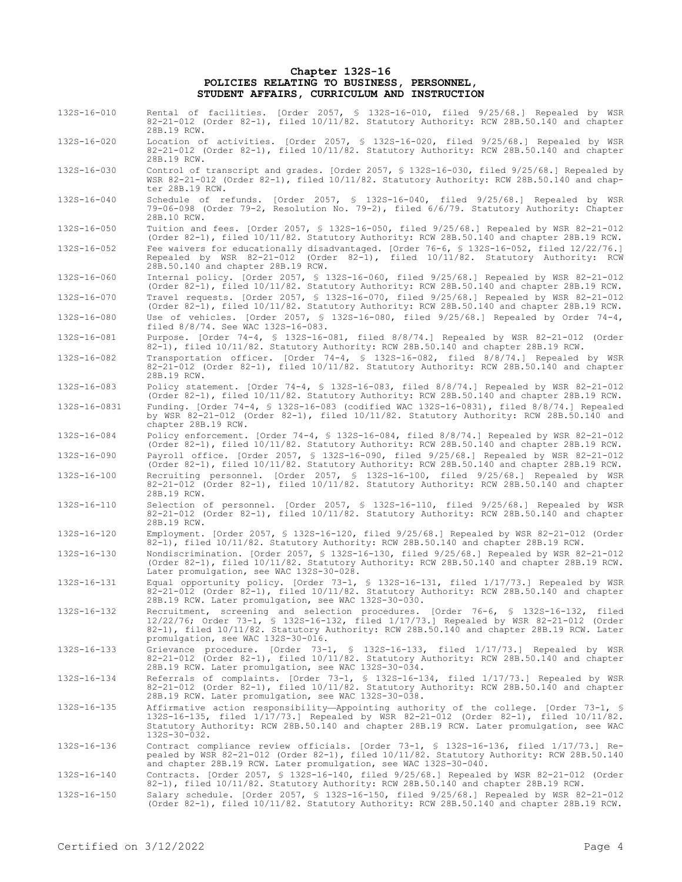# Chapter 132S-16
## POLICIES RELATING TO BUSINESS, PERSONNEL, STUDENT AFFAIRS, CURRICULUM AND INSTRUCTION

| | |
|---|---|
| 132S-16-010 | Rental of facilities. [Order 2057, § 132S-16-010, filed 9/25/68.] Repealed by WSR 82-21-012 (Order 82-1), filed 10/11/82. Statutory Authority: RCW 28B.50.140 and chapter 28B.19 RCW. |
| 132S-16-020 | Location of activities. [Order 2057, § 132S-16-020, filed 9/25/68.] Repealed by WSR 82-21-012 (Order 82-1), filed 10/11/82. Statutory Authority: RCW 28B.50.140 and chapter 28B.19 RCW. |
| 132S-16-030 | Control of transcript and grades. [Order 2057, § 132S-16-030, filed 9/25/68.] Repealed by WSR 82-21-012 (Order 82-1), filed 10/11/82. Statutory Authority: RCW 28B.50.140 and chapter 28B.19 RCW. |
| 132S-16-040 | Schedule of refunds. [Order 2057, § 132S-16-040, filed 9/25/68.] Repealed by WSR 79-06-098 (Order 79-2, Resolution No. 79-2), filed 6/6/79. Statutory Authority: Chapter 28B.10 RCW. |
| 132S-16-050 | Tuition and fees. [Order 2057, § 132S-16-050, filed 9/25/68.] Repealed by WSR 82-21-012 (Order 82-1), filed 10/11/82. Statutory Authority: RCW 28B.50.140 and chapter 28B.19 RCW. |
| 132S-16-052 | Fee waivers for educationally disadvantaged. [Order 76-6, § 132S-16-052, filed 12/22/76.] Repealed by WSR 82-21-012 (Order 82-1), filed 10/11/82. Statutory Authority: RCW 28B.50.140 and chapter 28B.19 RCW. |
| 132S-16-060 | Internal policy. [Order 2057, § 132S-16-060, filed 9/25/68.] Repealed by WSR 82-21-012 (Order 82-1), filed 10/11/82. Statutory Authority: RCW 28B.50.140 and chapter 28B.19 RCW. |
| 132S-16-070 | Travel requests. [Order 2057, § 132S-16-070, filed 9/25/68.] Repealed by WSR 82-21-012 (Order 82-1), filed 10/11/82. Statutory Authority: RCW 28B.50.140 and chapter 28B.19 RCW. |
| 132S-16-080 | Use of vehicles. [Order 2057, § 132S-16-080, filed 9/25/68.] Repealed by Order 74-4, filed 8/8/74. See WAC 132S-16-083. |
| 132S-16-081 | Purpose. [Order 74-4, § 132S-16-081, filed 8/8/74.] Repealed by WSR 82-21-012 (Order 82-1), filed 10/11/82. Statutory Authority: RCW 28B.50.140 and chapter 28B.19 RCW. |
| 132S-16-082 | Transportation officer. [Order 74-4, § 132S-16-082, filed 8/8/74.] Repealed by WSR 82-21-012 (Order 82-1), filed 10/11/82. Statutory Authority: RCW 28B.50.140 and chapter 28B.19 RCW. |
| 132S-16-083 | Policy statement. [Order 74-4, § 132S-16-083, filed 8/8/74.] Repealed by WSR 82-21-012 (Order 82-1), filed 10/11/82. Statutory Authority: RCW 28B.50.140 and chapter 28B.19 RCW. |
| 132S-16-0831 | Funding. [Order 74-4, § 132S-16-083 (codified WAC 132S-16-0831), filed 8/8/74.] Repealed by WSR 82-21-012 (Order 82-1), filed 10/11/82. Statutory Authority: RCW 28B.50.140 and chapter 28B.19 RCW. |
| 132S-16-084 | Policy enforcement. [Order 74-4, § 132S-16-084, filed 8/8/74.] Repealed by WSR 82-21-012 (Order 82-1), filed 10/11/82. Statutory Authority: RCW 28B.50.140 and chapter 28B.19 RCW. |
| 132S-16-090 | Payroll office. [Order 2057, § 132S-16-090, filed 9/25/68.] Repealed by WSR 82-21-012 (Order 82-1), filed 10/11/82. Statutory Authority: RCW 28B.50.140 and chapter 28B.19 RCW. |
| 132S-16-100 | Recruiting personnel. [Order 2057, § 132S-16-100, filed 9/25/68.] Repealed by WSR 82-21-012 (Order 82-1), filed 10/11/82. Statutory Authority: RCW 28B.50.140 and chapter 28B.19 RCW. |
| 132S-16-110 | Selection of personnel. [Order 2057, § 132S-16-110, filed 9/25/68.] Repealed by WSR 82-21-012 (Order 82-1), filed 10/11/82. Statutory Authority: RCW 28B.50.140 and chapter 28B.19 RCW. |
| 132S-16-120 | Employment. [Order 2057, § 132S-16-120, filed 9/25/68.] Repealed by WSR 82-21-012 (Order 82-1), filed 10/11/82. Statutory Authority: RCW 28B.50.140 and chapter 28B.19 RCW. |
| 132S-16-130 | Nondiscrimination. [Order 2057, § 132S-16-130, filed 9/25/68.] Repealed by WSR 82-21-012 (Order 82-1), filed 10/11/82. Statutory Authority: RCW 28B.50.140 and chapter 28B.19 RCW. Later promulgation, see WAC 132S-30-028. |
| 132S-16-131 | Equal opportunity policy. [Order 73-1, § 132S-16-131, filed 1/17/73.] Repealed by WSR 82-21-012 (Order 82-1), filed 10/11/82. Statutory Authority: RCW 28B.50.140 and chapter 28B.19 RCW. Later promulgation, see WAC 132S-30-030. |
| 132S-16-132 | Recruitment, screening and selection procedures. [Order 76-6, § 132S-16-132, filed 12/22/76; Order 73-1, § 132S-16-132, filed 1/17/73.] Repealed by WSR 82-21-012 (Order 82-1), filed 10/11/82. Statutory Authority: RCW 28B.50.140 and chapter 28B.19 RCW. Later promulgation, see WAC 132S-30-016. |
| 132S-16-133 | Grievance procedure. [Order 73-1, § 132S-16-133, filed 1/17/73.] Repealed by WSR 82-21-012 (Order 82-1), filed 10/11/82. Statutory Authority: RCW 28B.50.140 and chapter 28B.19 RCW. Later promulgation, see WAC 132S-30-034. |
| 132S-16-134 | Referrals of complaints. [Order 73-1, § 132S-16-134, filed 1/17/73.] Repealed by WSR 82-21-012 (Order 82-1), filed 10/11/82. Statutory Authority: RCW 28B.50.140 and chapter 28B.19 RCW. Later promulgation, see WAC 132S-30-038. |
| 132S-16-135 | Affirmative action responsibility—Appointing authority of the college. [Order 73-1, § 132S-16-135, filed 1/17/73.] Repealed by WSR 82-21-012 (Order 82-1), filed 10/11/82. Statutory Authority: RCW 28B.50.140 and chapter 28B.19 RCW. Later promulgation, see WAC 132S-30-032. |
| 132S-16-136 | Contract compliance review officials. [Order 73-1, § 132S-16-136, filed 1/17/73.] Repealed by WSR 82-21-012 (Order 82-1), filed 10/11/82. Statutory Authority: RCW 28B.50.140 and chapter 28B.19 RCW. Later promulgation, see WAC 132S-30-040. |
| 132S-16-140 | Contracts. [Order 2057, § 132S-16-140, filed 9/25/68.] Repealed by WSR 82-21-012 (Order 82-1), filed 10/11/82. Statutory Authority: RCW 28B.50.140 and chapter 28B.19 RCW. |
| 132S-16-150 | Salary schedule. [Order 2057, § 132S-16-150, filed 9/25/68.] Repealed by WSR 82-21-012 (Order 82-1), filed 10/11/82. Statutory Authority: RCW 28B.50.140 and chapter 28B.19 RCW. |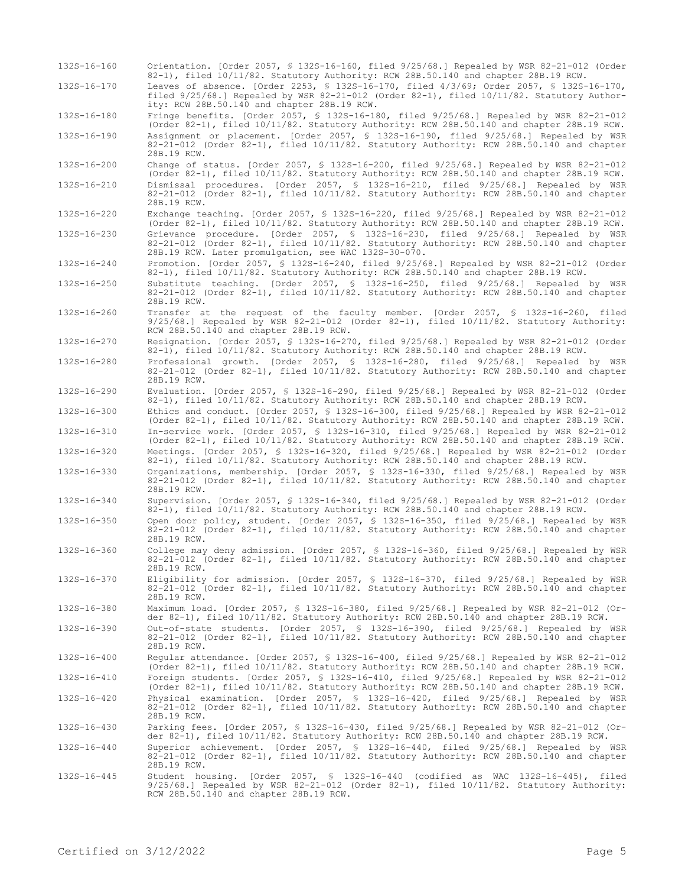| | |
|---|---|
| 132S-16-160 | Orientation. [Order 2057, § 132S-16-160, filed 9/25/68.] Repealed by WSR 82-21-012 (Order 82-1), filed 10/11/82. Statutory Authority: RCW 28B.50.140 and chapter 28B.19 RCW. |
| 132S-16-170 | Leaves of absence. [Order 2253, § 132S-16-170, filed 4/3/69; Order 2057, § 132S-16-170, filed 9/25/68.] Repealed by WSR 82-21-012 (Order 82-1), filed 10/11/82. Statutory Authority: RCW 28B.50.140 and chapter 28B.19 RCW. |
| 132S-16-180 | Fringe benefits. [Order 2057, § 132S-16-180, filed 9/25/68.] Repealed by WSR 82-21-012 (Order 82-1), filed 10/11/82. Statutory Authority: RCW 28B.50.140 and chapter 28B.19 RCW. |
| 132S-16-190 | Assignment or placement. [Order 2057, § 132S-16-190, filed 9/25/68.] Repealed by WSR 82-21-012 (Order 82-1), filed 10/11/82. Statutory Authority: RCW 28B.50.140 and chapter 28B.19 RCW. |
| 132S-16-200 | Change of status. [Order 2057, § 132S-16-200, filed 9/25/68.] Repealed by WSR 82-21-012 (Order 82-1), filed 10/11/82. Statutory Authority: RCW 28B.50.140 and chapter 28B.19 RCW. |
| 132S-16-210 | Dismissal procedures. [Order 2057, § 132S-16-210, filed 9/25/68.] Repealed by WSR 82-21-012 (Order 82-1), filed 10/11/82. Statutory Authority: RCW 28B.50.140 and chapter 28B.19 RCW. |
| 132S-16-220 | Exchange teaching. [Order 2057, § 132S-16-220, filed 9/25/68.] Repealed by WSR 82-21-012 (Order 82-1), filed 10/11/82. Statutory Authority: RCW 28B.50.140 and chapter 28B.19 RCW. |
| 132S-16-230 | Grievance procedure. [Order 2057, § 132S-16-230, filed 9/25/68.] Repealed by WSR 82-21-012 (Order 82-1), filed 10/11/82. Statutory Authority: RCW 28B.50.140 and chapter 28B.19 RCW. Later promulgation, see WAC 132S-30-070. |
| 132S-16-240 | Promotion. [Order 2057, § 132S-16-240, filed 9/25/68.] Repealed by WSR 82-21-012 (Order 82-1), filed 10/11/82. Statutory Authority: RCW 28B.50.140 and chapter 28B.19 RCW. |
| 132S-16-250 | Substitute teaching. [Order 2057, § 132S-16-250, filed 9/25/68.] Repealed by WSR 82-21-012 (Order 82-1), filed 10/11/82. Statutory Authority: RCW 28B.50.140 and chapter 28B.19 RCW. |
| 132S-16-260 | Transfer at the request of the faculty member. [Order 2057, § 132S-16-260, filed 9/25/68.] Repealed by WSR 82-21-012 (Order 82-1), filed 10/11/82. Statutory Authority: RCW 28B.50.140 and chapter 28B.19 RCW. |
| 132S-16-270 | Resignation. [Order 2057, § 132S-16-270, filed 9/25/68.] Repealed by WSR 82-21-012 (Order 82-1), filed 10/11/82. Statutory Authority: RCW 28B.50.140 and chapter 28B.19 RCW. |
| 132S-16-280 | Professional growth. [Order 2057, § 132S-16-280, filed 9/25/68.] Repealed by WSR 82-21-012 (Order 82-1), filed 10/11/82. Statutory Authority: RCW 28B.50.140 and chapter 28B.19 RCW. |
| 132S-16-290 | Evaluation. [Order 2057, § 132S-16-290, filed 9/25/68.] Repealed by WSR 82-21-012 (Order 82-1), filed 10/11/82. Statutory Authority: RCW 28B.50.140 and chapter 28B.19 RCW. |
| 132S-16-300 | Ethics and conduct. [Order 2057, § 132S-16-300, filed 9/25/68.] Repealed by WSR 82-21-012 (Order 82-1), filed 10/11/82. Statutory Authority: RCW 28B.50.140 and chapter 28B.19 RCW. |
| 132S-16-310 | In-service work. [Order 2057, § 132S-16-310, filed 9/25/68.] Repealed by WSR 82-21-012 (Order 82-1), filed 10/11/82. Statutory Authority: RCW 28B.50.140 and chapter 28B.19 RCW. |
| 132S-16-320 | Meetings. [Order 2057, § 132S-16-320, filed 9/25/68.] Repealed by WSR 82-21-012 (Order 82-1), filed 10/11/82. Statutory Authority: RCW 28B.50.140 and chapter 28B.19 RCW. |
| 132S-16-330 | Organizations, membership. [Order 2057, § 132S-16-330, filed 9/25/68.] Repealed by WSR 82-21-012 (Order 82-1), filed 10/11/82. Statutory Authority: RCW 28B.50.140 and chapter 28B.19 RCW. |
| 132S-16-340 | Supervision. [Order 2057, § 132S-16-340, filed 9/25/68.] Repealed by WSR 82-21-012 (Order 82-1), filed 10/11/82. Statutory Authority: RCW 28B.50.140 and chapter 28B.19 RCW. |
| 132S-16-350 | Open door policy, student. [Order 2057, § 132S-16-350, filed 9/25/68.] Repealed by WSR 82-21-012 (Order 82-1), filed 10/11/82. Statutory Authority: RCW 28B.50.140 and chapter 28B.19 RCW. |
| 132S-16-360 | College may deny admission. [Order 2057, § 132S-16-360, filed 9/25/68.] Repealed by WSR 82-21-012 (Order 82-1), filed 10/11/82. Statutory Authority: RCW 28B.50.140 and chapter 28B.19 RCW. |
| 132S-16-370 | Eligibility for admission. [Order 2057, § 132S-16-370, filed 9/25/68.] Repealed by WSR 82-21-012 (Order 82-1), filed 10/11/82. Statutory Authority: RCW 28B.50.140 and chapter 28B.19 RCW. |
| 132S-16-380 | Maximum load. [Order 2057, § 132S-16-380, filed 9/25/68.] Repealed by WSR 82-21-012 (Order 82-1), filed 10/11/82. Statutory Authority: RCW 28B.50.140 and chapter 28B.19 RCW. |
| 132S-16-390 | Out-of-state students. [Order 2057, § 132S-16-390, filed 9/25/68.] Repealed by WSR 82-21-012 (Order 82-1), filed 10/11/82. Statutory Authority: RCW 28B.50.140 and chapter 28B.19 RCW. |
| 132S-16-400 | Regular attendance. [Order 2057, § 132S-16-400, filed 9/25/68.] Repealed by WSR 82-21-012 (Order 82-1), filed 10/11/82. Statutory Authority: RCW 28B.50.140 and chapter 28B.19 RCW. |
| 132S-16-410 | Foreign students. [Order 2057, § 132S-16-410, filed 9/25/68.] Repealed by WSR 82-21-012 (Order 82-1), filed 10/11/82. Statutory Authority: RCW 28B.50.140 and chapter 28B.19 RCW. |
| 132S-16-420 | Physical examination. [Order 2057, § 132S-16-420, filed 9/25/68.] Repealed by WSR 82-21-012 (Order 82-1), filed 10/11/82. Statutory Authority: RCW 28B.50.140 and chapter 28B.19 RCW. |
| 132S-16-430 | Parking fees. [Order 2057, § 132S-16-430, filed 9/25/68.] Repealed by WSR 82-21-012 (Order 82-1), filed 10/11/82. Statutory Authority: RCW 28B.50.140 and chapter 28B.19 RCW. |
| 132S-16-440 | Superior achievement. [Order 2057, § 132S-16-440, filed 9/25/68.] Repealed by WSR 82-21-012 (Order 82-1), filed 10/11/82. Statutory Authority: RCW 28B.50.140 and chapter 28B.19 RCW. |
| 132S-16-445 | Student housing. [Order 2057, § 132S-16-440 (codified as WAC 132S-16-445), filed 9/25/68.] Repealed by WSR 82-21-012 (Order 82-1), filed 10/11/82. Statutory Authority: RCW 28B.50.140 and chapter 28B.19 RCW. |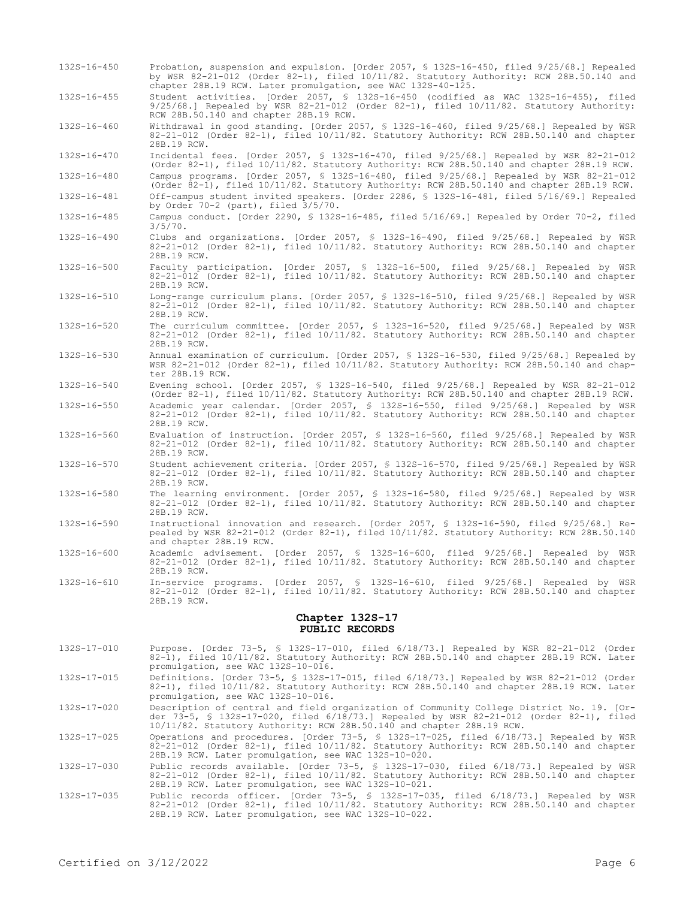132S-16-450 Probation, suspension and expulsion. [Order 2057, § 132S-16-450, filed 9/25/68.] Repealed by WSR 82-21-012 (Order 82-1), filed 10/11/82. Statutory Authority: RCW 28B.50.140 and chapter 28B.19 RCW. Later promulgation, see WAC 132S-40-125.

132S-16-455 Student activities. [Order 2057, § 132S-16-450 (codified as WAC 132S-16-455), filed 9/25/68.] Repealed by WSR 82-21-012 (Order 82-1), filed 10/11/82. Statutory Authority: RCW 28B.50.140 and chapter 28B.19 RCW.

132S-16-460 Withdrawal in good standing. [Order 2057, § 132S-16-460, filed 9/25/68.] Repealed by WSR 82-21-012 (Order 82-1), filed 10/11/82. Statutory Authority: RCW 28B.50.140 and chapter 28B.19 RCW.

132S-16-470 Incidental fees. [Order 2057, § 132S-16-470, filed 9/25/68.] Repealed by WSR 82-21-012 (Order 82-1), filed 10/11/82. Statutory Authority: RCW 28B.50.140 and chapter 28B.19 RCW.

132S-16-480 Campus programs. [Order 2057, § 132S-16-480, filed 9/25/68.] Repealed by WSR 82-21-012 (Order 82-1), filed 10/11/82. Statutory Authority: RCW 28B.50.140 and chapter 28B.19 RCW.

132S-16-481 Off-campus student invited speakers. [Order 2286, § 132S-16-481, filed 5/16/69.] Repealed by Order 70-2 (part), filed 3/5/70.

132S-16-485 Campus conduct. [Order 2290, § 132S-16-485, filed 5/16/69.] Repealed by Order 70-2, filed 3/5/70.

132S-16-490 Clubs and organizations. [Order 2057, § 132S-16-490, filed 9/25/68.] Repealed by WSR 82-21-012 (Order 82-1), filed 10/11/82. Statutory Authority: RCW 28B.50.140 and chapter 28B.19 RCW.

132S-16-500 Faculty participation. [Order 2057, § 132S-16-500, filed 9/25/68.] Repealed by WSR 82-21-012 (Order 82-1), filed 10/11/82. Statutory Authority: RCW 28B.50.140 and chapter 28B.19 RCW.

132S-16-510 Long-range curriculum plans. [Order 2057, § 132S-16-510, filed 9/25/68.] Repealed by WSR 82-21-012 (Order 82-1), filed 10/11/82. Statutory Authority: RCW 28B.50.140 and chapter 28B.19 RCW.

132S-16-520 The curriculum committee. [Order 2057, § 132S-16-520, filed 9/25/68.] Repealed by WSR 82-21-012 (Order 82-1), filed 10/11/82. Statutory Authority: RCW 28B.50.140 and chapter 28B.19 RCW.

132S-16-530 Annual examination of curriculum. [Order 2057, § 132S-16-530, filed 9/25/68.] Repealed by WSR 82-21-012 (Order 82-1), filed 10/11/82. Statutory Authority: RCW 28B.50.140 and chapter 28B.19 RCW.

132S-16-540 Evening school. [Order 2057, § 132S-16-540, filed 9/25/68.] Repealed by WSR 82-21-012 (Order 82-1), filed 10/11/82. Statutory Authority: RCW 28B.50.140 and chapter 28B.19 RCW.

132S-16-550 Academic year calendar. [Order 2057, § 132S-16-550, filed 9/25/68.] Repealed by WSR 82-21-012 (Order 82-1), filed 10/11/82. Statutory Authority: RCW 28B.50.140 and chapter 28B.19 RCW.

132S-16-560 Evaluation of instruction. [Order 2057, § 132S-16-560, filed 9/25/68.] Repealed by WSR 82-21-012 (Order 82-1), filed 10/11/82. Statutory Authority: RCW 28B.50.140 and chapter 28B.19 RCW.

132S-16-570 Student achievement criteria. [Order 2057, § 132S-16-570, filed 9/25/68.] Repealed by WSR 82-21-012 (Order 82-1), filed 10/11/82. Statutory Authority: RCW 28B.50.140 and chapter 28B.19 RCW.

132S-16-580 The learning environment. [Order 2057, § 132S-16-580, filed 9/25/68.] Repealed by WSR 82-21-012 (Order 82-1), filed 10/11/82. Statutory Authority: RCW 28B.50.140 and chapter 28B.19 RCW.

132S-16-590 Instructional innovation and research. [Order 2057, § 132S-16-590, filed 9/25/68.] Repealed by WSR 82-21-012 (Order 82-1), filed 10/11/82. Statutory Authority: RCW 28B.50.140 and chapter 28B.19 RCW.

132S-16-600 Academic advisement. [Order 2057, § 132S-16-600, filed 9/25/68.] Repealed by WSR 82-21-012 (Order 82-1), filed 10/11/82. Statutory Authority: RCW 28B.50.140 and chapter 28B.19 RCW.

132S-16-610 In-service programs. [Order 2057, § 132S-16-610, filed 9/25/68.] Repealed by WSR 82-21-012 (Order 82-1), filed 10/11/82. Statutory Authority: RCW 28B.50.140 and chapter 28B.19 RCW.

## Chapter 132S-17
## PUBLIC RECORDS

132S-17-010 Purpose. [Order 73-5, § 132S-17-010, filed 6/18/73.] Repealed by WSR 82-21-012 (Order 82-1), filed 10/11/82. Statutory Authority: RCW 28B.50.140 and chapter 28B.19 RCW. Later promulgation, see WAC 132S-10-016.

132S-17-015 Definitions. [Order 73-5, § 132S-17-015, filed 6/18/73.] Repealed by WSR 82-21-012 (Order 82-1), filed 10/11/82. Statutory Authority: RCW 28B.50.140 and chapter 28B.19 RCW. Later promulgation, see WAC 132S-10-016.

132S-17-020 Description of central and field organization of Community College District No. 19. [Order 73-5, § 132S-17-020, filed 6/18/73.] Repealed by WSR 82-21-012 (Order 82-1), filed 10/11/82. Statutory Authority: RCW 28B.50.140 and chapter 28B.19 RCW.

132S-17-025 Operations and procedures. [Order 73-5, § 132S-17-025, filed 6/18/73.] Repealed by WSR 82-21-012 (Order 82-1), filed 10/11/82. Statutory Authority: RCW 28B.50.140 and chapter 28B.19 RCW. Later promulgation, see WAC 132S-10-020.

132S-17-030 Public records available. [Order 73-5, § 132S-17-030, filed 6/18/73.] Repealed by WSR 82-21-012 (Order 82-1), filed 10/11/82. Statutory Authority: RCW 28B.50.140 and chapter 28B.19 RCW. Later promulgation, see WAC 132S-10-021.

132S-17-035 Public records officer. [Order 73-5, § 132S-17-035, filed 6/18/73.] Repealed by WSR 82-21-012 (Order 82-1), filed 10/11/82. Statutory Authority: RCW 28B.50.140 and chapter 28B.19 RCW. Later promulgation, see WAC 132S-10-022.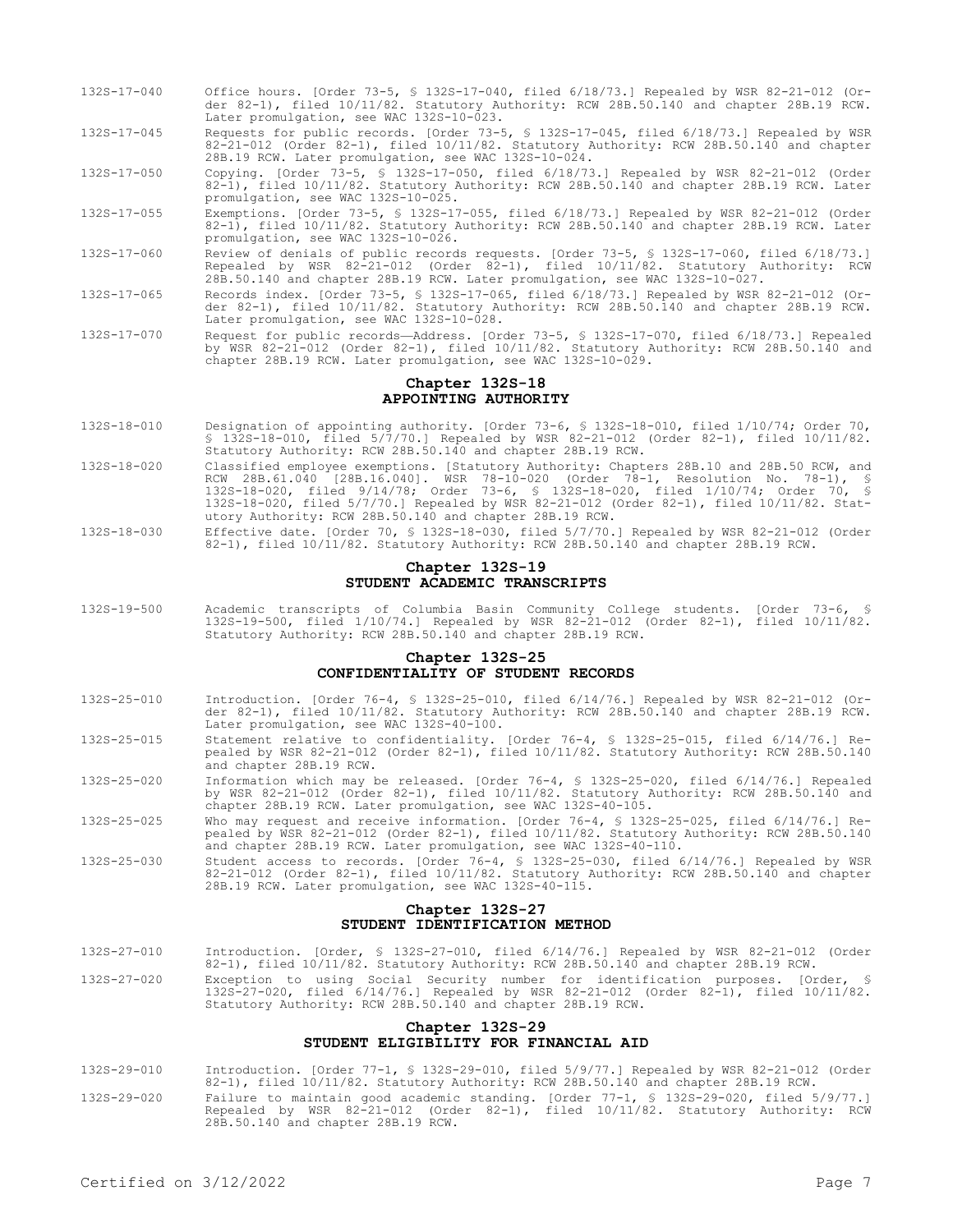132S-17-040 Office hours. [Order 73-5, § 132S-17-040, filed 6/18/73.] Repealed by WSR 82-21-012 (Order 82-1), filed 10/11/82. Statutory Authority: RCW 28B.50.140 and chapter 28B.19 RCW. Later promulgation, see WAC 132S-10-023.

132S-17-045 Requests for public records. [Order 73-5, § 132S-17-045, filed 6/18/73.] Repealed by WSR 82-21-012 (Order 82-1), filed 10/11/82. Statutory Authority: RCW 28B.50.140 and chapter 28B.19 RCW. Later promulgation, see WAC 132S-10-024.

132S-17-050 Copying. [Order 73-5, § 132S-17-050, filed 6/18/73.] Repealed by WSR 82-21-012 (Order 82-1), filed 10/11/82. Statutory Authority: RCW 28B.50.140 and chapter 28B.19 RCW. Later promulgation, see WAC 132S-10-025.

132S-17-055 Exemptions. [Order 73-5, § 132S-17-055, filed 6/18/73.] Repealed by WSR 82-21-012 (Order 82-1), filed 10/11/82. Statutory Authority: RCW 28B.50.140 and chapter 28B.19 RCW. Later promulgation, see WAC 132S-10-026.

132S-17-060 Review of denials of public records requests. [Order 73-5, § 132S-17-060, filed 6/18/73.] Repealed by WSR 82-21-012 (Order 82-1), filed 10/11/82. Statutory Authority: RCW 28B.50.140 and chapter 28B.19 RCW. Later promulgation, see WAC 132S-10-027.

132S-17-065 Records index. [Order 73-5, § 132S-17-065, filed 6/18/73.] Repealed by WSR 82-21-012 (Order 82-1), filed 10/11/82. Statutory Authority: RCW 28B.50.140 and chapter 28B.19 RCW. Later promulgation, see WAC 132S-10-028.

132S-17-070 Request for public records—Address. [Order 73-5, § 132S-17-070, filed 6/18/73.] Repealed by WSR 82-21-012 (Order 82-1), filed 10/11/82. Statutory Authority: RCW 28B.50.140 and chapter 28B.19 RCW. Later promulgation, see WAC 132S-10-029.

## Chapter 132S-18
## APPOINTING AUTHORITY

132S-18-010 Designation of appointing authority. [Order 73-6, § 132S-18-010, filed 1/10/74; Order 70, § 132S-18-010, filed 5/7/70.] Repealed by WSR 82-21-012 (Order 82-1), filed 10/11/82. Statutory Authority: RCW 28B.50.140 and chapter 28B.19 RCW.

132S-18-020 Classified employee exemptions. [Statutory Authority: Chapters 28B.10 and 28B.50 RCW, and RCW 28B.61.040 [28B.16.040]. WSR 78-10-020 (Order 78-1, Resolution No. 78-1), § 132S-18-020, filed 9/14/78; Order 73-6, § 132S-18-020, filed 1/10/74; Order 70, § 132S-18-020, filed 5/7/70.] Repealed by WSR 82-21-012 (Order 82-1), filed 10/11/82. Statutory Authority: RCW 28B.50.140 and chapter 28B.19 RCW.

132S-18-030 Effective date. [Order 70, § 132S-18-030, filed 5/7/70.] Repealed by WSR 82-21-012 (Order 82-1), filed 10/11/82. Statutory Authority: RCW 28B.50.140 and chapter 28B.19 RCW.

## Chapter 132S-19
## STUDENT ACADEMIC TRANSCRIPTS

132S-19-500 Academic transcripts of Columbia Basin Community College students. [Order 73-6, § 132S-19-500, filed 1/10/74.] Repealed by WSR 82-21-012 (Order 82-1), filed 10/11/82. Statutory Authority: RCW 28B.50.140 and chapter 28B.19 RCW.

## Chapter 132S-25
## CONFIDENTIALITY OF STUDENT RECORDS

132S-25-010 Introduction. [Order 76-4, § 132S-25-010, filed 6/14/76.] Repealed by WSR 82-21-012 (Order 82-1), filed 10/11/82. Statutory Authority: RCW 28B.50.140 and chapter 28B.19 RCW. Later promulgation, see WAC 132S-40-100.

132S-25-015 Statement relative to confidentiality. [Order 76-4, § 132S-25-015, filed 6/14/76.] Repealed by WSR 82-21-012 (Order 82-1), filed 10/11/82. Statutory Authority: RCW 28B.50.140 and chapter 28B.19 RCW.

132S-25-020 Information which may be released. [Order 76-4, § 132S-25-020, filed 6/14/76.] Repealed by WSR 82-21-012 (Order 82-1), filed 10/11/82. Statutory Authority: RCW 28B.50.140 and chapter 28B.19 RCW. Later promulgation, see WAC 132S-40-105.

132S-25-025 Who may request and receive information. [Order 76-4, § 132S-25-025, filed 6/14/76.] Repealed by WSR 82-21-012 (Order 82-1), filed 10/11/82. Statutory Authority: RCW 28B.50.140 and chapter 28B.19 RCW. Later promulgation, see WAC 132S-40-110.

132S-25-030 Student access to records. [Order 76-4, § 132S-25-030, filed 6/14/76.] Repealed by WSR 82-21-012 (Order 82-1), filed 10/11/82. Statutory Authority: RCW 28B.50.140 and chapter 28B.19 RCW. Later promulgation, see WAC 132S-40-115.

## Chapter 132S-27
## STUDENT IDENTIFICATION METHOD

132S-27-010 Introduction. [Order, § 132S-27-010, filed 6/14/76.] Repealed by WSR 82-21-012 (Order 82-1), filed 10/11/82. Statutory Authority: RCW 28B.50.140 and chapter 28B.19 RCW.

132S-27-020 Exception to using Social Security number for identification purposes. [Order, § 132S-27-020, filed 6/14/76.] Repealed by WSR 82-21-012 (Order 82-1), filed 10/11/82. Statutory Authority: RCW 28B.50.140 and chapter 28B.19 RCW.

## Chapter 132S-29
## STUDENT ELIGIBILITY FOR FINANCIAL AID

132S-29-010 Introduction. [Order 77-1, § 132S-29-010, filed 5/9/77.] Repealed by WSR 82-21-012 (Order 82-1), filed 10/11/82. Statutory Authority: RCW 28B.50.140 and chapter 28B.19 RCW.

132S-29-020 Failure to maintain good academic standing. [Order 77-1, § 132S-29-020, filed 5/9/77.] Repealed by WSR 82-21-012 (Order 82-1), filed 10/11/82. Statutory Authority: RCW 28B.50.140 and chapter 28B.19 RCW.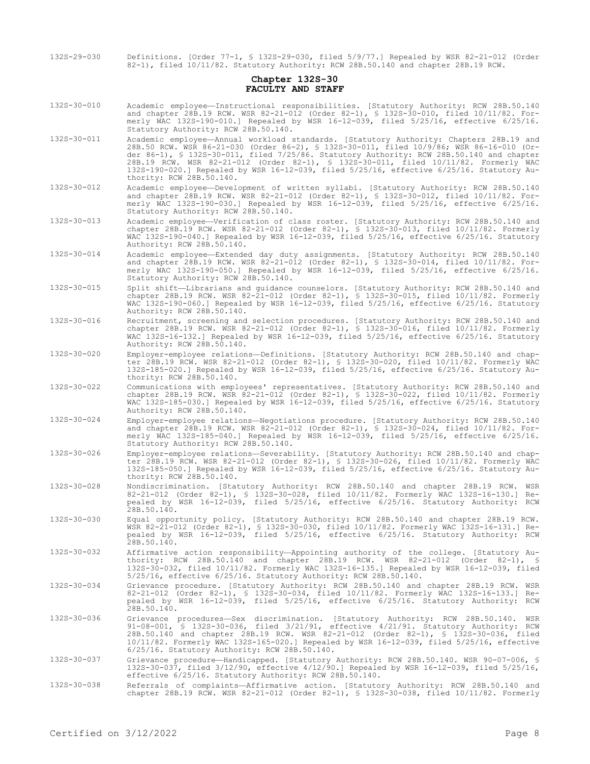132S-29-030 Definitions. [Order 77-1, § 132S-29-030, filed 5/9/77.] Repealed by WSR 82-21-012 (Order 82-1), filed 10/11/82. Statutory Authority: RCW 28B.50.140 and chapter 28B.19 RCW.

## Chapter 132S-30
## FACULTY AND STAFF

132S-30-010 Academic employee—Instructional responsibilities. [Statutory Authority: RCW 28B.50.140 and chapter 28B.19 RCW. WSR 82-21-012 (Order 82-1), § 132S-30-010, filed 10/11/82. Formerly WAC 132S-190-010.] Repealed by WSR 16-12-039, filed 5/25/16, effective 6/25/16. Statutory Authority: RCW 28B.50.140.

132S-30-011 Academic employee—Annual workload standards. [Statutory Authority: Chapters 28B.19 and 28B.50 RCW. WSR 86-21-030 (Order 86-2), § 132S-30-011, filed 10/9/86; WSR 86-16-010 (Order 86-1), § 132S-30-011, filed 7/25/86. Statutory Authority: RCW 28B.50.140 and chapter 28B.19 RCW. WSR 82-21-012 (Order 82-1), § 132S-30-011, filed 10/11/82. Formerly WAC 132S-190-020.] Repealed by WSR 16-12-039, filed 5/25/16, effective 6/25/16. Statutory Authority: RCW 28B.50.140.

132S-30-012 Academic employee—Development of written syllabi. [Statutory Authority: RCW 28B.50.140 and chapter 28B.19 RCW. WSR 82-21-012 (Order 82-1), § 132S-30-012, filed 10/11/82. Formerly WAC 132S-190-030.] Repealed by WSR 16-12-039, filed 5/25/16, effective 6/25/16. Statutory Authority: RCW 28B.50.140.

132S-30-013 Academic employee—Verification of class roster. [Statutory Authority: RCW 28B.50.140 and chapter 28B.19 RCW. WSR 82-21-012 (Order 82-1), § 132S-30-013, filed 10/11/82. Formerly WAC 132S-190-040.] Repealed by WSR 16-12-039, filed 5/25/16, effective 6/25/16. Statutory Authority: RCW 28B.50.140.

132S-30-014 Academic employee—Extended day duty assignments. [Statutory Authority: RCW 28B.50.140 and chapter 28B.19 RCW. WSR 82-21-012 (Order 82-1), § 132S-30-014, filed 10/11/82. Formerly WAC 132S-190-050.] Repealed by WSR 16-12-039, filed 5/25/16, effective 6/25/16. Statutory Authority: RCW 28B.50.140.

132S-30-015 Split shift—Librarians and guidance counselors. [Statutory Authority: RCW 28B.50.140 and chapter 28B.19 RCW. WSR 82-21-012 (Order 82-1), § 132S-30-015, filed 10/11/82. Formerly WAC 132S-190-060.] Repealed by WSR 16-12-039, filed 5/25/16, effective 6/25/16. Statutory Authority: RCW 28B.50.140.

132S-30-016 Recruitment, screening and selection procedures. [Statutory Authority: RCW 28B.50.140 and chapter 28B.19 RCW. WSR 82-21-012 (Order 82-1), § 132S-30-016, filed 10/11/82. Formerly WAC 132S-16-132.] Repealed by WSR 16-12-039, filed 5/25/16, effective 6/25/16. Statutory Authority: RCW 28B.50.140.

132S-30-020 Employer-employee relations—Definitions. [Statutory Authority: RCW 28B.50.140 and chapter 28B.19 RCW. WSR 82-21-012 (Order 82-1), § 132S-30-020, filed 10/11/82. Formerly WAC 132S-185-020.] Repealed by WSR 16-12-039, filed 5/25/16, effective 6/25/16. Statutory Authority: RCW 28B.50.140.

132S-30-022 Communications with employees' representatives. [Statutory Authority: RCW 28B.50.140 and chapter 28B.19 RCW. WSR 82-21-012 (Order 82-1), § 132S-30-022, filed 10/11/82. Formerly WAC 132S-185-030.] Repealed by WSR 16-12-039, filed 5/25/16, effective 6/25/16. Statutory Authority: RCW 28B.50.140.

132S-30-024 Employer-employee relations—Negotiations procedure. [Statutory Authority: RCW 28B.50.140 and chapter 28B.19 RCW. WSR 82-21-012 (Order 82-1), § 132S-30-024, filed 10/11/82. Formerly WAC 132S-185-040.] Repealed by WSR 16-12-039, filed 5/25/16, effective 6/25/16. Statutory Authority: RCW 28B.50.140.

132S-30-026 Employer-employee relations—Severability. [Statutory Authority: RCW 28B.50.140 and chapter 28B.19 RCW. WSR 82-21-012 (Order 82-1), § 132S-30-026, filed 10/11/82. Formerly WAC 132S-185-050.] Repealed by WSR 16-12-039, filed 5/25/16, effective 6/25/16. Statutory Authority: RCW 28B.50.140.

132S-30-028 Nondiscrimination. [Statutory Authority: RCW 28B.50.140 and chapter 28B.19 RCW. WSR 82-21-012 (Order 82-1), § 132S-30-028, filed 10/11/82. Formerly WAC 132S-16-130.] Repealed by WSR 16-12-039, filed 5/25/16, effective 6/25/16. Statutory Authority: RCW 28B.50.140.

132S-30-030 Equal opportunity policy. [Statutory Authority: RCW 28B.50.140 and chapter 28B.19 RCW. WSR 82-21-012 (Order 82-1), § 132S-30-030, filed 10/11/82. Formerly WAC 132S-16-131.] Repealed by WSR 16-12-039, filed 5/25/16, effective 6/25/16. Statutory Authority: RCW 28B.50.140.

132S-30-032 Affirmative action responsibility—Appointing authority of the college. [Statutory Authority: RCW 28B.50.140 and chapter 28B.19 RCW. WSR 82-21-012 (Order 82-1), § 132S-30-032, filed 10/11/82. Formerly WAC 132S-16-135.] Repealed by WSR 16-12-039, filed 5/25/16, effective 6/25/16. Statutory Authority: RCW 28B.50.140.

132S-30-034 Grievance procedure. [Statutory Authority: RCW 28B.50.140 and chapter 28B.19 RCW. WSR 82-21-012 (Order 82-1), § 132S-30-034, filed 10/11/82. Formerly WAC 132S-16-133.] Repealed by WSR 16-12-039, filed 5/25/16, effective 6/25/16. Statutory Authority: RCW 28B.50.140.

132S-30-036 Grievance procedures—Sex discrimination. [Statutory Authority: RCW 28B.50.140. WSR 91-08-001, § 132S-30-036, filed 3/21/91, effective 4/21/91. Statutory Authority: RCW 28B.50.140 and chapter 28B.19 RCW. WSR 82-21-012 (Order 82-1), § 132S-30-036, filed 10/11/82. Formerly WAC 132S-165-020.] Repealed by WSR 16-12-039, filed 5/25/16, effective 6/25/16. Statutory Authority: RCW 28B.50.140.

132S-30-037 Grievance procedure—Handicapped. [Statutory Authority: RCW 28B.50.140. WSR 90-07-006, § 132S-30-037, filed 3/12/90, effective 4/12/90.] Repealed by WSR 16-12-039, filed 5/25/16, effective 6/25/16. Statutory Authority: RCW 28B.50.140.

132S-30-038 Referrals of complaints—Affirmative action. [Statutory Authority: RCW 28B.50.140 and chapter 28B.19 RCW. WSR 82-21-012 (Order 82-1), § 132S-30-038, filed 10/11/82. Formerly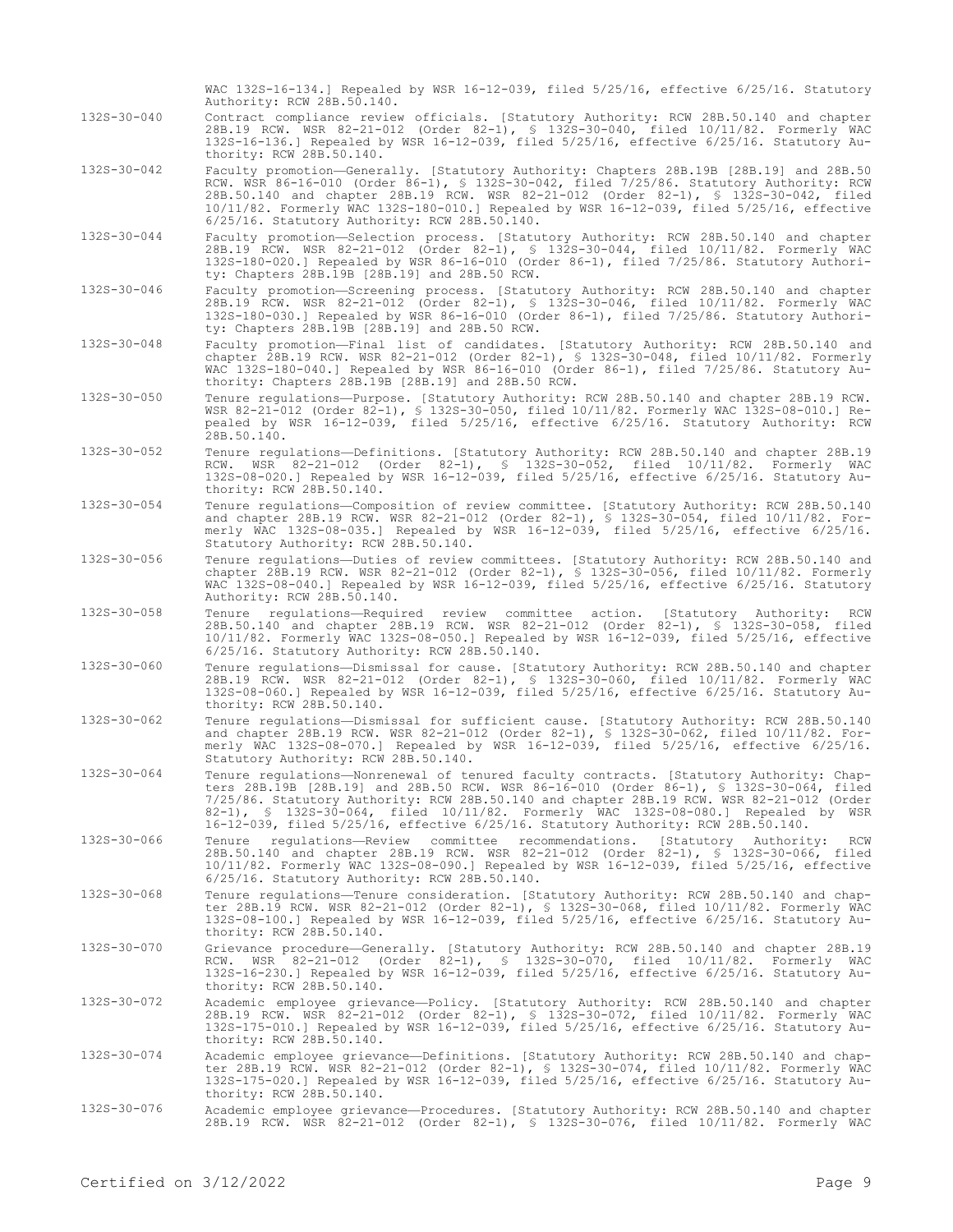WAC 132S-16-134.] Repealed by WSR 16-12-039, filed 5/25/16, effective 6/25/16. Statutory Authority: RCW 28B.50.140.

132S-30-040 Contract compliance review officials. [Statutory Authority: RCW 28B.50.140 and chapter 28B.19 RCW. WSR 82-21-012 (Order 82-1), § 132S-30-040, filed 10/11/82. Formerly WAC 132S-16-136.] Repealed by WSR 16-12-039, filed 5/25/16, effective 6/25/16. Statutory Authority: RCW 28B.50.140.

132S-30-042 Faculty promotion—Generally. [Statutory Authority: Chapters 28B.19B [28B.19] and 28B.50 RCW. WSR 86-16-010 (Order 86-1), § 132S-30-042, filed 7/25/86. Statutory Authority: RCW 28B.50.140 and chapter 28B.19 RCW. WSR 82-21-012 (Order 82-1), § 132S-30-042, filed 10/11/82. Formerly WAC 132S-180-010.] Repealed by WSR 16-12-039, filed 5/25/16, effective 6/25/16. Statutory Authority: RCW 28B.50.140.

132S-30-044 Faculty promotion—Selection process. [Statutory Authority: RCW 28B.50.140 and chapter 28B.19 RCW. WSR 82-21-012 (Order 82-1), § 132S-30-044, filed 10/11/82. Formerly WAC 132S-180-020.] Repealed by WSR 86-16-010 (Order 86-1), filed 7/25/86. Statutory Authority: Chapters 28B.19B [28B.19] and 28B.50 RCW.

132S-30-046 Faculty promotion—Screening process. [Statutory Authority: RCW 28B.50.140 and chapter 28B.19 RCW. WSR 82-21-012 (Order 82-1), § 132S-30-046, filed 10/11/82. Formerly WAC 132S-180-030.] Repealed by WSR 86-16-010 (Order 86-1), filed 7/25/86. Statutory Authority: Chapters 28B.19B [28B.19] and 28B.50 RCW.

132S-30-048 Faculty promotion—Final list of candidates. [Statutory Authority: RCW 28B.50.140 and chapter 28B.19 RCW. WSR 82-21-012 (Order 82-1), § 132S-30-048, filed 10/11/82. Formerly WAC 132S-180-040.] Repealed by WSR 86-16-010 (Order 86-1), filed 7/25/86. Statutory Authority: Chapters 28B.19B [28B.19] and 28B.50 RCW.

132S-30-050 Tenure regulations—Purpose. [Statutory Authority: RCW 28B.50.140 and chapter 28B.19 RCW. WSR 82-21-012 (Order 82-1), § 132S-30-050, filed 10/11/82. Formerly WAC 132S-08-010.] Repealed by WSR 16-12-039, filed 5/25/16, effective 6/25/16. Statutory Authority: RCW 28B.50.140.

132S-30-052 Tenure regulations—Definitions. [Statutory Authority: RCW 28B.50.140 and chapter 28B.19 RCW. WSR 82-21-012 (Order 82-1), § 132S-30-052, filed 10/11/82. Formerly WAC 132S-08-020.] Repealed by WSR 16-12-039, filed 5/25/16, effective 6/25/16. Statutory Authority: RCW 28B.50.140.

132S-30-054 Tenure regulations—Composition of review committee. [Statutory Authority: RCW 28B.50.140 and chapter 28B.19 RCW. WSR 82-21-012 (Order 82-1), § 132S-30-054, filed 10/11/82. Formerly WAC 132S-08-035.] Repealed by WSR 16-12-039, filed 5/25/16, effective 6/25/16. Statutory Authority: RCW 28B.50.140.

132S-30-056 Tenure regulations—Duties of review committees. [Statutory Authority: RCW 28B.50.140 and chapter 28B.19 RCW. WSR 82-21-012 (Order 82-1), § 132S-30-056, filed 10/11/82. Formerly WAC 132S-08-040.] Repealed by WSR 16-12-039, filed 5/25/16, effective 6/25/16. Statutory Authority: RCW 28B.50.140.

132S-30-058 Tenure regulations—Required review committee action. [Statutory Authority: RCW 28B.50.140 and chapter 28B.19 RCW. WSR 82-21-012 (Order 82-1), § 132S-30-058, filed 10/11/82. Formerly WAC 132S-08-050.] Repealed by WSR 16-12-039, filed 5/25/16, effective 6/25/16. Statutory Authority: RCW 28B.50.140.

132S-30-060 Tenure regulations—Dismissal for cause. [Statutory Authority: RCW 28B.50.140 and chapter 28B.19 RCW. WSR 82-21-012 (Order 82-1), § 132S-30-060, filed 10/11/82. Formerly WAC 132S-08-060.] Repealed by WSR 16-12-039, filed 5/25/16, effective 6/25/16. Statutory Authority: RCW 28B.50.140.

132S-30-062 Tenure regulations—Dismissal for sufficient cause. [Statutory Authority: RCW 28B.50.140 and chapter 28B.19 RCW. WSR 82-21-012 (Order 82-1), § 132S-30-062, filed 10/11/82. Formerly WAC 132S-08-070.] Repealed by WSR 16-12-039, filed 5/25/16, effective 6/25/16. Statutory Authority: RCW 28B.50.140.

132S-30-064 Tenure regulations—Nonrenewal of tenured faculty contracts. [Statutory Authority: Chapters 28B.19B [28B.19] and 28B.50 RCW. WSR 86-16-010 (Order 86-1), § 132S-30-064, filed 7/25/86. Statutory Authority: RCW 28B.50.140 and chapter 28B.19 RCW. WSR 82-21-012 (Order 82-1), § 132S-30-064, filed 10/11/82. Formerly WAC 132S-08-080.] Repealed by WSR 16-12-039, filed 5/25/16, effective 6/25/16. Statutory Authority: RCW 28B.50.140.

132S-30-066 Tenure regulations—Review committee recommendations. [Statutory Authority: RCW 28B.50.140 and chapter 28B.19 RCW. WSR 82-21-012 (Order 82-1), § 132S-30-066, filed 10/11/82. Formerly WAC 132S-08-090.] Repealed by WSR 16-12-039, filed 5/25/16, effective 6/25/16. Statutory Authority: RCW 28B.50.140.

132S-30-068 Tenure regulations—Tenure consideration. [Statutory Authority: RCW 28B.50.140 and chapter 28B.19 RCW. WSR 82-21-012 (Order 82-1), § 132S-30-068, filed 10/11/82. Formerly WAC 132S-08-100.] Repealed by WSR 16-12-039, filed 5/25/16, effective 6/25/16. Statutory Authority: RCW 28B.50.140.

132S-30-070 Grievance procedure—Generally. [Statutory Authority: RCW 28B.50.140 and chapter 28B.19 RCW. WSR 82-21-012 (Order 82-1), § 132S-30-070, filed 10/11/82. Formerly WAC 132S-16-230.] Repealed by WSR 16-12-039, filed 5/25/16, effective 6/25/16. Statutory Authority: RCW 28B.50.140.

132S-30-072 Academic employee grievance—Policy. [Statutory Authority: RCW 28B.50.140 and chapter 28B.19 RCW. WSR 82-21-012 (Order 82-1), § 132S-30-072, filed 10/11/82. Formerly WAC 132S-175-010.] Repealed by WSR 16-12-039, filed 5/25/16, effective 6/25/16. Statutory Authority: RCW 28B.50.140.

132S-30-074 Academic employee grievance—Definitions. [Statutory Authority: RCW 28B.50.140 and chapter 28B.19 RCW. WSR 82-21-012 (Order 82-1), § 132S-30-074, filed 10/11/82. Formerly WAC 132S-175-020.] Repealed by WSR 16-12-039, filed 5/25/16, effective 6/25/16. Statutory Authority: RCW 28B.50.140.

132S-30-076 Academic employee grievance—Procedures. [Statutory Authority: RCW 28B.50.140 and chapter 28B.19 RCW. WSR 82-21-012 (Order 82-1), § 132S-30-076, filed 10/11/82. Formerly WAC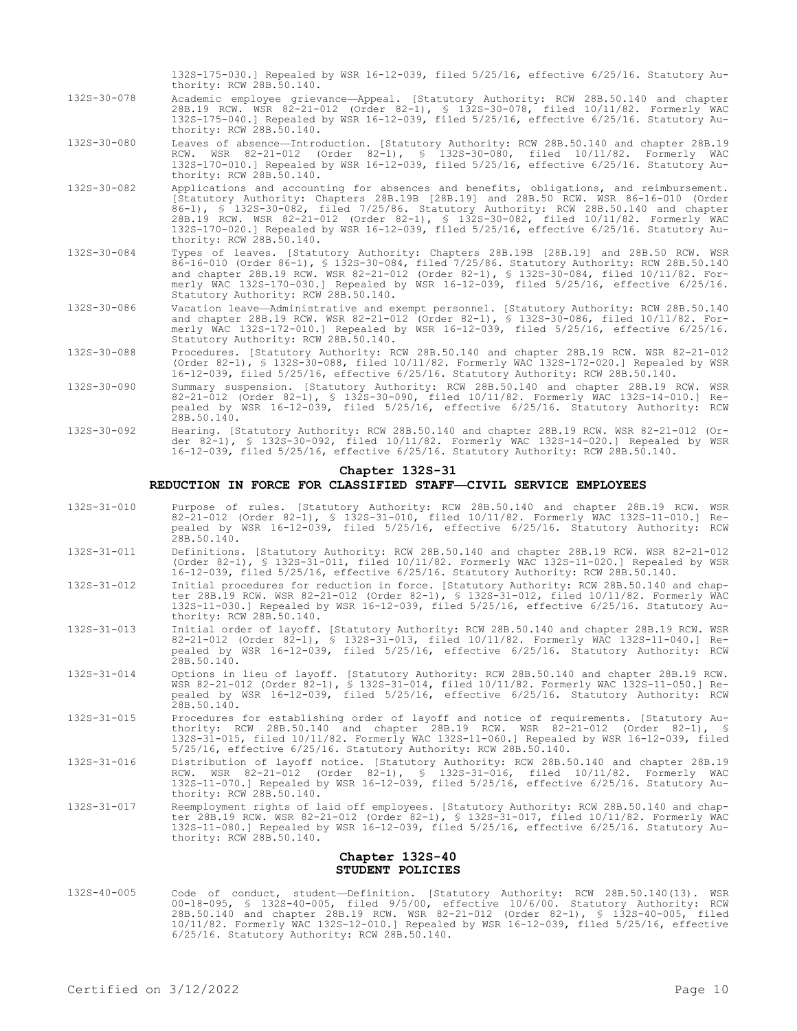132S-175-030.] Repealed by WSR 16-12-039, filed 5/25/16, effective 6/25/16. Statutory Authority: RCW 28B.50.140.

132S-30-078 Academic employee grievance—Appeal. [Statutory Authority: RCW 28B.50.140 and chapter 28B.19 RCW. WSR 82-21-012 (Order 82-1), § 132S-30-078, filed 10/11/82. Formerly WAC 132S-175-040.] Repealed by WSR 16-12-039, filed 5/25/16, effective 6/25/16. Statutory Authority: RCW 28B.50.140.

132S-30-080 Leaves of absence—Introduction. [Statutory Authority: RCW 28B.50.140 and chapter 28B.19 RCW. WSR 82-21-012 (Order 82-1), § 132S-30-080, filed 10/11/82. Formerly WAC 132S-170-010.] Repealed by WSR 16-12-039, filed 5/25/16, effective 6/25/16. Statutory Authority: RCW 28B.50.140.

132S-30-082 Applications and accounting for absences and benefits, obligations, and reimbursement. [Statutory Authority: Chapters 28B.19B [28B.19] and 28B.50 RCW. WSR 86-16-010 (Order 86-1), § 132S-30-082, filed 7/25/86. Statutory Authority: RCW 28B.50.140 and chapter 28B.19 RCW. WSR 82-21-012 (Order 82-1), § 132S-30-082, filed 10/11/82. Formerly WAC 132S-170-020.] Repealed by WSR 16-12-039, filed 5/25/16, effective 6/25/16. Statutory Authority: RCW 28B.50.140.

132S-30-084 Types of leaves. [Statutory Authority: Chapters 28B.19B [28B.19] and 28B.50 RCW. WSR 86-16-010 (Order 86-1), § 132S-30-084, filed 7/25/86. Statutory Authority: RCW 28B.50.140 and chapter 28B.19 RCW. WSR 82-21-012 (Order 82-1), § 132S-30-084, filed 10/11/82. Formerly WAC 132S-170-030.] Repealed by WSR 16-12-039, filed 5/25/16, effective 6/25/16. Statutory Authority: RCW 28B.50.140.

132S-30-086 Vacation leave—Administrative and exempt personnel. [Statutory Authority: RCW 28B.50.140 and chapter 28B.19 RCW. WSR 82-21-012 (Order 82-1), § 132S-30-086, filed 10/11/82. Formerly WAC 132S-172-010.] Repealed by WSR 16-12-039, filed 5/25/16, effective 6/25/16. Statutory Authority: RCW 28B.50.140.

132S-30-088 Procedures. [Statutory Authority: RCW 28B.50.140 and chapter 28B.19 RCW. WSR 82-21-012 (Order 82-1), § 132S-30-088, filed 10/11/82. Formerly WAC 132S-172-020.] Repealed by WSR 16-12-039, filed 5/25/16, effective 6/25/16. Statutory Authority: RCW 28B.50.140.

132S-30-090 Summary suspension. [Statutory Authority: RCW 28B.50.140 and chapter 28B.19 RCW. WSR 82-21-012 (Order 82-1), § 132S-30-090, filed 10/11/82. Formerly WAC 132S-14-010.] Repealed by WSR 16-12-039, filed 5/25/16, effective 6/25/16. Statutory Authority: RCW 28B.50.140.

132S-30-092 Hearing. [Statutory Authority: RCW 28B.50.140 and chapter 28B.19 RCW. WSR 82-21-012 (Order 82-1), § 132S-30-092, filed 10/11/82. Formerly WAC 132S-14-020.] Repealed by WSR 16-12-039, filed 5/25/16, effective 6/25/16. Statutory Authority: RCW 28B.50.140.

## Chapter 132S-31

## REDUCTION IN FORCE FOR CLASSIFIED STAFF—CIVIL SERVICE EMPLOYEES

132S-31-010 Purpose of rules. [Statutory Authority: RCW 28B.50.140 and chapter 28B.19 RCW. WSR 82-21-012 (Order 82-1), § 132S-31-010, filed 10/11/82. Formerly WAC 132S-11-010.] Repealed by WSR 16-12-039, filed 5/25/16, effective 6/25/16. Statutory Authority: RCW 28B.50.140.

132S-31-011 Definitions. [Statutory Authority: RCW 28B.50.140 and chapter 28B.19 RCW. WSR 82-21-012 (Order 82-1), § 132S-31-011, filed 10/11/82. Formerly WAC 132S-11-020.] Repealed by WSR 16-12-039, filed 5/25/16, effective 6/25/16. Statutory Authority: RCW 28B.50.140.

132S-31-012 Initial procedures for reduction in force. [Statutory Authority: RCW 28B.50.140 and chapter 28B.19 RCW. WSR 82-21-012 (Order 82-1), § 132S-31-012, filed 10/11/82. Formerly WAC 132S-11-030.] Repealed by WSR 16-12-039, filed 5/25/16, effective 6/25/16. Statutory Authority: RCW 28B.50.140.

132S-31-013 Initial order of layoff. [Statutory Authority: RCW 28B.50.140 and chapter 28B.19 RCW. WSR 82-21-012 (Order 82-1), § 132S-31-013, filed 10/11/82. Formerly WAC 132S-11-040.] Repealed by WSR 16-12-039, filed 5/25/16, effective 6/25/16. Statutory Authority: RCW 28B.50.140.

132S-31-014 Options in lieu of layoff. [Statutory Authority: RCW 28B.50.140 and chapter 28B.19 RCW. WSR 82-21-012 (Order 82-1), § 132S-31-014, filed 10/11/82. Formerly WAC 132S-11-050.] Repealed by WSR 16-12-039, filed 5/25/16, effective 6/25/16. Statutory Authority: RCW 28B.50.140.

132S-31-015 Procedures for establishing order of layoff and notice of requirements. [Statutory Authority: RCW 28B.50.140 and chapter 28B.19 RCW. WSR 82-21-012 (Order 82-1), § 132S-31-015, filed 10/11/82. Formerly WAC 132S-11-060.] Repealed by WSR 16-12-039, filed 5/25/16, effective 6/25/16. Statutory Authority: RCW 28B.50.140.

132S-31-016 Distribution of layoff notice. [Statutory Authority: RCW 28B.50.140 and chapter 28B.19 RCW. WSR 82-21-012 (Order 82-1), § 132S-31-016, filed 10/11/82. Formerly WAC 132S-11-070.] Repealed by WSR 16-12-039, filed 5/25/16, effective 6/25/16. Statutory Authority: RCW 28B.50.140.

132S-31-017 Reemployment rights of laid off employees. [Statutory Authority: RCW 28B.50.140 and chapter 28B.19 RCW. WSR 82-21-012 (Order 82-1), § 132S-31-017, filed 10/11/82. Formerly WAC 132S-11-080.] Repealed by WSR 16-12-039, filed 5/25/16, effective 6/25/16. Statutory Authority: RCW 28B.50.140.

## Chapter 132S-40

## STUDENT POLICIES

132S-40-005 Code of conduct, student—Definition. [Statutory Authority: RCW 28B.50.140(13). WSR 00-18-095, § 132S-40-005, filed 9/5/00, effective 10/6/00. Statutory Authority: RCW 28B.50.140 and chapter 28B.19 RCW. WSR 82-21-012 (Order 82-1), § 132S-40-005, filed 10/11/82. Formerly WAC 132S-12-010.] Repealed by WSR 16-12-039, filed 5/25/16, effective 6/25/16. Statutory Authority: RCW 28B.50.140.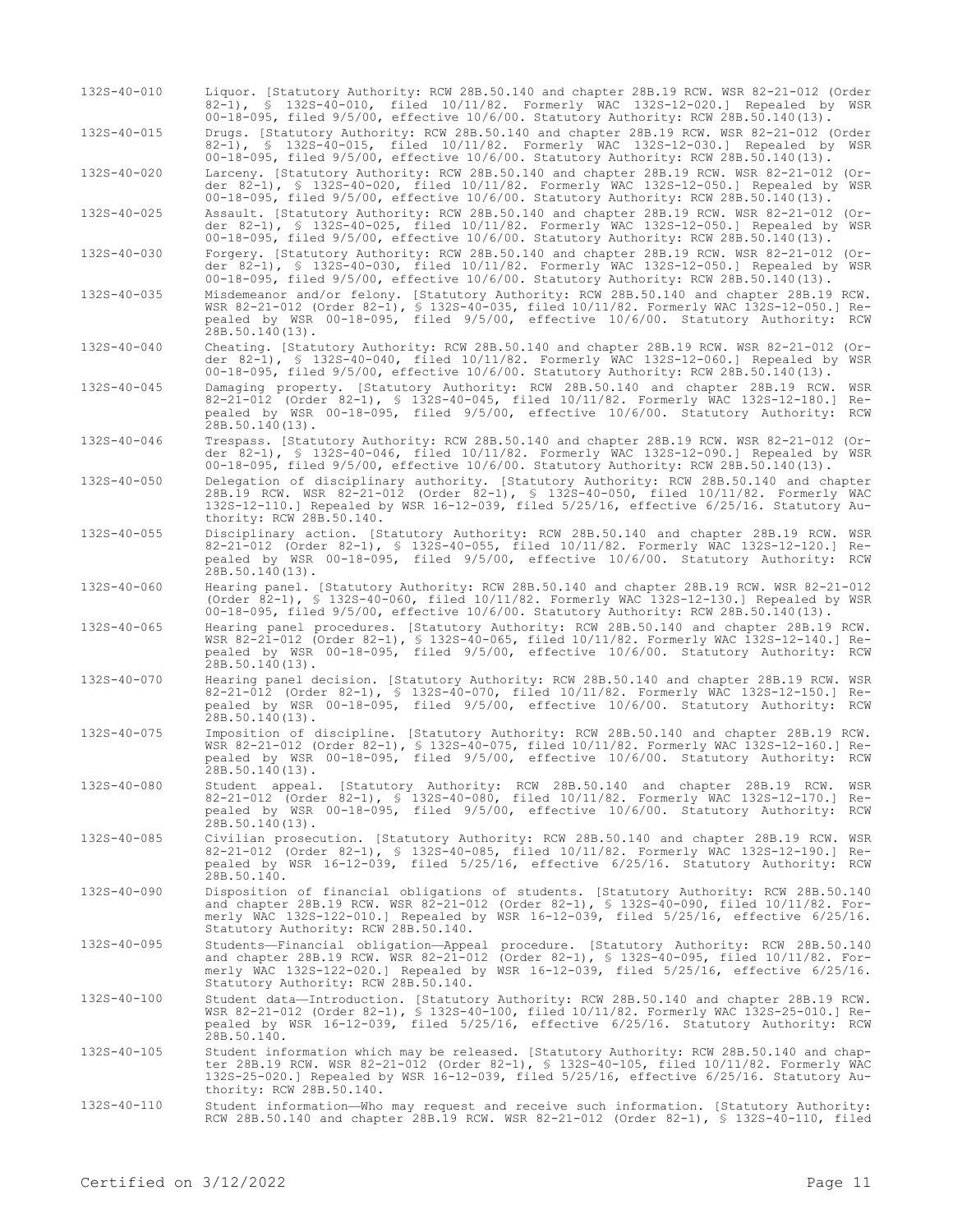132S-40-010 Liquor. [Statutory Authority: RCW 28B.50.140 and chapter 28B.19 RCW. WSR 82-21-012 (Order 82-1), § 132S-40-010, filed 10/11/82. Formerly WAC 132S-12-020.] Repealed by WSR 00-18-095, filed 9/5/00, effective 10/6/00. Statutory Authority: RCW 28B.50.140(13).

132S-40-015 Drugs. [Statutory Authority: RCW 28B.50.140 and chapter 28B.19 RCW. WSR 82-21-012 (Order 82-1), § 132S-40-015, filed 10/11/82. Formerly WAC 132S-12-030.] Repealed by WSR 00-18-095, filed 9/5/00, effective 10/6/00. Statutory Authority: RCW 28B.50.140(13).

132S-40-020 Larceny. [Statutory Authority: RCW 28B.50.140 and chapter 28B.19 RCW. WSR 82-21-012 (Order 82-1), § 132S-40-020, filed 10/11/82. Formerly WAC 132S-12-050.] Repealed by WSR 00-18-095, filed 9/5/00, effective 10/6/00. Statutory Authority: RCW 28B.50.140(13).

132S-40-025 Assault. [Statutory Authority: RCW 28B.50.140 and chapter 28B.19 RCW. WSR 82-21-012 (Order 82-1), § 132S-40-025, filed 10/11/82. Formerly WAC 132S-12-050.] Repealed by WSR 00-18-095, filed 9/5/00, effective 10/6/00. Statutory Authority: RCW 28B.50.140(13).

132S-40-030 Forgery. [Statutory Authority: RCW 28B.50.140 and chapter 28B.19 RCW. WSR 82-21-012 (Order 82-1), § 132S-40-030, filed 10/11/82. Formerly WAC 132S-12-050.] Repealed by WSR 00-18-095, filed 9/5/00, effective 10/6/00. Statutory Authority: RCW 28B.50.140(13).

132S-40-035 Misdemeanor and/or felony. [Statutory Authority: RCW 28B.50.140 and chapter 28B.19 RCW. WSR 82-21-012 (Order 82-1), § 132S-40-035, filed 10/11/82. Formerly WAC 132S-12-050.] Repealed by WSR 00-18-095, filed 9/5/00, effective 10/6/00. Statutory Authority: RCW 28B.50.140(13).

132S-40-040 Cheating. [Statutory Authority: RCW 28B.50.140 and chapter 28B.19 RCW. WSR 82-21-012 (Order 82-1), § 132S-40-040, filed 10/11/82. Formerly WAC 132S-12-060.] Repealed by WSR 00-18-095, filed 9/5/00, effective 10/6/00. Statutory Authority: RCW 28B.50.140(13).

132S-40-045 Damaging property. [Statutory Authority: RCW 28B.50.140 and chapter 28B.19 RCW. WSR 82-21-012 (Order 82-1), § 132S-40-045, filed 10/11/82. Formerly WAC 132S-12-180.] Repealed by WSR 00-18-095, filed 9/5/00, effective 10/6/00. Statutory Authority: RCW 28B.50.140(13).

132S-40-046 Trespass. [Statutory Authority: RCW 28B.50.140 and chapter 28B.19 RCW. WSR 82-21-012 (Order 82-1), § 132S-40-046, filed 10/11/82. Formerly WAC 132S-12-090.] Repealed by WSR 00-18-095, filed 9/5/00, effective 10/6/00. Statutory Authority: RCW 28B.50.140(13).

132S-40-050 Delegation of disciplinary authority. [Statutory Authority: RCW 28B.50.140 and chapter 28B.19 RCW. WSR 82-21-012 (Order 82-1), § 132S-40-050, filed 10/11/82. Formerly WAC 132S-12-110.] Repealed by WSR 16-12-039, filed 5/25/16, effective 6/25/16. Statutory Authority: RCW 28B.50.140.

132S-40-055 Disciplinary action. [Statutory Authority: RCW 28B.50.140 and chapter 28B.19 RCW. WSR 82-21-012 (Order 82-1), § 132S-40-055, filed 10/11/82. Formerly WAC 132S-12-120.] Repealed by WSR 00-18-095, filed 9/5/00, effective 10/6/00. Statutory Authority: RCW 28B.50.140(13).

132S-40-060 Hearing panel. [Statutory Authority: RCW 28B.50.140 and chapter 28B.19 RCW. WSR 82-21-012 (Order 82-1), § 132S-40-060, filed 10/11/82. Formerly WAC 132S-12-130.] Repealed by WSR 00-18-095, filed 9/5/00, effective 10/6/00. Statutory Authority: RCW 28B.50.140(13).

132S-40-065 Hearing panel procedures. [Statutory Authority: RCW 28B.50.140 and chapter 28B.19 RCW. WSR 82-21-012 (Order 82-1), § 132S-40-065, filed 10/11/82. Formerly WAC 132S-12-140.] Repealed by WSR 00-18-095, filed 9/5/00, effective 10/6/00. Statutory Authority: RCW 28B.50.140(13).

132S-40-070 Hearing panel decision. [Statutory Authority: RCW 28B.50.140 and chapter 28B.19 RCW. WSR 82-21-012 (Order 82-1), § 132S-40-070, filed 10/11/82. Formerly WAC 132S-12-150.] Repealed by WSR 00-18-095, filed 9/5/00, effective 10/6/00. Statutory Authority: RCW 28B.50.140(13).

132S-40-075 Imposition of discipline. [Statutory Authority: RCW 28B.50.140 and chapter 28B.19 RCW. WSR 82-21-012 (Order 82-1), § 132S-40-075, filed 10/11/82. Formerly WAC 132S-12-160.] Repealed by WSR 00-18-095, filed 9/5/00, effective 10/6/00. Statutory Authority: RCW 28B.50.140(13).

132S-40-080 Student appeal. [Statutory Authority: RCW 28B.50.140 and chapter 28B.19 RCW. WSR 82-21-012 (Order 82-1), § 132S-40-080, filed 10/11/82. Formerly WAC 132S-12-170.] Repealed by WSR 00-18-095, filed 9/5/00, effective 10/6/00. Statutory Authority: RCW 28B.50.140(13).

132S-40-085 Civilian prosecution. [Statutory Authority: RCW 28B.50.140 and chapter 28B.19 RCW. WSR 82-21-012 (Order 82-1), § 132S-40-085, filed 10/11/82. Formerly WAC 132S-12-190.] Repealed by WSR 16-12-039, filed 5/25/16, effective 6/25/16. Statutory Authority: RCW 28B.50.140.

132S-40-090 Disposition of financial obligations of students. [Statutory Authority: RCW 28B.50.140 and chapter 28B.19 RCW. WSR 82-21-012 (Order 82-1), § 132S-40-090, filed 10/11/82. Formerly WAC 132S-122-010.] Repealed by WSR 16-12-039, filed 5/25/16, effective 6/25/16. Statutory Authority: RCW 28B.50.140.

132S-40-095 Students—Financial obligation—Appeal procedure. [Statutory Authority: RCW 28B.50.140 and chapter 28B.19 RCW. WSR 82-21-012 (Order 82-1), § 132S-40-095, filed 10/11/82. Formerly WAC 132S-122-020.] Repealed by WSR 16-12-039, filed 5/25/16, effective 6/25/16. Statutory Authority: RCW 28B.50.140.

132S-40-100 Student data—Introduction. [Statutory Authority: RCW 28B.50.140 and chapter 28B.19 RCW. WSR 82-21-012 (Order 82-1), § 132S-40-100, filed 10/11/82. Formerly WAC 132S-25-010.] Repealed by WSR 16-12-039, filed 5/25/16, effective 6/25/16. Statutory Authority: RCW 28B.50.140.

132S-40-105 Student information which may be released. [Statutory Authority: RCW 28B.50.140 and chapter 28B.19 RCW. WSR 82-21-012 (Order 82-1), § 132S-40-105, filed 10/11/82. Formerly WAC 132S-25-020.] Repealed by WSR 16-12-039, filed 5/25/16, effective 6/25/16. Statutory Authority: RCW 28B.50.140.

132S-40-110 Student information—Who may request and receive such information. [Statutory Authority: RCW 28B.50.140 and chapter 28B.19 RCW. WSR 82-21-012 (Order 82-1), § 132S-40-110, filed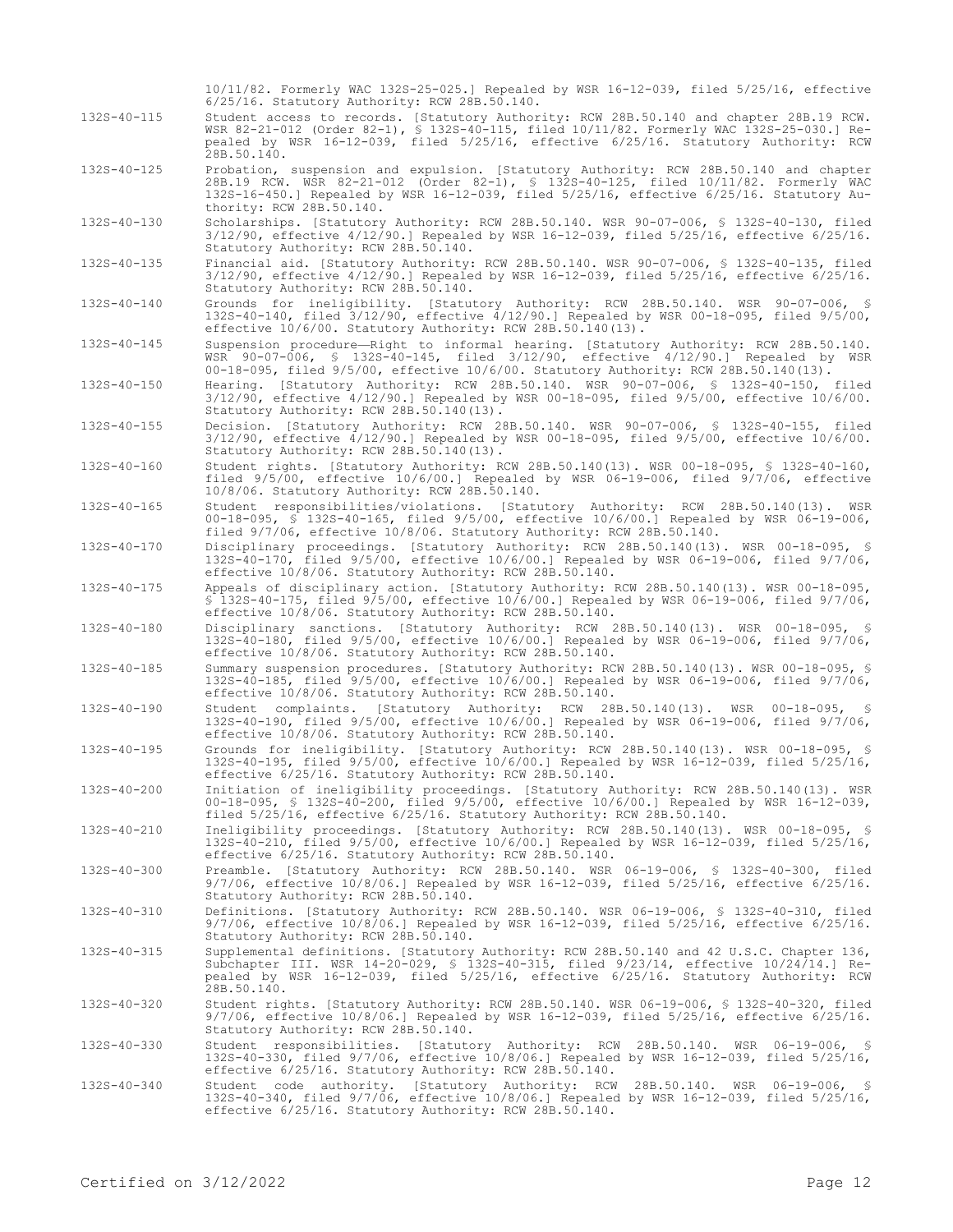10/11/82. Formerly WAC 132S-25-025.] Repealed by WSR 16-12-039, filed 5/25/16, effective 6/25/16. Statutory Authority: RCW 28B.50.140.

132S-40-115 Student access to records. [Statutory Authority: RCW 28B.50.140 and chapter 28B.19 RCW. WSR 82-21-012 (Order 82-1), § 132S-40-115, filed 10/11/82. Formerly WAC 132S-25-030.] Repealed by WSR 16-12-039, filed 5/25/16, effective 6/25/16. Statutory Authority: RCW 28B.50.140.

132S-40-125 Probation, suspension and expulsion. [Statutory Authority: RCW 28B.50.140 and chapter 28B.19 RCW. WSR 82-21-012 (Order 82-1), § 132S-40-125, filed 10/11/82. Formerly WAC 132S-16-450.] Repealed by WSR 16-12-039, filed 5/25/16, effective 6/25/16. Statutory Authority: RCW 28B.50.140.

132S-40-130 Scholarships. [Statutory Authority: RCW 28B.50.140. WSR 90-07-006, § 132S-40-130, filed 3/12/90, effective 4/12/90.] Repealed by WSR 16-12-039, filed 5/25/16, effective 6/25/16. Statutory Authority: RCW 28B.50.140.

132S-40-135 Financial aid. [Statutory Authority: RCW 28B.50.140. WSR 90-07-006, § 132S-40-135, filed 3/12/90, effective 4/12/90.] Repealed by WSR 16-12-039, filed 5/25/16, effective 6/25/16. Statutory Authority: RCW 28B.50.140.

132S-40-140 Grounds for ineligibility. [Statutory Authority: RCW 28B.50.140. WSR 90-07-006, § 132S-40-140, filed 3/12/90, effective 4/12/90.] Repealed by WSR 00-18-095, filed 9/5/00, effective 10/6/00. Statutory Authority: RCW 28B.50.140(13).

132S-40-145 Suspension procedure—Right to informal hearing. [Statutory Authority: RCW 28B.50.140. WSR 90-07-006, § 132S-40-145, filed 3/12/90, effective 4/12/90.] Repealed by WSR 00-18-095, filed 9/5/00, effective 10/6/00. Statutory Authority: RCW 28B.50.140(13).

132S-40-150 Hearing. [Statutory Authority: RCW 28B.50.140. WSR 90-07-006, § 132S-40-150, filed 3/12/90, effective 4/12/90.] Repealed by WSR 00-18-095, filed 9/5/00, effective 10/6/00. Statutory Authority: RCW 28B.50.140(13).

132S-40-155 Decision. [Statutory Authority: RCW 28B.50.140. WSR 90-07-006, § 132S-40-155, filed 3/12/90, effective 4/12/90.] Repealed by WSR 00-18-095, filed 9/5/00, effective 10/6/00. Statutory Authority: RCW 28B.50.140(13).

132S-40-160 Student rights. [Statutory Authority: RCW 28B.50.140(13). WSR 00-18-095, § 132S-40-160, filed 9/5/00, effective 10/6/00.] Repealed by WSR 06-19-006, filed 9/7/06, effective 10/8/06. Statutory Authority: RCW 28B.50.140.

132S-40-165 Student responsibilities/violations. [Statutory Authority: RCW 28B.50.140(13). WSR 00-18-095, § 132S-40-165, filed 9/5/00, effective 10/6/00.] Repealed by WSR 06-19-006, filed 9/7/06, effective 10/8/06. Statutory Authority: RCW 28B.50.140.

132S-40-170 Disciplinary proceedings. [Statutory Authority: RCW 28B.50.140(13). WSR 00-18-095, § 132S-40-170, filed 9/5/00, effective 10/6/00.] Repealed by WSR 06-19-006, filed 9/7/06, effective 10/8/06. Statutory Authority: RCW 28B.50.140.

132S-40-175 Appeals of disciplinary action. [Statutory Authority: RCW 28B.50.140(13). WSR 00-18-095, § 132S-40-175, filed 9/5/00, effective 10/6/00.] Repealed by WSR 06-19-006, filed 9/7/06, effective 10/8/06. Statutory Authority: RCW 28B.50.140.

132S-40-180 Disciplinary sanctions. [Statutory Authority: RCW 28B.50.140(13). WSR 00-18-095, § 132S-40-180, filed 9/5/00, effective 10/6/00.] Repealed by WSR 06-19-006, filed 9/7/06, effective 10/8/06. Statutory Authority: RCW 28B.50.140.

132S-40-185 Summary suspension procedures. [Statutory Authority: RCW 28B.50.140(13). WSR 00-18-095, § 132S-40-185, filed 9/5/00, effective 10/6/00.] Repealed by WSR 06-19-006, filed 9/7/06, effective 10/8/06. Statutory Authority: RCW 28B.50.140.

132S-40-190 Student complaints. [Statutory Authority: RCW 28B.50.140(13). WSR 00-18-095, § 132S-40-190, filed 9/5/00, effective 10/6/00.] Repealed by WSR 06-19-006, filed 9/7/06, effective 10/8/06. Statutory Authority: RCW 28B.50.140.

132S-40-195 Grounds for ineligibility. [Statutory Authority: RCW 28B.50.140(13). WSR 00-18-095, § 132S-40-195, filed 9/5/00, effective 10/6/00.] Repealed by WSR 16-12-039, filed 5/25/16, effective 6/25/16. Statutory Authority: RCW 28B.50.140.

132S-40-200 Initiation of ineligibility proceedings. [Statutory Authority: RCW 28B.50.140(13). WSR 00-18-095, § 132S-40-200, filed 9/5/00, effective 10/6/00.] Repealed by WSR 16-12-039, filed 5/25/16, effective 6/25/16. Statutory Authority: RCW 28B.50.140.

132S-40-210 Ineligibility proceedings. [Statutory Authority: RCW 28B.50.140(13). WSR 00-18-095, § 132S-40-210, filed 9/5/00, effective 10/6/00.] Repealed by WSR 16-12-039, filed 5/25/16, effective 6/25/16. Statutory Authority: RCW 28B.50.140.

132S-40-300 Preamble. [Statutory Authority: RCW 28B.50.140. WSR 06-19-006, § 132S-40-300, filed 9/7/06, effective 10/8/06.] Repealed by WSR 16-12-039, filed 5/25/16, effective 6/25/16. Statutory Authority: RCW 28B.50.140.

132S-40-310 Definitions. [Statutory Authority: RCW 28B.50.140. WSR 06-19-006, § 132S-40-310, filed 9/7/06, effective 10/8/06.] Repealed by WSR 16-12-039, filed 5/25/16, effective 6/25/16. Statutory Authority: RCW 28B.50.140.

132S-40-315 Supplemental definitions. [Statutory Authority: RCW 28B.50.140 and 42 U.S.C. Chapter 136, Subchapter III. WSR 14-20-029, § 132S-40-315, filed 9/23/14, effective 10/24/14.] Repealed by WSR 16-12-039, filed 5/25/16, effective 6/25/16. Statutory Authority: RCW 28B.50.140.

132S-40-320 Student rights. [Statutory Authority: RCW 28B.50.140. WSR 06-19-006, § 132S-40-320, filed 9/7/06, effective 10/8/06.] Repealed by WSR 16-12-039, filed 5/25/16, effective 6/25/16. Statutory Authority: RCW 28B.50.140.

132S-40-330 Student responsibilities. [Statutory Authority: RCW 28B.50.140. WSR 06-19-006, § 132S-40-330, filed 9/7/06, effective 10/8/06.] Repealed by WSR 16-12-039, filed 5/25/16, effective 6/25/16. Statutory Authority: RCW 28B.50.140.

132S-40-340 Student code authority. [Statutory Authority: RCW 28B.50.140. WSR 06-19-006, § 132S-40-340, filed 9/7/06, effective 10/8/06.] Repealed by WSR 16-12-039, filed 5/25/16, effective 6/25/16. Statutory Authority: RCW 28B.50.140.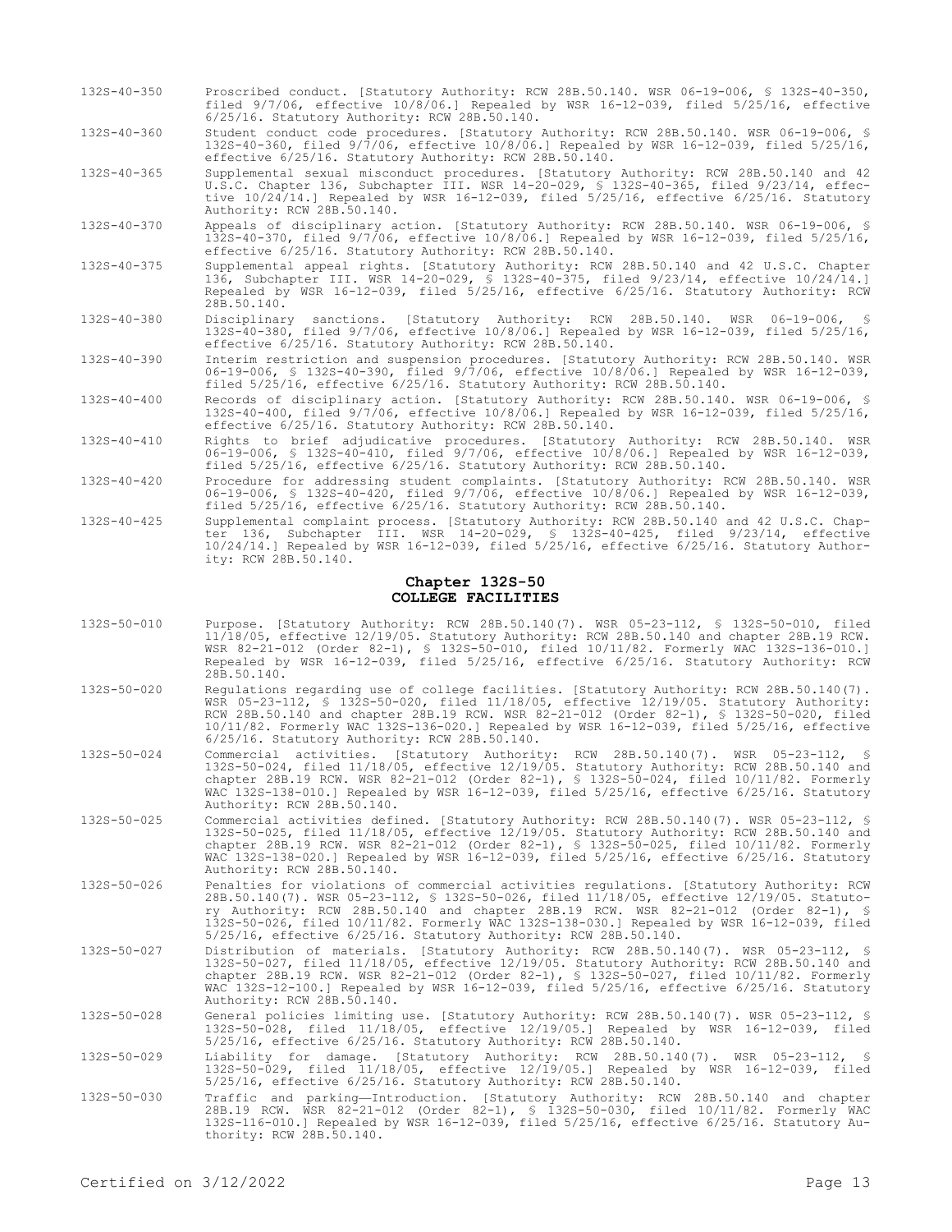132S-40-350 Proscribed conduct. [Statutory Authority: RCW 28B.50.140. WSR 06-19-006, § 132S-40-350, filed 9/7/06, effective 10/8/06.] Repealed by WSR 16-12-039, filed 5/25/16, effective 6/25/16. Statutory Authority: RCW 28B.50.140.

132S-40-360 Student conduct code procedures. [Statutory Authority: RCW 28B.50.140. WSR 06-19-006, § 132S-40-360, filed 9/7/06, effective 10/8/06.] Repealed by WSR 16-12-039, filed 5/25/16, effective 6/25/16. Statutory Authority: RCW 28B.50.140.

132S-40-365 Supplemental sexual misconduct procedures. [Statutory Authority: RCW 28B.50.140 and 42 U.S.C. Chapter 136, Subchapter III. WSR 14-20-029, § 132S-40-365, filed 9/23/14, effective 10/24/14.] Repealed by WSR 16-12-039, filed 5/25/16, effective 6/25/16. Statutory Authority: RCW 28B.50.140.

132S-40-370 Appeals of disciplinary action. [Statutory Authority: RCW 28B.50.140. WSR 06-19-006, § 132S-40-370, filed 9/7/06, effective 10/8/06.] Repealed by WSR 16-12-039, filed 5/25/16, effective 6/25/16. Statutory Authority: RCW 28B.50.140.

132S-40-375 Supplemental appeal rights. [Statutory Authority: RCW 28B.50.140 and 42 U.S.C. Chapter 136, Subchapter III. WSR 14-20-029, § 132S-40-375, filed 9/23/14, effective 10/24/14.] Repealed by WSR 16-12-039, filed 5/25/16, effective 6/25/16. Statutory Authority: RCW 28B.50.140.

132S-40-380 Disciplinary sanctions. [Statutory Authority: RCW 28B.50.140. WSR 06-19-006, § 132S-40-380, filed 9/7/06, effective 10/8/06.] Repealed by WSR 16-12-039, filed 5/25/16, effective 6/25/16. Statutory Authority: RCW 28B.50.140.

132S-40-390 Interim restriction and suspension procedures. [Statutory Authority: RCW 28B.50.140. WSR 06-19-006, § 132S-40-390, filed 9/7/06, effective 10/8/06.] Repealed by WSR 16-12-039, filed 5/25/16, effective 6/25/16. Statutory Authority: RCW 28B.50.140.

132S-40-400 Records of disciplinary action. [Statutory Authority: RCW 28B.50.140. WSR 06-19-006, § 132S-40-400, filed 9/7/06, effective 10/8/06.] Repealed by WSR 16-12-039, filed 5/25/16, effective 6/25/16. Statutory Authority: RCW 28B.50.140.

132S-40-410 Rights to brief adjudicative procedures. [Statutory Authority: RCW 28B.50.140. WSR 06-19-006, § 132S-40-410, filed 9/7/06, effective 10/8/06.] Repealed by WSR 16-12-039, filed 5/25/16, effective 6/25/16. Statutory Authority: RCW 28B.50.140.

132S-40-420 Procedure for addressing student complaints. [Statutory Authority: RCW 28B.50.140. WSR 06-19-006, § 132S-40-420, filed 9/7/06, effective 10/8/06.] Repealed by WSR 16-12-039, filed 5/25/16, effective 6/25/16. Statutory Authority: RCW 28B.50.140.

132S-40-425 Supplemental complaint process. [Statutory Authority: RCW 28B.50.140 and 42 U.S.C. Chapter 136, Subchapter III. WSR 14-20-029, § 132S-40-425, filed 9/23/14, effective 10/24/14.] Repealed by WSR 16-12-039, filed 5/25/16, effective 6/25/16. Statutory Authority: RCW 28B.50.140.

## Chapter 132S-50
## COLLEGE FACILITIES

132S-50-010 Purpose. [Statutory Authority: RCW 28B.50.140(7). WSR 05-23-112, § 132S-50-010, filed 11/18/05, effective 12/19/05. Statutory Authority: RCW 28B.50.140 and chapter 28B.19 RCW. WSR 82-21-012 (Order 82-1), § 132S-50-010, filed 10/11/82. Formerly WAC 132S-136-010.] Repealed by WSR 16-12-039, filed 5/25/16, effective 6/25/16. Statutory Authority: RCW 28B.50.140.

132S-50-020 Regulations regarding use of college facilities. [Statutory Authority: RCW 28B.50.140(7). WSR 05-23-112, § 132S-50-020, filed 11/18/05, effective 12/19/05. Statutory Authority: RCW 28B.50.140 and chapter 28B.19 RCW. WSR 82-21-012 (Order 82-1), § 132S-50-020, filed 10/11/82. Formerly WAC 132S-136-020.] Repealed by WSR 16-12-039, filed 5/25/16, effective 6/25/16. Statutory Authority: RCW 28B.50.140.

132S-50-024 Commercial activities. [Statutory Authority: RCW 28B.50.140(7). WSR 05-23-112, § 132S-50-024, filed 11/18/05, effective 12/19/05. Statutory Authority: RCW 28B.50.140 and chapter 28B.19 RCW. WSR 82-21-012 (Order 82-1), § 132S-50-024, filed 10/11/82. Formerly WAC 132S-138-010.] Repealed by WSR 16-12-039, filed 5/25/16, effective 6/25/16. Statutory Authority: RCW 28B.50.140.

132S-50-025 Commercial activities defined. [Statutory Authority: RCW 28B.50.140(7). WSR 05-23-112, § 132S-50-025, filed 11/18/05, effective 12/19/05. Statutory Authority: RCW 28B.50.140 and chapter 28B.19 RCW. WSR 82-21-012 (Order 82-1), § 132S-50-025, filed 10/11/82. Formerly WAC 132S-138-020.] Repealed by WSR 16-12-039, filed 5/25/16, effective 6/25/16. Statutory Authority: RCW 28B.50.140.

132S-50-026 Penalties for violations of commercial activities regulations. [Statutory Authority: RCW 28B.50.140(7). WSR 05-23-112, § 132S-50-026, filed 11/18/05, effective 12/19/05. Statutory Authority: RCW 28B.50.140 and chapter 28B.19 RCW. WSR 82-21-012 (Order 82-1), § 132S-50-026, filed 10/11/82. Formerly WAC 132S-138-030.] Repealed by WSR 16-12-039, filed 5/25/16, effective 6/25/16. Statutory Authority: RCW 28B.50.140.

132S-50-027 Distribution of materials. [Statutory Authority: RCW 28B.50.140(7). WSR 05-23-112, § 132S-50-027, filed 11/18/05, effective 12/19/05. Statutory Authority: RCW 28B.50.140 and chapter 28B.19 RCW. WSR 82-21-012 (Order 82-1), § 132S-50-027, filed 10/11/82. Formerly WAC 132S-12-100.] Repealed by WSR 16-12-039, filed 5/25/16, effective 6/25/16. Statutory Authority: RCW 28B.50.140.

132S-50-028 General policies limiting use. [Statutory Authority: RCW 28B.50.140(7). WSR 05-23-112, § 132S-50-028, filed 11/18/05, effective 12/19/05.] Repealed by WSR 16-12-039, filed 5/25/16, effective 6/25/16. Statutory Authority: RCW 28B.50.140.

132S-50-029 Liability for damage. [Statutory Authority: RCW 28B.50.140(7). WSR 05-23-112, § 132S-50-029, filed 11/18/05, effective 12/19/05.] Repealed by WSR 16-12-039, filed 5/25/16, effective 6/25/16. Statutory Authority: RCW 28B.50.140.

132S-50-030 Traffic and parking—Introduction. [Statutory Authority: RCW 28B.50.140 and chapter 28B.19 RCW. WSR 82-21-012 (Order 82-1), § 132S-50-030, filed 10/11/82. Formerly WAC 132S-116-010.] Repealed by WSR 16-12-039, filed 5/25/16, effective 6/25/16. Statutory Authority: RCW 28B.50.140.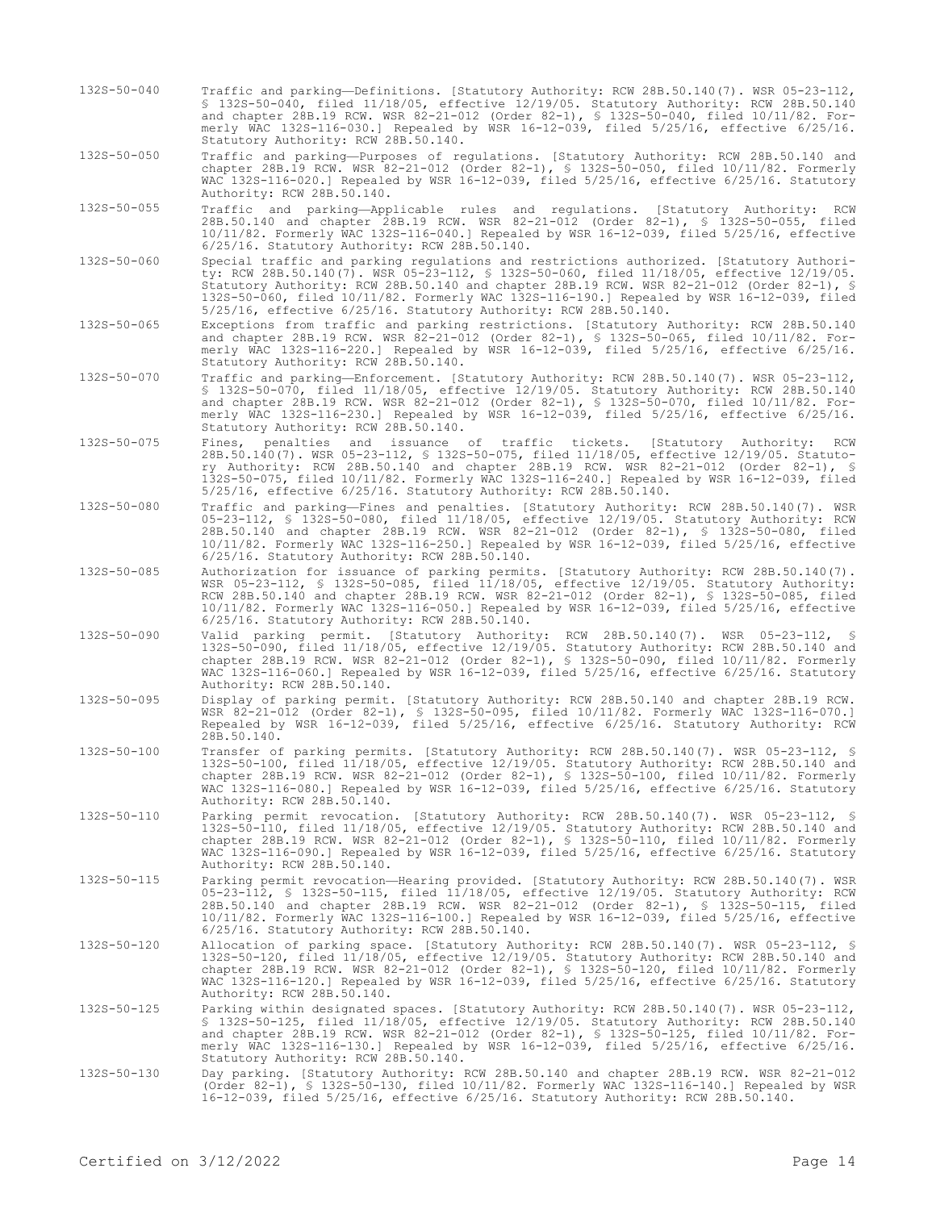132S-50-040 Traffic and parking—Definitions. [Statutory Authority: RCW 28B.50.140(7). WSR 05-23-112, § 132S-50-040, filed 11/18/05, effective 12/19/05. Statutory Authority: RCW 28B.50.140 and chapter 28B.19 RCW. WSR 82-21-012 (Order 82-1), § 132S-50-040, filed 10/11/82. Formerly WAC 132S-116-030.] Repealed by WSR 16-12-039, filed 5/25/16, effective 6/25/16. Statutory Authority: RCW 28B.50.140.

132S-50-050 Traffic and parking—Purposes of regulations. [Statutory Authority: RCW 28B.50.140 and chapter 28B.19 RCW. WSR 82-21-012 (Order 82-1), § 132S-50-050, filed 10/11/82. Formerly WAC 132S-116-020.] Repealed by WSR 16-12-039, filed 5/25/16, effective 6/25/16. Statutory Authority: RCW 28B.50.140.

132S-50-055 Traffic and parking—Applicable rules and regulations. [Statutory Authority: RCW 28B.50.140 and chapter 28B.19 RCW. WSR 82-21-012 (Order 82-1), § 132S-50-055, filed 10/11/82. Formerly WAC 132S-116-040.] Repealed by WSR 16-12-039, filed 5/25/16, effective 6/25/16. Statutory Authority: RCW 28B.50.140.

132S-50-060 Special traffic and parking regulations and restrictions authorized. [Statutory Authority: RCW 28B.50.140(7). WSR 05-23-112, § 132S-50-060, filed 11/18/05, effective 12/19/05. Statutory Authority: RCW 28B.50.140 and chapter 28B.19 RCW. WSR 82-21-012 (Order 82-1), § 132S-50-060, filed 10/11/82. Formerly WAC 132S-116-190.] Repealed by WSR 16-12-039, filed 5/25/16, effective 6/25/16. Statutory Authority: RCW 28B.50.140.

132S-50-065 Exceptions from traffic and parking restrictions. [Statutory Authority: RCW 28B.50.140 and chapter 28B.19 RCW. WSR 82-21-012 (Order 82-1), § 132S-50-065, filed 10/11/82. Formerly WAC 132S-116-220.] Repealed by WSR 16-12-039, filed 5/25/16, effective 6/25/16. Statutory Authority: RCW 28B.50.140.

132S-50-070 Traffic and parking—Enforcement. [Statutory Authority: RCW 28B.50.140(7). WSR 05-23-112, § 132S-50-070, filed 11/18/05, effective 12/19/05. Statutory Authority: RCW 28B.50.140 and chapter 28B.19 RCW. WSR 82-21-012 (Order 82-1), § 132S-50-070, filed 10/11/82. Formerly WAC 132S-116-230.] Repealed by WSR 16-12-039, filed 5/25/16, effective 6/25/16. Statutory Authority: RCW 28B.50.140.

132S-50-075 Fines, penalties and issuance of traffic tickets. [Statutory Authority: RCW 28B.50.140(7). WSR 05-23-112, § 132S-50-075, filed 11/18/05, effective 12/19/05. Statutory Authority: RCW 28B.50.140 and chapter 28B.19 RCW. WSR 82-21-012 (Order 82-1), § 132S-50-075, filed 10/11/82. Formerly WAC 132S-116-240.] Repealed by WSR 16-12-039, filed 5/25/16, effective 6/25/16. Statutory Authority: RCW 28B.50.140.

132S-50-080 Traffic and parking—Fines and penalties. [Statutory Authority: RCW 28B.50.140(7). WSR 05-23-112, § 132S-50-080, filed 11/18/05, effective 12/19/05. Statutory Authority: RCW 28B.50.140 and chapter 28B.19 RCW. WSR 82-21-012 (Order 82-1), § 132S-50-080, filed 10/11/82. Formerly WAC 132S-116-250.] Repealed by WSR 16-12-039, filed 5/25/16, effective 6/25/16. Statutory Authority: RCW 28B.50.140.

132S-50-085 Authorization for issuance of parking permits. [Statutory Authority: RCW 28B.50.140(7). WSR 05-23-112, § 132S-50-085, filed 11/18/05, effective 12/19/05. Statutory Authority: RCW 28B.50.140 and chapter 28B.19 RCW. WSR 82-21-012 (Order 82-1), § 132S-50-085, filed 10/11/82. Formerly WAC 132S-116-050.] Repealed by WSR 16-12-039, filed 5/25/16, effective 6/25/16. Statutory Authority: RCW 28B.50.140.

132S-50-090 Valid parking permit. [Statutory Authority: RCW 28B.50.140(7). WSR 05-23-112, § 132S-50-090, filed 11/18/05, effective 12/19/05. Statutory Authority: RCW 28B.50.140 and chapter 28B.19 RCW. WSR 82-21-012 (Order 82-1), § 132S-50-090, filed 10/11/82. Formerly WAC 132S-116-060.] Repealed by WSR 16-12-039, filed 5/25/16, effective 6/25/16. Statutory Authority: RCW 28B.50.140.

132S-50-095 Display of parking permit. [Statutory Authority: RCW 28B.50.140 and chapter 28B.19 RCW. WSR 82-21-012 (Order 82-1), § 132S-50-095, filed 10/11/82. Formerly WAC 132S-116-070.] Repealed by WSR 16-12-039, filed 5/25/16, effective 6/25/16. Statutory Authority: RCW 28B.50.140.

132S-50-100 Transfer of parking permits. [Statutory Authority: RCW 28B.50.140(7). WSR 05-23-112, § 132S-50-100, filed 11/18/05, effective 12/19/05. Statutory Authority: RCW 28B.50.140 and chapter 28B.19 RCW. WSR 82-21-012 (Order 82-1), § 132S-50-100, filed 10/11/82. Formerly WAC 132S-116-080.] Repealed by WSR 16-12-039, filed 5/25/16, effective 6/25/16. Statutory Authority: RCW 28B.50.140.

132S-50-110 Parking permit revocation. [Statutory Authority: RCW 28B.50.140(7). WSR 05-23-112, § 132S-50-110, filed 11/18/05, effective 12/19/05. Statutory Authority: RCW 28B.50.140 and chapter 28B.19 RCW. WSR 82-21-012 (Order 82-1), § 132S-50-110, filed 10/11/82. Formerly WAC 132S-116-090.] Repealed by WSR 16-12-039, filed 5/25/16, effective 6/25/16. Statutory Authority: RCW 28B.50.140.

132S-50-115 Parking permit revocation—Hearing provided. [Statutory Authority: RCW 28B.50.140(7). WSR 05-23-112, § 132S-50-115, filed 11/18/05, effective 12/19/05. Statutory Authority: RCW 28B.50.140 and chapter 28B.19 RCW. WSR 82-21-012 (Order 82-1), § 132S-50-115, filed 10/11/82. Formerly WAC 132S-116-100.] Repealed by WSR 16-12-039, filed 5/25/16, effective 6/25/16. Statutory Authority: RCW 28B.50.140.

132S-50-120 Allocation of parking space. [Statutory Authority: RCW 28B.50.140(7). WSR 05-23-112, § 132S-50-120, filed 11/18/05, effective 12/19/05. Statutory Authority: RCW 28B.50.140 and chapter 28B.19 RCW. WSR 82-21-012 (Order 82-1), § 132S-50-120, filed 10/11/82. Formerly WAC 132S-116-120.] Repealed by WSR 16-12-039, filed 5/25/16, effective 6/25/16. Statutory Authority: RCW 28B.50.140.

132S-50-125 Parking within designated spaces. [Statutory Authority: RCW 28B.50.140(7). WSR 05-23-112, § 132S-50-125, filed 11/18/05, effective 12/19/05. Statutory Authority: RCW 28B.50.140 and chapter 28B.19 RCW. WSR 82-21-012 (Order 82-1), § 132S-50-125, filed 10/11/82. Formerly WAC 132S-116-130.] Repealed by WSR 16-12-039, filed 5/25/16, effective 6/25/16. Statutory Authority: RCW 28B.50.140.

132S-50-130 Day parking. [Statutory Authority: RCW 28B.50.140 and chapter 28B.19 RCW. WSR 82-21-012 (Order 82-1), § 132S-50-130, filed 10/11/82. Formerly WAC 132S-116-140.] Repealed by WSR 16-12-039, filed 5/25/16, effective 6/25/16. Statutory Authority: RCW 28B.50.140.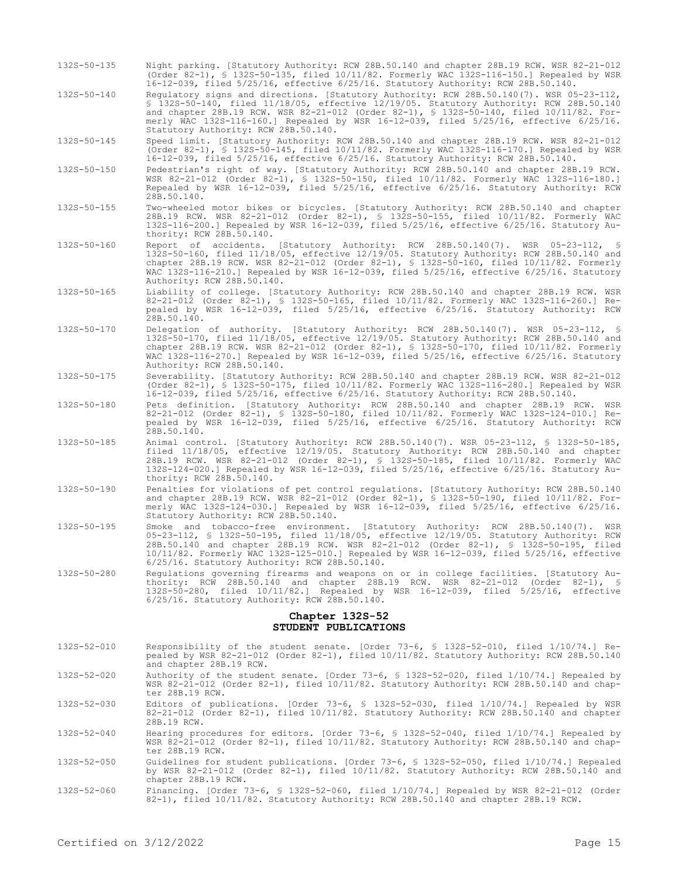132S-50-135 Night parking. [Statutory Authority: RCW 28B.50.140 and chapter 28B.19 RCW. WSR 82-21-012 (Order 82-1), § 132S-50-135, filed 10/11/82. Formerly WAC 132S-116-150.] Repealed by WSR 16-12-039, filed 5/25/16, effective 6/25/16. Statutory Authority: RCW 28B.50.140.

132S-50-140 Regulatory signs and directions. [Statutory Authority: RCW 28B.50.140(7). WSR 05-23-112, § 132S-50-140, filed 11/18/05, effective 12/19/05. Statutory Authority: RCW 28B.50.140 and chapter 28B.19 RCW. WSR 82-21-012 (Order 82-1), § 132S-50-140, filed 10/11/82. Formerly WAC 132S-116-160.] Repealed by WSR 16-12-039, filed 5/25/16, effective 6/25/16. Statutory Authority: RCW 28B.50.140.

132S-50-145 Speed limit. [Statutory Authority: RCW 28B.50.140 and chapter 28B.19 RCW. WSR 82-21-012 (Order 82-1), § 132S-50-145, filed 10/11/82. Formerly WAC 132S-116-170.] Repealed by WSR 16-12-039, filed 5/25/16, effective 6/25/16. Statutory Authority: RCW 28B.50.140.

132S-50-150 Pedestrian's right of way. [Statutory Authority: RCW 28B.50.140 and chapter 28B.19 RCW. WSR 82-21-012 (Order 82-1), § 132S-50-150, filed 10/11/82. Formerly WAC 132S-116-180.] Repealed by WSR 16-12-039, filed 5/25/16, effective 6/25/16. Statutory Authority: RCW 28B.50.140.

132S-50-155 Two-wheeled motor bikes or bicycles. [Statutory Authority: RCW 28B.50.140 and chapter 28B.19 RCW. WSR 82-21-012 (Order 82-1), § 132S-50-155, filed 10/11/82. Formerly WAC 132S-116-200.] Repealed by WSR 16-12-039, filed 5/25/16, effective 6/25/16. Statutory Authority: RCW 28B.50.140.

132S-50-160 Report of accidents. [Statutory Authority: RCW 28B.50.140(7). WSR 05-23-112, § 132S-50-160, filed 11/18/05, effective 12/19/05. Statutory Authority: RCW 28B.50.140 and chapter 28B.19 RCW. WSR 82-21-012 (Order 82-1), § 132S-50-160, filed 10/11/82. Formerly WAC 132S-116-210.] Repealed by WSR 16-12-039, filed 5/25/16, effective 6/25/16. Statutory Authority: RCW 28B.50.140.

132S-50-165 Liability of college. [Statutory Authority: RCW 28B.50.140 and chapter 28B.19 RCW. WSR 82-21-012 (Order 82-1), § 132S-50-165, filed 10/11/82. Formerly WAC 132S-116-260.] Repealed by WSR 16-12-039, filed 5/25/16, effective 6/25/16. Statutory Authority: RCW 28B.50.140.

132S-50-170 Delegation of authority. [Statutory Authority: RCW 28B.50.140(7). WSR 05-23-112, § 132S-50-170, filed 11/18/05, effective 12/19/05. Statutory Authority: RCW 28B.50.140 and chapter 28B.19 RCW. WSR 82-21-012 (Order 82-1), § 132S-50-170, filed 10/11/82. Formerly WAC 132S-116-270.] Repealed by WSR 16-12-039, filed 5/25/16, effective 6/25/16. Statutory Authority: RCW 28B.50.140.

132S-50-175 Severability. [Statutory Authority: RCW 28B.50.140 and chapter 28B.19 RCW. WSR 82-21-012 (Order 82-1), § 132S-50-175, filed 10/11/82. Formerly WAC 132S-116-280.] Repealed by WSR 16-12-039, filed 5/25/16, effective 6/25/16. Statutory Authority: RCW 28B.50.140.

132S-50-180 Pets definition. [Statutory Authority: RCW 28B.50.140 and chapter 28B.19 RCW. WSR 82-21-012 (Order 82-1), § 132S-50-180, filed 10/11/82. Formerly WAC 132S-124-010.] Repealed by WSR 16-12-039, filed 5/25/16, effective 6/25/16. Statutory Authority: RCW 28B.50.140.

132S-50-185 Animal control. [Statutory Authority: RCW 28B.50.140(7). WSR 05-23-112, § 132S-50-185, filed 11/18/05, effective 12/19/05. Statutory Authority: RCW 28B.50.140 and chapter 28B.19 RCW. WSR 82-21-012 (Order 82-1), § 132S-50-185, filed 10/11/82. Formerly WAC 132S-124-020.] Repealed by WSR 16-12-039, filed 5/25/16, effective 6/25/16. Statutory Authority: RCW 28B.50.140.

132S-50-190 Penalties for violations of pet control regulations. [Statutory Authority: RCW 28B.50.140 and chapter 28B.19 RCW. WSR 82-21-012 (Order 82-1), § 132S-50-190, filed 10/11/82. Formerly WAC 132S-124-030.] Repealed by WSR 16-12-039, filed 5/25/16, effective 6/25/16. Statutory Authority: RCW 28B.50.140.

132S-50-195 Smoke and tobacco-free environment. [Statutory Authority: RCW 28B.50.140(7). WSR 05-23-112, § 132S-50-195, filed 11/18/05, effective 12/19/05. Statutory Authority: RCW 28B.50.140 and chapter 28B.19 RCW. WSR 82-21-012 (Order 82-1), § 132S-50-195, filed 10/11/82. Formerly WAC 132S-125-010.] Repealed by WSR 16-12-039, filed 5/25/16, effective 6/25/16. Statutory Authority: RCW 28B.50.140.

132S-50-280 Regulations governing firearms and weapons on or in college facilities. [Statutory Authority: RCW 28B.50.140 and chapter 28B.19 RCW. WSR 82-21-012 (Order 82-1), § 132S-50-280, filed 10/11/82.] Repealed by WSR 16-12-039, filed 5/25/16, effective 6/25/16. Statutory Authority: RCW 28B.50.140.

## Chapter 132S-52
## STUDENT PUBLICATIONS

132S-52-010 Responsibility of the student senate. [Order 73-6, § 132S-52-010, filed 1/10/74.] Repealed by WSR 82-21-012 (Order 82-1), filed 10/11/82. Statutory Authority: RCW 28B.50.140 and chapter 28B.19 RCW.

132S-52-020 Authority of the student senate. [Order 73-6, § 132S-52-020, filed 1/10/74.] Repealed by WSR 82-21-012 (Order 82-1), filed 10/11/82. Statutory Authority: RCW 28B.50.140 and chapter 28B.19 RCW.

132S-52-030 Editors of publications. [Order 73-6, § 132S-52-030, filed 1/10/74.] Repealed by WSR 82-21-012 (Order 82-1), filed 10/11/82. Statutory Authority: RCW 28B.50.140 and chapter 28B.19 RCW.

132S-52-040 Hearing procedures for editors. [Order 73-6, § 132S-52-040, filed 1/10/74.] Repealed by WSR 82-21-012 (Order 82-1), filed 10/11/82. Statutory Authority: RCW 28B.50.140 and chapter 28B.19 RCW.

132S-52-050 Guidelines for student publications. [Order 73-6, § 132S-52-050, filed 1/10/74.] Repealed by WSR 82-21-012 (Order 82-1), filed 10/11/82. Statutory Authority: RCW 28B.50.140 and chapter 28B.19 RCW.

132S-52-060 Financing. [Order 73-6, § 132S-52-060, filed 1/10/74.] Repealed by WSR 82-21-012 (Order 82-1), filed 10/11/82. Statutory Authority: RCW 28B.50.140 and chapter 28B.19 RCW.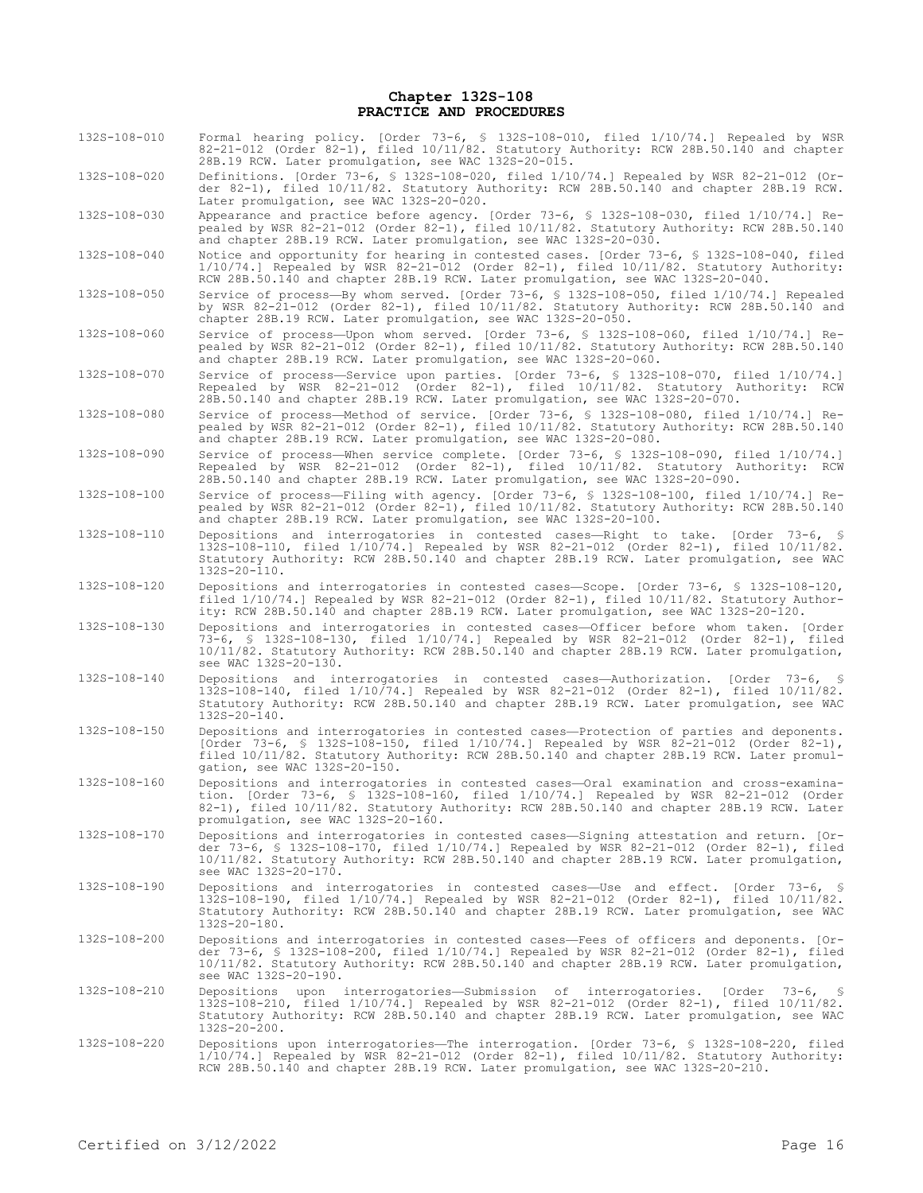# Chapter 132S-108
## PRACTICE AND PROCEDURES

| | |
|---|---|
| 132S-108-010 | Formal hearing policy. [Order 73-6, § 132S-108-010, filed 1/10/74.] Repealed by WSR 82-21-012 (Order 82-1), filed 10/11/82. Statutory Authority: RCW 28B.50.140 and chapter 28B.19 RCW. Later promulgation, see WAC 132S-20-015. |
| 132S-108-020 | Definitions. [Order 73-6, § 132S-108-020, filed 1/10/74.] Repealed by WSR 82-21-012 (Order 82-1), filed 10/11/82. Statutory Authority: RCW 28B.50.140 and chapter 28B.19 RCW. Later promulgation, see WAC 132S-20-020. |
| 132S-108-030 | Appearance and practice before agency. [Order 73-6, § 132S-108-030, filed 1/10/74.] Repealed by WSR 82-21-012 (Order 82-1), filed 10/11/82. Statutory Authority: RCW 28B.50.140 and chapter 28B.19 RCW. Later promulgation, see WAC 132S-20-030. |
| 132S-108-040 | Notice and opportunity for hearing in contested cases. [Order 73-6, § 132S-108-040, filed 1/10/74.] Repealed by WSR 82-21-012 (Order 82-1), filed 10/11/82. Statutory Authority: RCW 28B.50.140 and chapter 28B.19 RCW. Later promulgation, see WAC 132S-20-040. |
| 132S-108-050 | Service of process—By whom served. [Order 73-6, § 132S-108-050, filed 1/10/74.] Repealed by WSR 82-21-012 (Order 82-1), filed 10/11/82. Statutory Authority: RCW 28B.50.140 and chapter 28B.19 RCW. Later promulgation, see WAC 132S-20-050. |
| 132S-108-060 | Service of process—Upon whom served. [Order 73-6, § 132S-108-060, filed 1/10/74.] Repealed by WSR 82-21-012 (Order 82-1), filed 10/11/82. Statutory Authority: RCW 28B.50.140 and chapter 28B.19 RCW. Later promulgation, see WAC 132S-20-060. |
| 132S-108-070 | Service of process—Service upon parties. [Order 73-6, § 132S-108-070, filed 1/10/74.] Repealed by WSR 82-21-012 (Order 82-1), filed 10/11/82. Statutory Authority: RCW 28B.50.140 and chapter 28B.19 RCW. Later promulgation, see WAC 132S-20-070. |
| 132S-108-080 | Service of process—Method of service. [Order 73-6, § 132S-108-080, filed 1/10/74.] Repealed by WSR 82-21-012 (Order 82-1), filed 10/11/82. Statutory Authority: RCW 28B.50.140 and chapter 28B.19 RCW. Later promulgation, see WAC 132S-20-080. |
| 132S-108-090 | Service of process—When service complete. [Order 73-6, § 132S-108-090, filed 1/10/74.] Repealed by WSR 82-21-012 (Order 82-1), filed 10/11/82. Statutory Authority: RCW 28B.50.140 and chapter 28B.19 RCW. Later promulgation, see WAC 132S-20-090. |
| 132S-108-100 | Service of process—Filing with agency. [Order 73-6, § 132S-108-100, filed 1/10/74.] Repealed by WSR 82-21-012 (Order 82-1), filed 10/11/82. Statutory Authority: RCW 28B.50.140 and chapter 28B.19 RCW. Later promulgation, see WAC 132S-20-100. |
| 132S-108-110 | Depositions and interrogatories in contested cases—Right to take. [Order 73-6, § 132S-108-110, filed 1/10/74.] Repealed by WSR 82-21-012 (Order 82-1), filed 10/11/82. Statutory Authority: RCW 28B.50.140 and chapter 28B.19 RCW. Later promulgation, see WAC 132S-20-110. |
| 132S-108-120 | Depositions and interrogatories in contested cases—Scope. [Order 73-6, § 132S-108-120, filed 1/10/74.] Repealed by WSR 82-21-012 (Order 82-1), filed 10/11/82. Statutory Authority: RCW 28B.50.140 and chapter 28B.19 RCW. Later promulgation, see WAC 132S-20-120. |
| 132S-108-130 | Depositions and interrogatories in contested cases—Officer before whom taken. [Order 73-6, § 132S-108-130, filed 1/10/74.] Repealed by WSR 82-21-012 (Order 82-1), filed 10/11/82. Statutory Authority: RCW 28B.50.140 and chapter 28B.19 RCW. Later promulgation, see WAC 132S-20-130. |
| 132S-108-140 | Depositions and interrogatories in contested cases—Authorization. [Order 73-6, § 132S-108-140, filed 1/10/74.] Repealed by WSR 82-21-012 (Order 82-1), filed 10/11/82. Statutory Authority: RCW 28B.50.140 and chapter 28B.19 RCW. Later promulgation, see WAC 132S-20-140. |
| 132S-108-150 | Depositions and interrogatories in contested cases—Protection of parties and deponents. [Order 73-6, § 132S-108-150, filed 1/10/74.] Repealed by WSR 82-21-012 (Order 82-1), filed 10/11/82. Statutory Authority: RCW 28B.50.140 and chapter 28B.19 RCW. Later promulgation, see WAC 132S-20-150. |
| 132S-108-160 | Depositions and interrogatories in contested cases—Oral examination and cross-examination. [Order 73-6, § 132S-108-160, filed 1/10/74.] Repealed by WSR 82-21-012 (Order 82-1), filed 10/11/82. Statutory Authority: RCW 28B.50.140 and chapter 28B.19 RCW. Later promulgation, see WAC 132S-20-160. |
| 132S-108-170 | Depositions and interrogatories in contested cases—Signing attestation and return. [Order 73-6, § 132S-108-170, filed 1/10/74.] Repealed by WSR 82-21-012 (Order 82-1), filed 10/11/82. Statutory Authority: RCW 28B.50.140 and chapter 28B.19 RCW. Later promulgation, see WAC 132S-20-170. |
| 132S-108-190 | Depositions and interrogatories in contested cases—Use and effect. [Order 73-6, § 132S-108-190, filed 1/10/74.] Repealed by WSR 82-21-012 (Order 82-1), filed 10/11/82. Statutory Authority: RCW 28B.50.140 and chapter 28B.19 RCW. Later promulgation, see WAC 132S-20-180. |
| 132S-108-200 | Depositions and interrogatories in contested cases—Fees of officers and deponents. [Order 73-6, § 132S-108-200, filed 1/10/74.] Repealed by WSR 82-21-012 (Order 82-1), filed 10/11/82. Statutory Authority: RCW 28B.50.140 and chapter 28B.19 RCW. Later promulgation, see WAC 132S-20-190. |
| 132S-108-210 | Depositions upon interrogatories—Submission of interrogatories. [Order 73-6, § 132S-108-210, filed 1/10/74.] Repealed by WSR 82-21-012 (Order 82-1), filed 10/11/82. Statutory Authority: RCW 28B.50.140 and chapter 28B.19 RCW. Later promulgation, see WAC 132S-20-200. |
| 132S-108-220 | Depositions upon interrogatories—The interrogation. [Order 73-6, § 132S-108-220, filed 1/10/74.] Repealed by WSR 82-21-012 (Order 82-1), filed 10/11/82. Statutory Authority: RCW 28B.50.140 and chapter 28B.19 RCW. Later promulgation, see WAC 132S-20-210. |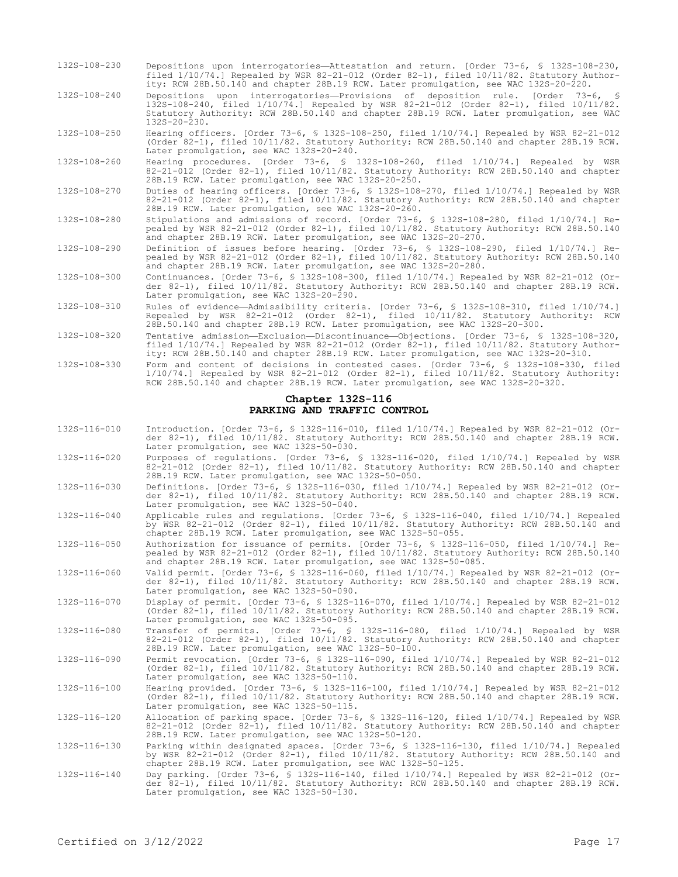132S-108-230 Depositions upon interrogatories—Attestation and return. [Order 73-6, § 132S-108-230, filed 1/10/74.] Repealed by WSR 82-21-012 (Order 82-1), filed 10/11/82. Statutory Authority: RCW 28B.50.140 and chapter 28B.19 RCW. Later promulgation, see WAC 132S-20-220.

132S-108-240 Depositions upon interrogatories—Provisions of deposition rule. [Order 73-6, § 132S-108-240, filed 1/10/74.] Repealed by WSR 82-21-012 (Order 82-1), filed 10/11/82. Statutory Authority: RCW 28B.50.140 and chapter 28B.19 RCW. Later promulgation, see WAC 132S-20-230.

132S-108-250 Hearing officers. [Order 73-6, § 132S-108-250, filed 1/10/74.] Repealed by WSR 82-21-012 (Order 82-1), filed 10/11/82. Statutory Authority: RCW 28B.50.140 and chapter 28B.19 RCW. Later promulgation, see WAC 132S-20-240.

132S-108-260 Hearing procedures. [Order 73-6, § 132S-108-260, filed 1/10/74.] Repealed by WSR 82-21-012 (Order 82-1), filed 10/11/82. Statutory Authority: RCW 28B.50.140 and chapter 28B.19 RCW. Later promulgation, see WAC 132S-20-250.

132S-108-270 Duties of hearing officers. [Order 73-6, § 132S-108-270, filed 1/10/74.] Repealed by WSR 82-21-012 (Order 82-1), filed 10/11/82. Statutory Authority: RCW 28B.50.140 and chapter 28B.19 RCW. Later promulgation, see WAC 132S-20-260.

132S-108-280 Stipulations and admissions of record. [Order 73-6, § 132S-108-280, filed 1/10/74.] Repealed by WSR 82-21-012 (Order 82-1), filed 10/11/82. Statutory Authority: RCW 28B.50.140 and chapter 28B.19 RCW. Later promulgation, see WAC 132S-20-270.

132S-108-290 Definition of issues before hearing. [Order 73-6, § 132S-108-290, filed 1/10/74.] Repealed by WSR 82-21-012 (Order 82-1), filed 10/11/82. Statutory Authority: RCW 28B.50.140 and chapter 28B.19 RCW. Later promulgation, see WAC 132S-20-280.

132S-108-300 Continuances. [Order 73-6, § 132S-108-300, filed 1/10/74.] Repealed by WSR 82-21-012 (Order 82-1), filed 10/11/82. Statutory Authority: RCW 28B.50.140 and chapter 28B.19 RCW. Later promulgation, see WAC 132S-20-290.

132S-108-310 Rules of evidence—Admissibility criteria. [Order 73-6, § 132S-108-310, filed 1/10/74.] Repealed by WSR 82-21-012 (Order 82-1), filed 10/11/82. Statutory Authority: RCW 28B.50.140 and chapter 28B.19 RCW. Later promulgation, see WAC 132S-20-300.

132S-108-320 Tentative admission—Exclusion—Discontinuance—Objections. [Order 73-6, § 132S-108-320, filed 1/10/74.] Repealed by WSR 82-21-012 (Order 82-1), filed 10/11/82. Statutory Authority: RCW 28B.50.140 and chapter 28B.19 RCW. Later promulgation, see WAC 132S-20-310.

132S-108-330 Form and content of decisions in contested cases. [Order 73-6, § 132S-108-330, filed 1/10/74.] Repealed by WSR 82-21-012 (Order 82-1), filed 10/11/82. Statutory Authority: RCW 28B.50.140 and chapter 28B.19 RCW. Later promulgation, see WAC 132S-20-320.

## Chapter 132S-116
## PARKING AND TRAFFIC CONTROL

132S-116-010 Introduction. [Order 73-6, § 132S-116-010, filed 1/10/74.] Repealed by WSR 82-21-012 (Order 82-1), filed 10/11/82. Statutory Authority: RCW 28B.50.140 and chapter 28B.19 RCW. Later promulgation, see WAC 132S-50-030.

132S-116-020 Purposes of regulations. [Order 73-6, § 132S-116-020, filed 1/10/74.] Repealed by WSR 82-21-012 (Order 82-1), filed 10/11/82. Statutory Authority: RCW 28B.50.140 and chapter 28B.19 RCW. Later promulgation, see WAC 132S-50-050.

132S-116-030 Definitions. [Order 73-6, § 132S-116-030, filed 1/10/74.] Repealed by WSR 82-21-012 (Order 82-1), filed 10/11/82. Statutory Authority: RCW 28B.50.140 and chapter 28B.19 RCW. Later promulgation, see WAC 132S-50-040.

132S-116-040 Applicable rules and regulations. [Order 73-6, § 132S-116-040, filed 1/10/74.] Repealed by WSR 82-21-012 (Order 82-1), filed 10/11/82. Statutory Authority: RCW 28B.50.140 and chapter 28B.19 RCW. Later promulgation, see WAC 132S-50-055.

132S-116-050 Authorization for issuance of permits. [Order 73-6, § 132S-116-050, filed 1/10/74.] Repealed by WSR 82-21-012 (Order 82-1), filed 10/11/82. Statutory Authority: RCW 28B.50.140 and chapter 28B.19 RCW. Later promulgation, see WAC 132S-50-085.

132S-116-060 Valid permit. [Order 73-6, § 132S-116-060, filed 1/10/74.] Repealed by WSR 82-21-012 (Order 82-1), filed 10/11/82. Statutory Authority: RCW 28B.50.140 and chapter 28B.19 RCW. Later promulgation, see WAC 132S-50-090.

132S-116-070 Display of permit. [Order 73-6, § 132S-116-070, filed 1/10/74.] Repealed by WSR 82-21-012 (Order 82-1), filed 10/11/82. Statutory Authority: RCW 28B.50.140 and chapter 28B.19 RCW. Later promulgation, see WAC 132S-50-095.

132S-116-080 Transfer of permits. [Order 73-6, § 132S-116-080, filed 1/10/74.] Repealed by WSR 82-21-012 (Order 82-1), filed 10/11/82. Statutory Authority: RCW 28B.50.140 and chapter 28B.19 RCW. Later promulgation, see WAC 132S-50-100.

132S-116-090 Permit revocation. [Order 73-6, § 132S-116-090, filed 1/10/74.] Repealed by WSR 82-21-012 (Order 82-1), filed 10/11/82. Statutory Authority: RCW 28B.50.140 and chapter 28B.19 RCW. Later promulgation, see WAC 132S-50-110.

132S-116-100 Hearing provided. [Order 73-6, § 132S-116-100, filed 1/10/74.] Repealed by WSR 82-21-012 (Order 82-1), filed 10/11/82. Statutory Authority: RCW 28B.50.140 and chapter 28B.19 RCW. Later promulgation, see WAC 132S-50-115.

132S-116-120 Allocation of parking space. [Order 73-6, § 132S-116-120, filed 1/10/74.] Repealed by WSR 82-21-012 (Order 82-1), filed 10/11/82. Statutory Authority: RCW 28B.50.140 and chapter 28B.19 RCW. Later promulgation, see WAC 132S-50-120.

132S-116-130 Parking within designated spaces. [Order 73-6, § 132S-116-130, filed 1/10/74.] Repealed by WSR 82-21-012 (Order 82-1), filed 10/11/82. Statutory Authority: RCW 28B.50.140 and chapter 28B.19 RCW. Later promulgation, see WAC 132S-50-125.

132S-116-140 Day parking. [Order 73-6, § 132S-116-140, filed 1/10/74.] Repealed by WSR 82-21-012 (Order 82-1), filed 10/11/82. Statutory Authority: RCW 28B.50.140 and chapter 28B.19 RCW. Later promulgation, see WAC 132S-50-130.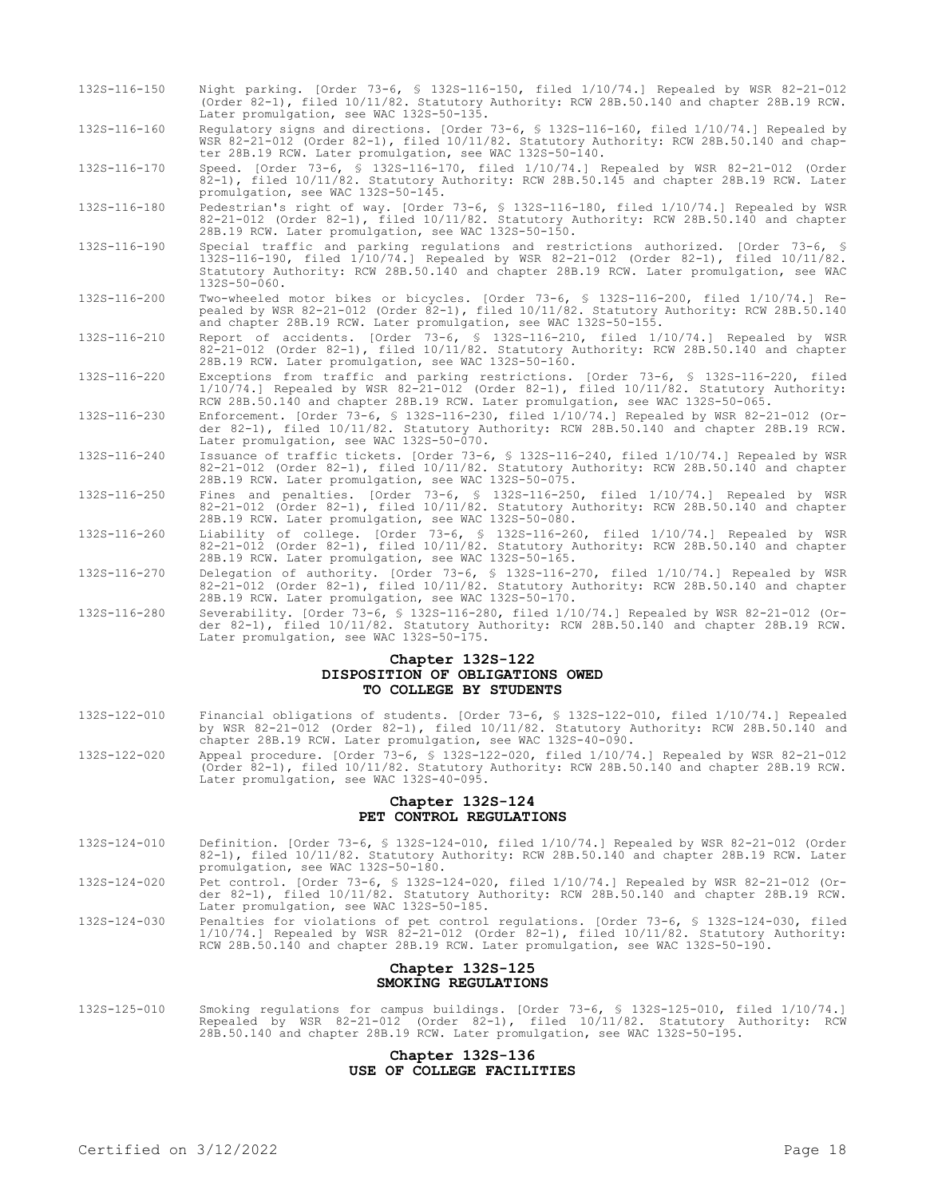132S-116-150 Night parking. [Order 73-6, § 132S-116-150, filed 1/10/74.] Repealed by WSR 82-21-012 (Order 82-1), filed 10/11/82. Statutory Authority: RCW 28B.50.140 and chapter 28B.19 RCW. Later promulgation, see WAC 132S-50-135.

132S-116-160 Regulatory signs and directions. [Order 73-6, § 132S-116-160, filed 1/10/74.] Repealed by WSR 82-21-012 (Order 82-1), filed 10/11/82. Statutory Authority: RCW 28B.50.140 and chapter 28B.19 RCW. Later promulgation, see WAC 132S-50-140.

132S-116-170 Speed. [Order 73-6, § 132S-116-170, filed 1/10/74.] Repealed by WSR 82-21-012 (Order 82-1), filed 10/11/82. Statutory Authority: RCW 28B.50.145 and chapter 28B.19 RCW. Later promulgation, see WAC 132S-50-145.

132S-116-180 Pedestrian's right of way. [Order 73-6, § 132S-116-180, filed 1/10/74.] Repealed by WSR 82-21-012 (Order 82-1), filed 10/11/82. Statutory Authority: RCW 28B.50.140 and chapter 28B.19 RCW. Later promulgation, see WAC 132S-50-150.

132S-116-190 Special traffic and parking regulations and restrictions authorized. [Order 73-6, § 132S-116-190, filed 1/10/74.] Repealed by WSR 82-21-012 (Order 82-1), filed 10/11/82. Statutory Authority: RCW 28B.50.140 and chapter 28B.19 RCW. Later promulgation, see WAC 132S-50-060.

132S-116-200 Two-wheeled motor bikes or bicycles. [Order 73-6, § 132S-116-200, filed 1/10/74.] Repealed by WSR 82-21-012 (Order 82-1), filed 10/11/82. Statutory Authority: RCW 28B.50.140 and chapter 28B.19 RCW. Later promulgation, see WAC 132S-50-155.

132S-116-210 Report of accidents. [Order 73-6, § 132S-116-210, filed 1/10/74.] Repealed by WSR 82-21-012 (Order 82-1), filed 10/11/82. Statutory Authority: RCW 28B.50.140 and chapter 28B.19 RCW. Later promulgation, see WAC 132S-50-160.

132S-116-220 Exceptions from traffic and parking restrictions. [Order 73-6, § 132S-116-220, filed 1/10/74.] Repealed by WSR 82-21-012 (Order 82-1), filed 10/11/82. Statutory Authority: RCW 28B.50.140 and chapter 28B.19 RCW. Later promulgation, see WAC 132S-50-065.

132S-116-230 Enforcement. [Order 73-6, § 132S-116-230, filed 1/10/74.] Repealed by WSR 82-21-012 (Order 82-1), filed 10/11/82. Statutory Authority: RCW 28B.50.140 and chapter 28B.19 RCW. Later promulgation, see WAC 132S-50-070.

132S-116-240 Issuance of traffic tickets. [Order 73-6, § 132S-116-240, filed 1/10/74.] Repealed by WSR 82-21-012 (Order 82-1), filed 10/11/82. Statutory Authority: RCW 28B.50.140 and chapter 28B.19 RCW. Later promulgation, see WAC 132S-50-075.

132S-116-250 Fines and penalties. [Order 73-6, § 132S-116-250, filed 1/10/74.] Repealed by WSR 82-21-012 (Order 82-1), filed 10/11/82. Statutory Authority: RCW 28B.50.140 and chapter 28B.19 RCW. Later promulgation, see WAC 132S-50-080.

132S-116-260 Liability of college. [Order 73-6, § 132S-116-260, filed 1/10/74.] Repealed by WSR 82-21-012 (Order 82-1), filed 10/11/82. Statutory Authority: RCW 28B.50.140 and chapter 28B.19 RCW. Later promulgation, see WAC 132S-50-165.

132S-116-270 Delegation of authority. [Order 73-6, § 132S-116-270, filed 1/10/74.] Repealed by WSR 82-21-012 (Order 82-1), filed 10/11/82. Statutory Authority: RCW 28B.50.140 and chapter 28B.19 RCW. Later promulgation, see WAC 132S-50-170.

132S-116-280 Severability. [Order 73-6, § 132S-116-280, filed 1/10/74.] Repealed by WSR 82-21-012 (Order 82-1), filed 10/11/82. Statutory Authority: RCW 28B.50.140 and chapter 28B.19 RCW. Later promulgation, see WAC 132S-50-175.

## Chapter 132S-122
## DISPOSITION OF OBLIGATIONS OWED TO COLLEGE BY STUDENTS

132S-122-010 Financial obligations of students. [Order 73-6, § 132S-122-010, filed 1/10/74.] Repealed by WSR 82-21-012 (Order 82-1), filed 10/11/82. Statutory Authority: RCW 28B.50.140 and chapter 28B.19 RCW. Later promulgation, see WAC 132S-40-090.

132S-122-020 Appeal procedure. [Order 73-6, § 132S-122-020, filed 1/10/74.] Repealed by WSR 82-21-012 (Order 82-1), filed 10/11/82. Statutory Authority: RCW 28B.50.140 and chapter 28B.19 RCW. Later promulgation, see WAC 132S-40-095.

## Chapter 132S-124
## PET CONTROL REGULATIONS

132S-124-010 Definition. [Order 73-6, § 132S-124-010, filed 1/10/74.] Repealed by WSR 82-21-012 (Order 82-1), filed 10/11/82. Statutory Authority: RCW 28B.50.140 and chapter 28B.19 RCW. Later promulgation, see WAC 132S-50-180.

132S-124-020 Pet control. [Order 73-6, § 132S-124-020, filed 1/10/74.] Repealed by WSR 82-21-012 (Order 82-1), filed 10/11/82. Statutory Authority: RCW 28B.50.140 and chapter 28B.19 RCW. Later promulgation, see WAC 132S-50-185.

132S-124-030 Penalties for violations of pet control regulations. [Order 73-6, § 132S-124-030, filed 1/10/74.] Repealed by WSR 82-21-012 (Order 82-1), filed 10/11/82. Statutory Authority: RCW 28B.50.140 and chapter 28B.19 RCW. Later promulgation, see WAC 132S-50-190.

## Chapter 132S-125
## SMOKING REGULATIONS

132S-125-010 Smoking regulations for campus buildings. [Order 73-6, § 132S-125-010, filed 1/10/74.] Repealed by WSR 82-21-012 (Order 82-1), filed 10/11/82. Statutory Authority: RCW 28B.50.140 and chapter 28B.19 RCW. Later promulgation, see WAC 132S-50-195.

## Chapter 132S-136
## USE OF COLLEGE FACILITIES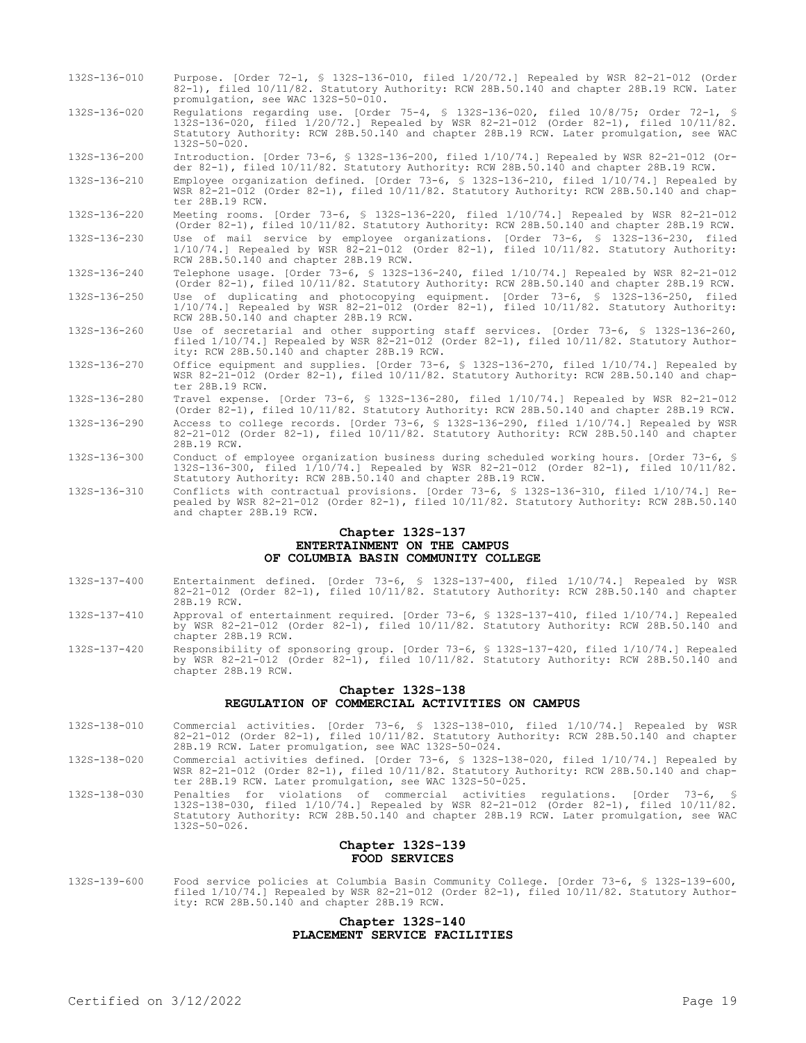| | |
|---|---|
| 132S-136-010 | Purpose. [Order 72-1, § 132S-136-010, filed 1/20/72.] Repealed by WSR 82-21-012 (Order 82-1), filed 10/11/82. Statutory Authority: RCW 28B.50.140 and chapter 28B.19 RCW. Later promulgation, see WAC 132S-50-010. |
| 132S-136-020 | Regulations regarding use. [Order 75-4, § 132S-136-020, filed 10/8/75; Order 72-1, § 132S-136-020, filed 1/20/72.] Repealed by WSR 82-21-012 (Order 82-1), filed 10/11/82. Statutory Authority: RCW 28B.50.140 and chapter 28B.19 RCW. Later promulgation, see WAC 132S-50-020. |
| 132S-136-200 | Introduction. [Order 73-6, § 132S-136-200, filed 1/10/74.] Repealed by WSR 82-21-012 (Order 82-1), filed 10/11/82. Statutory Authority: RCW 28B.50.140 and chapter 28B.19 RCW. |
| 132S-136-210 | Employee organization defined. [Order 73-6, § 132S-136-210, filed 1/10/74.] Repealed by WSR 82-21-012 (Order 82-1), filed 10/11/82. Statutory Authority: RCW 28B.50.140 and chapter 28B.19 RCW. |
| 132S-136-220 | Meeting rooms. [Order 73-6, § 132S-136-220, filed 1/10/74.] Repealed by WSR 82-21-012 (Order 82-1), filed 10/11/82. Statutory Authority: RCW 28B.50.140 and chapter 28B.19 RCW. |
| 132S-136-230 | Use of mail service by employee organizations. [Order 73-6, § 132S-136-230, filed 1/10/74.] Repealed by WSR 82-21-012 (Order 82-1), filed 10/11/82. Statutory Authority: RCW 28B.50.140 and chapter 28B.19 RCW. |
| 132S-136-240 | Telephone usage. [Order 73-6, § 132S-136-240, filed 1/10/74.] Repealed by WSR 82-21-012 (Order 82-1), filed 10/11/82. Statutory Authority: RCW 28B.50.140 and chapter 28B.19 RCW. |
| 132S-136-250 | Use of duplicating and photocopying equipment. [Order 73-6, § 132S-136-250, filed 1/10/74.] Repealed by WSR 82-21-012 (Order 82-1), filed 10/11/82. Statutory Authority: RCW 28B.50.140 and chapter 28B.19 RCW. |
| 132S-136-260 | Use of secretarial and other supporting staff services. [Order 73-6, § 132S-136-260, filed 1/10/74.] Repealed by WSR 82-21-012 (Order 82-1), filed 10/11/82. Statutory Authority: RCW 28B.50.140 and chapter 28B.19 RCW. |
| 132S-136-270 | Office equipment and supplies. [Order 73-6, § 132S-136-270, filed 1/10/74.] Repealed by WSR 82-21-012 (Order 82-1), filed 10/11/82. Statutory Authority: RCW 28B.50.140 and chapter 28B.19 RCW. |
| 132S-136-280 | Travel expense. [Order 73-6, § 132S-136-280, filed 1/10/74.] Repealed by WSR 82-21-012 (Order 82-1), filed 10/11/82. Statutory Authority: RCW 28B.50.140 and chapter 28B.19 RCW. |
| 132S-136-290 | Access to college records. [Order 73-6, § 132S-136-290, filed 1/10/74.] Repealed by WSR 82-21-012 (Order 82-1), filed 10/11/82. Statutory Authority: RCW 28B.50.140 and chapter 28B.19 RCW. |
| 132S-136-300 | Conduct of employee organization business during scheduled working hours. [Order 73-6, § 132S-136-300, filed 1/10/74.] Repealed by WSR 82-21-012 (Order 82-1), filed 10/11/82. Statutory Authority: RCW 28B.50.140 and chapter 28B.19 RCW. |
| 132S-136-310 | Conflicts with contractual provisions. [Order 73-6, § 132S-136-310, filed 1/10/74.] Repealed by WSR 82-21-012 (Order 82-1), filed 10/11/82. Statutory Authority: RCW 28B.50.140 and chapter 28B.19 RCW. |

## Chapter 132S-137
## ENTERTAINMENT ON THE CAMPUS OF COLUMBIA BASIN COMMUNITY COLLEGE

| | |
|---|---|
| 132S-137-400 | Entertainment defined. [Order 73-6, § 132S-137-400, filed 1/10/74.] Repealed by WSR 82-21-012 (Order 82-1), filed 10/11/82. Statutory Authority: RCW 28B.50.140 and chapter 28B.19 RCW. |
| 132S-137-410 | Approval of entertainment required. [Order 73-6, § 132S-137-410, filed 1/10/74.] Repealed by WSR 82-21-012 (Order 82-1), filed 10/11/82. Statutory Authority: RCW 28B.50.140 and chapter 28B.19 RCW. |
| 132S-137-420 | Responsibility of sponsoring group. [Order 73-6, § 132S-137-420, filed 1/10/74.] Repealed by WSR 82-21-012 (Order 82-1), filed 10/11/82. Statutory Authority: RCW 28B.50.140 and chapter 28B.19 RCW. |

## Chapter 132S-138
## REGULATION OF COMMERCIAL ACTIVITIES ON CAMPUS

| | |
|---|---|
| 132S-138-010 | Commercial activities. [Order 73-6, § 132S-138-010, filed 1/10/74.] Repealed by WSR 82-21-012 (Order 82-1), filed 10/11/82. Statutory Authority: RCW 28B.50.140 and chapter 28B.19 RCW. Later promulgation, see WAC 132S-50-024. |
| 132S-138-020 | Commercial activities defined. [Order 73-6, § 132S-138-020, filed 1/10/74.] Repealed by WSR 82-21-012 (Order 82-1), filed 10/11/82. Statutory Authority: RCW 28B.50.140 and chapter 28B.19 RCW. Later promulgation, see WAC 132S-50-025. |
| 132S-138-030 | Penalties for violations of commercial activities regulations. [Order 73-6, § 132S-138-030, filed 1/10/74.] Repealed by WSR 82-21-012 (Order 82-1), filed 10/11/82. Statutory Authority: RCW 28B.50.140 and chapter 28B.19 RCW. Later promulgation, see WAC 132S-50-026. |

## Chapter 132S-139
## FOOD SERVICES

| | |
|---|---|
| 132S-139-600 | Food service policies at Columbia Basin Community College. [Order 73-6, § 132S-139-600, filed 1/10/74.] Repealed by WSR 82-21-012 (Order 82-1), filed 10/11/82. Statutory Authority: RCW 28B.50.140 and chapter 28B.19 RCW. |

## Chapter 132S-140
## PLACEMENT SERVICE FACILITIES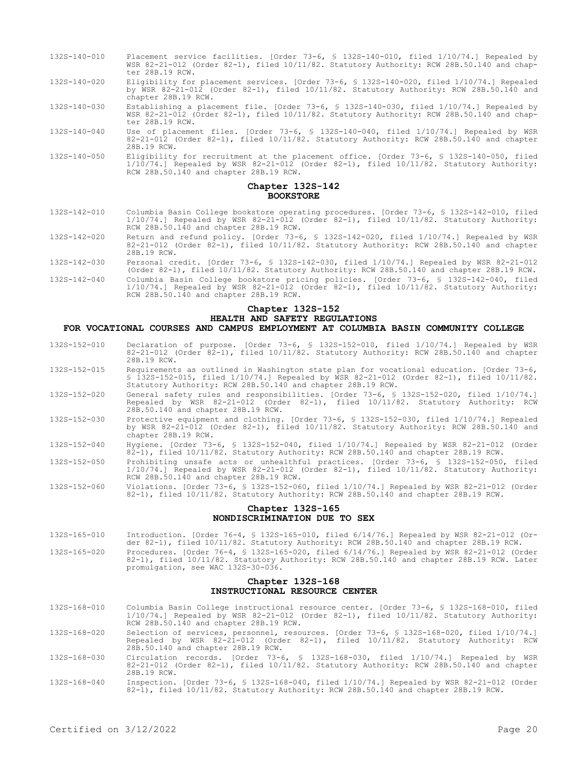132S-140-010 Placement service facilities. [Order 73-6, § 132S-140-010, filed 1/10/74.] Repealed by WSR 82-21-012 (Order 82-1), filed 10/11/82. Statutory Authority: RCW 28B.50.140 and chapter 28B.19 RCW.

132S-140-020 Eligibility for placement services. [Order 73-6, § 132S-140-020, filed 1/10/74.] Repealed by WSR 82-21-012 (Order 82-1), filed 10/11/82. Statutory Authority: RCW 28B.50.140 and chapter 28B.19 RCW.

132S-140-030 Establishing a placement file. [Order 73-6, § 132S-140-030, filed 1/10/74.] Repealed by WSR 82-21-012 (Order 82-1), filed 10/11/82. Statutory Authority: RCW 28B.50.140 and chapter 28B.19 RCW.

132S-140-040 Use of placement files. [Order 73-6, § 132S-140-040, filed 1/10/74.] Repealed by WSR 82-21-012 (Order 82-1), filed 10/11/82. Statutory Authority: RCW 28B.50.140 and chapter 28B.19 RCW.

132S-140-050 Eligibility for recruitment at the placement office. [Order 73-6, § 132S-140-050, filed 1/10/74.] Repealed by WSR 82-21-012 (Order 82-1), filed 10/11/82. Statutory Authority: RCW 28B.50.140 and chapter 28B.19 RCW.

## Chapter 132S-142
## BOOKSTORE

132S-142-010 Columbia Basin College bookstore operating procedures. [Order 73-6, § 132S-142-010, filed 1/10/74.] Repealed by WSR 82-21-012 (Order 82-1), filed 10/11/82. Statutory Authority: RCW 28B.50.140 and chapter 28B.19 RCW.

132S-142-020 Return and refund policy. [Order 73-6, § 132S-142-020, filed 1/10/74.] Repealed by WSR 82-21-012 (Order 82-1), filed 10/11/82. Statutory Authority: RCW 28B.50.140 and chapter 28B.19 RCW.

132S-142-030 Personal credit. [Order 73-6, § 132S-142-030, filed 1/10/74.] Repealed by WSR 82-21-012 (Order 82-1), filed 10/11/82. Statutory Authority: RCW 28B.50.140 and chapter 28B.19 RCW.

132S-142-040 Columbia Basin College bookstore pricing policies. [Order 73-6, § 132S-142-040, filed 1/10/74.] Repealed by WSR 82-21-012 (Order 82-1), filed 10/11/82. Statutory Authority: RCW 28B.50.140 and chapter 28B.19 RCW.

## Chapter 132S-152
## HEALTH AND SAFETY REGULATIONS
## FOR VOCATIONAL COURSES AND CAMPUS EMPLOYMENT AT COLUMBIA BASIN COMMUNITY COLLEGE

132S-152-010 Declaration of purpose. [Order 73-6, § 132S-152-010, filed 1/10/74.] Repealed by WSR 82-21-012 (Order 82-1), filed 10/11/82. Statutory Authority: RCW 28B.50.140 and chapter 28B.19 RCW.

132S-152-015 Requirements as outlined in Washington state plan for vocational education. [Order 73-6, § 132S-152-015, filed 1/10/74.] Repealed by WSR 82-21-012 (Order 82-1), filed 10/11/82. Statutory Authority: RCW 28B.50.140 and chapter 28B.19 RCW.

132S-152-020 General safety rules and responsibilities. [Order 73-6, § 132S-152-020, filed 1/10/74.] Repealed by WSR 82-21-012 (Order 82-1), filed 10/11/82. Statutory Authority: RCW 28B.50.140 and chapter 28B.19 RCW.

132S-152-030 Protective equipment and clothing. [Order 73-6, § 132S-152-030, filed 1/10/74.] Repealed by WSR 82-21-012 (Order 82-1), filed 10/11/82. Statutory Authority: RCW 28B.50.140 and chapter 28B.19 RCW.

132S-152-040 Hygiene. [Order 73-6, § 132S-152-040, filed 1/10/74.] Repealed by WSR 82-21-012 (Order 82-1), filed 10/11/82. Statutory Authority: RCW 28B.50.140 and chapter 28B.19 RCW.

132S-152-050 Prohibiting unsafe acts or unhealthful practices. [Order 73-6, § 132S-152-050, filed 1/10/74.] Repealed by WSR 82-21-012 (Order 82-1), filed 10/11/82. Statutory Authority: RCW 28B.50.140 and chapter 28B.19 RCW.

132S-152-060 Violations. [Order 73-6, § 132S-152-060, filed 1/10/74.] Repealed by WSR 82-21-012 (Order 82-1), filed 10/11/82. Statutory Authority: RCW 28B.50.140 and chapter 28B.19 RCW.

## Chapter 132S-165
## NONDISCRIMINATION DUE TO SEX

132S-165-010 Introduction. [Order 76-4, § 132S-165-010, filed 6/14/76.] Repealed by WSR 82-21-012 (Order 82-1), filed 10/11/82. Statutory Authority: RCW 28B.50.140 and chapter 28B.19 RCW.

132S-165-020 Procedures. [Order 76-4, § 132S-165-020, filed 6/14/76.] Repealed by WSR 82-21-012 (Order 82-1), filed 10/11/82. Statutory Authority: RCW 28B.50.140 and chapter 28B.19 RCW. Later promulgation, see WAC 132S-30-036.

## Chapter 132S-168
## INSTRUCTIONAL RESOURCE CENTER

132S-168-010 Columbia Basin College instructional resource center. [Order 73-6, § 132S-168-010, filed 1/10/74.] Repealed by WSR 82-21-012 (Order 82-1), filed 10/11/82. Statutory Authority: RCW 28B.50.140 and chapter 28B.19 RCW.

132S-168-020 Selection of services, personnel, resources. [Order 73-6, § 132S-168-020, filed 1/10/74.] Repealed by WSR 82-21-012 (Order 82-1), filed 10/11/82. Statutory Authority: RCW 28B.50.140 and chapter 28B.19 RCW.

132S-168-030 Circulation records. [Order 73-6, § 132S-168-030, filed 1/10/74.] Repealed by WSR 82-21-012 (Order 82-1), filed 10/11/82. Statutory Authority: RCW 28B.50.140 and chapter 28B.19 RCW.

132S-168-040 Inspection. [Order 73-6, § 132S-168-040, filed 1/10/74.] Repealed by WSR 82-21-012 (Order 82-1), filed 10/11/82. Statutory Authority: RCW 28B.50.140 and chapter 28B.19 RCW.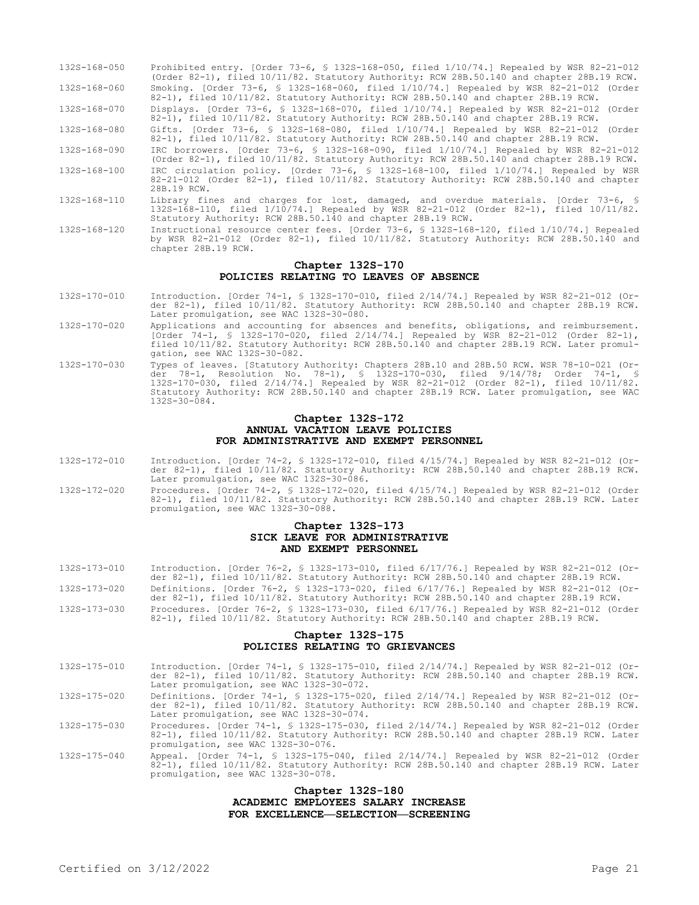132S-168-050 Prohibited entry. [Order 73-6, § 132S-168-050, filed 1/10/74.] Repealed by WSR 82-21-012 (Order 82-1), filed 10/11/82. Statutory Authority: RCW 28B.50.140 and chapter 28B.19 RCW.

132S-168-060 Smoking. [Order 73-6, § 132S-168-060, filed 1/10/74.] Repealed by WSR 82-21-012 (Order 82-1), filed 10/11/82. Statutory Authority: RCW 28B.50.140 and chapter 28B.19 RCW.

132S-168-070 Displays. [Order 73-6, § 132S-168-070, filed 1/10/74.] Repealed by WSR 82-21-012 (Order 82-1), filed 10/11/82. Statutory Authority: RCW 28B.50.140 and chapter 28B.19 RCW.

132S-168-080 Gifts. [Order 73-6, § 132S-168-080, filed 1/10/74.] Repealed by WSR 82-21-012 (Order 82-1), filed 10/11/82. Statutory Authority: RCW 28B.50.140 and chapter 28B.19 RCW.

132S-168-090 IRC borrowers. [Order 73-6, § 132S-168-090, filed 1/10/74.] Repealed by WSR 82-21-012 (Order 82-1), filed 10/11/82. Statutory Authority: RCW 28B.50.140 and chapter 28B.19 RCW.

132S-168-100 IRC circulation policy. [Order 73-6, § 132S-168-100, filed 1/10/74.] Repealed by WSR 82-21-012 (Order 82-1), filed 10/11/82. Statutory Authority: RCW 28B.50.140 and chapter 28B.19 RCW.

132S-168-110 Library fines and charges for lost, damaged, and overdue materials. [Order 73-6, § 132S-168-110, filed 1/10/74.] Repealed by WSR 82-21-012 (Order 82-1), filed 10/11/82. Statutory Authority: RCW 28B.50.140 and chapter 28B.19 RCW.

132S-168-120 Instructional resource center fees. [Order 73-6, § 132S-168-120, filed 1/10/74.] Repealed by WSR 82-21-012 (Order 82-1), filed 10/11/82. Statutory Authority: RCW 28B.50.140 and chapter 28B.19 RCW.

## Chapter 132S-170
## POLICIES RELATING TO LEAVES OF ABSENCE

132S-170-010 Introduction. [Order 74-1, § 132S-170-010, filed 2/14/74.] Repealed by WSR 82-21-012 (Order 82-1), filed 10/11/82. Statutory Authority: RCW 28B.50.140 and chapter 28B.19 RCW. Later promulgation, see WAC 132S-30-080.

132S-170-020 Applications and accounting for absences and benefits, obligations, and reimbursement. [Order 74-1, § 132S-170-020, filed 2/14/74.] Repealed by WSR 82-21-012 (Order 82-1), filed 10/11/82. Statutory Authority: RCW 28B.50.140 and chapter 28B.19 RCW. Later promulgation, see WAC 132S-30-082.

132S-170-030 Types of leaves. [Statutory Authority: Chapters 28B.10 and 28B.50 RCW. WSR 78-10-021 (Order 78-1, Resolution No. 78-1), § 132S-170-030, filed 9/14/78; Order 74-1, § 132S-170-030, filed 2/14/74.] Repealed by WSR 82-21-012 (Order 82-1), filed 10/11/82. Statutory Authority: RCW 28B.50.140 and chapter 28B.19 RCW. Later promulgation, see WAC 132S-30-084.

## Chapter 132S-172
## ANNUAL VACATION LEAVE POLICIES FOR ADMINISTRATIVE AND EXEMPT PERSONNEL

132S-172-010 Introduction. [Order 74-2, § 132S-172-010, filed 4/15/74.] Repealed by WSR 82-21-012 (Order 82-1), filed 10/11/82. Statutory Authority: RCW 28B.50.140 and chapter 28B.19 RCW. Later promulgation, see WAC 132S-30-086.

132S-172-020 Procedures. [Order 74-2, § 132S-172-020, filed 4/15/74.] Repealed by WSR 82-21-012 (Order 82-1), filed 10/11/82. Statutory Authority: RCW 28B.50.140 and chapter 28B.19 RCW. Later promulgation, see WAC 132S-30-088.

## Chapter 132S-173
## SICK LEAVE FOR ADMINISTRATIVE AND EXEMPT PERSONNEL

132S-173-010 Introduction. [Order 76-2, § 132S-173-010, filed 6/17/76.] Repealed by WSR 82-21-012 (Order 82-1), filed 10/11/82. Statutory Authority: RCW 28B.50.140 and chapter 28B.19 RCW.

132S-173-020 Definitions. [Order 76-2, § 132S-173-020, filed 6/17/76.] Repealed by WSR 82-21-012 (Order 82-1), filed 10/11/82. Statutory Authority: RCW 28B.50.140 and chapter 28B.19 RCW.

132S-173-030 Procedures. [Order 76-2, § 132S-173-030, filed 6/17/76.] Repealed by WSR 82-21-012 (Order 82-1), filed 10/11/82. Statutory Authority: RCW 28B.50.140 and chapter 28B.19 RCW.

## Chapter 132S-175
## POLICIES RELATING TO GRIEVANCES

132S-175-010 Introduction. [Order 74-1, § 132S-175-010, filed 2/14/74.] Repealed by WSR 82-21-012 (Order 82-1), filed 10/11/82. Statutory Authority: RCW 28B.50.140 and chapter 28B.19 RCW. Later promulgation, see WAC 132S-30-072.

132S-175-020 Definitions. [Order 74-1, § 132S-175-020, filed 2/14/74.] Repealed by WSR 82-21-012 (Order 82-1), filed 10/11/82. Statutory Authority: RCW 28B.50.140 and chapter 28B.19 RCW. Later promulgation, see WAC 132S-30-074.

132S-175-030 Procedures. [Order 74-1, § 132S-175-030, filed 2/14/74.] Repealed by WSR 82-21-012 (Order 82-1), filed 10/11/82. Statutory Authority: RCW 28B.50.140 and chapter 28B.19 RCW. Later promulgation, see WAC 132S-30-076.

132S-175-040 Appeal. [Order 74-1, § 132S-175-040, filed 2/14/74.] Repealed by WSR 82-21-012 (Order 82-1), filed 10/11/82. Statutory Authority: RCW 28B.50.140 and chapter 28B.19 RCW. Later promulgation, see WAC 132S-30-078.

## Chapter 132S-180
## ACADEMIC EMPLOYEES SALARY INCREASE FOR EXCELLENCE—SELECTION—SCREENING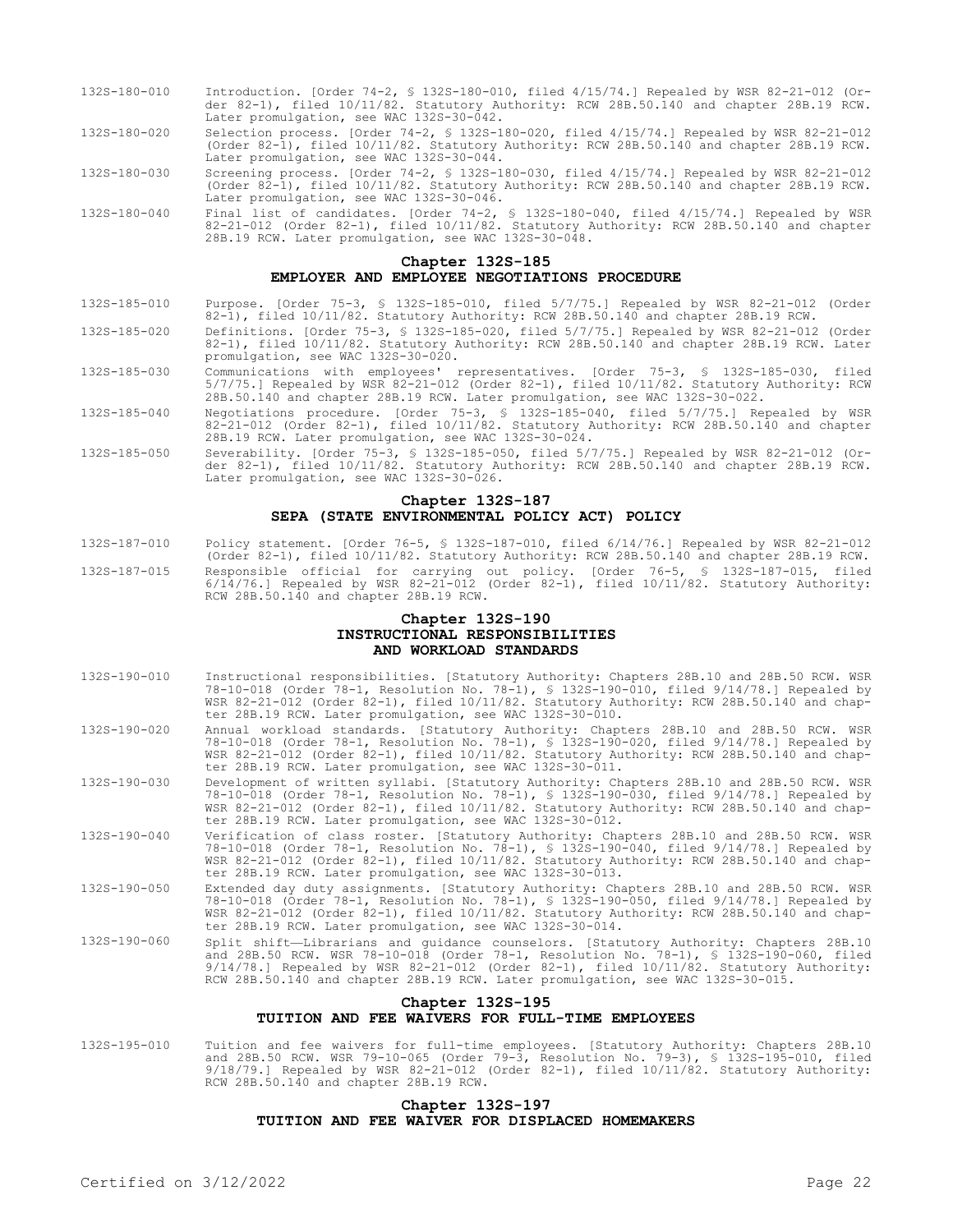132S-180-010 Introduction. [Order 74-2, § 132S-180-010, filed 4/15/74.] Repealed by WSR 82-21-012 (Order 82-1), filed 10/11/82. Statutory Authority: RCW 28B.50.140 and chapter 28B.19 RCW. Later promulgation, see WAC 132S-30-042.

132S-180-020 Selection process. [Order 74-2, § 132S-180-020, filed 4/15/74.] Repealed by WSR 82-21-012 (Order 82-1), filed 10/11/82. Statutory Authority: RCW 28B.50.140 and chapter 28B.19 RCW. Later promulgation, see WAC 132S-30-044.

132S-180-030 Screening process. [Order 74-2, § 132S-180-030, filed 4/15/74.] Repealed by WSR 82-21-012 (Order 82-1), filed 10/11/82. Statutory Authority: RCW 28B.50.140 and chapter 28B.19 RCW. Later promulgation, see WAC 132S-30-046.

132S-180-040 Final list of candidates. [Order 74-2, § 132S-180-040, filed 4/15/74.] Repealed by WSR 82-21-012 (Order 82-1), filed 10/11/82. Statutory Authority: RCW 28B.50.140 and chapter 28B.19 RCW. Later promulgation, see WAC 132S-30-048.

## Chapter 132S-185
## EMPLOYER AND EMPLOYEE NEGOTIATIONS PROCEDURE

132S-185-010 Purpose. [Order 75-3, § 132S-185-010, filed 5/7/75.] Repealed by WSR 82-21-012 (Order 82-1), filed 10/11/82. Statutory Authority: RCW 28B.50.140 and chapter 28B.19 RCW.

132S-185-020 Definitions. [Order 75-3, § 132S-185-020, filed 5/7/75.] Repealed by WSR 82-21-012 (Order 82-1), filed 10/11/82. Statutory Authority: RCW 28B.50.140 and chapter 28B.19 RCW. Later promulgation, see WAC 132S-30-020.

132S-185-030 Communications with employees' representatives. [Order 75-3, § 132S-185-030, filed 5/7/75.] Repealed by WSR 82-21-012 (Order 82-1), filed 10/11/82. Statutory Authority: RCW 28B.50.140 and chapter 28B.19 RCW. Later promulgation, see WAC 132S-30-022.

132S-185-040 Negotiations procedure. [Order 75-3, § 132S-185-040, filed 5/7/75.] Repealed by WSR 82-21-012 (Order 82-1), filed 10/11/82. Statutory Authority: RCW 28B.50.140 and chapter 28B.19 RCW. Later promulgation, see WAC 132S-30-024.

132S-185-050 Severability. [Order 75-3, § 132S-185-050, filed 5/7/75.] Repealed by WSR 82-21-012 (Order 82-1), filed 10/11/82. Statutory Authority: RCW 28B.50.140 and chapter 28B.19 RCW. Later promulgation, see WAC 132S-30-026.

## Chapter 132S-187
## SEPA (STATE ENVIRONMENTAL POLICY ACT) POLICY

132S-187-010 Policy statement. [Order 76-5, § 132S-187-010, filed 6/14/76.] Repealed by WSR 82-21-012 (Order 82-1), filed 10/11/82. Statutory Authority: RCW 28B.50.140 and chapter 28B.19 RCW.

132S-187-015 Responsible official for carrying out policy. [Order 76-5, § 132S-187-015, filed 6/14/76.] Repealed by WSR 82-21-012 (Order 82-1), filed 10/11/82. Statutory Authority: RCW 28B.50.140 and chapter 28B.19 RCW.

## Chapter 132S-190
## INSTRUCTIONAL RESPONSIBILITIES AND WORKLOAD STANDARDS

132S-190-010 Instructional responsibilities. [Statutory Authority: Chapters 28B.10 and 28B.50 RCW. WSR 78-10-018 (Order 78-1, Resolution No. 78-1), § 132S-190-010, filed 9/14/78.] Repealed by WSR 82-21-012 (Order 82-1), filed 10/11/82. Statutory Authority: RCW 28B.50.140 and chapter 28B.19 RCW. Later promulgation, see WAC 132S-30-010.

132S-190-020 Annual workload standards. [Statutory Authority: Chapters 28B.10 and 28B.50 RCW. WSR 78-10-018 (Order 78-1, Resolution No. 78-1), § 132S-190-020, filed 9/14/78.] Repealed by WSR 82-21-012 (Order 82-1), filed 10/11/82. Statutory Authority: RCW 28B.50.140 and chapter 28B.19 RCW. Later promulgation, see WAC 132S-30-011.

132S-190-030 Development of written syllabi. [Statutory Authority: Chapters 28B.10 and 28B.50 RCW. WSR 78-10-018 (Order 78-1, Resolution No. 78-1), § 132S-190-030, filed 9/14/78.] Repealed by WSR 82-21-012 (Order 82-1), filed 10/11/82. Statutory Authority: RCW 28B.50.140 and chapter 28B.19 RCW. Later promulgation, see WAC 132S-30-012.

132S-190-040 Verification of class roster. [Statutory Authority: Chapters 28B.10 and 28B.50 RCW. WSR 78-10-018 (Order 78-1, Resolution No. 78-1), § 132S-190-040, filed 9/14/78.] Repealed by WSR 82-21-012 (Order 82-1), filed 10/11/82. Statutory Authority: RCW 28B.50.140 and chapter 28B.19 RCW. Later promulgation, see WAC 132S-30-013.

132S-190-050 Extended day duty assignments. [Statutory Authority: Chapters 28B.10 and 28B.50 RCW. WSR 78-10-018 (Order 78-1, Resolution No. 78-1), § 132S-190-050, filed 9/14/78.] Repealed by WSR 82-21-012 (Order 82-1), filed 10/11/82. Statutory Authority: RCW 28B.50.140 and chapter 28B.19 RCW. Later promulgation, see WAC 132S-30-014.

132S-190-060 Split shift—Librarians and guidance counselors. [Statutory Authority: Chapters 28B.10 and 28B.50 RCW. WSR 78-10-018 (Order 78-1, Resolution No. 78-1), § 132S-190-060, filed 9/14/78.] Repealed by WSR 82-21-012 (Order 82-1), filed 10/11/82. Statutory Authority: RCW 28B.50.140 and chapter 28B.19 RCW. Later promulgation, see WAC 132S-30-015.

## Chapter 132S-195
## TUITION AND FEE WAIVERS FOR FULL-TIME EMPLOYEES

132S-195-010 Tuition and fee waivers for full-time employees. [Statutory Authority: Chapters 28B.10 and 28B.50 RCW. WSR 79-10-065 (Order 79-3, Resolution No. 79-3), § 132S-195-010, filed 9/18/79.] Repealed by WSR 82-21-012 (Order 82-1), filed 10/11/82. Statutory Authority: RCW 28B.50.140 and chapter 28B.19 RCW.

## Chapter 132S-197
## TUITION AND FEE WAIVER FOR DISPLACED HOMEMAKERS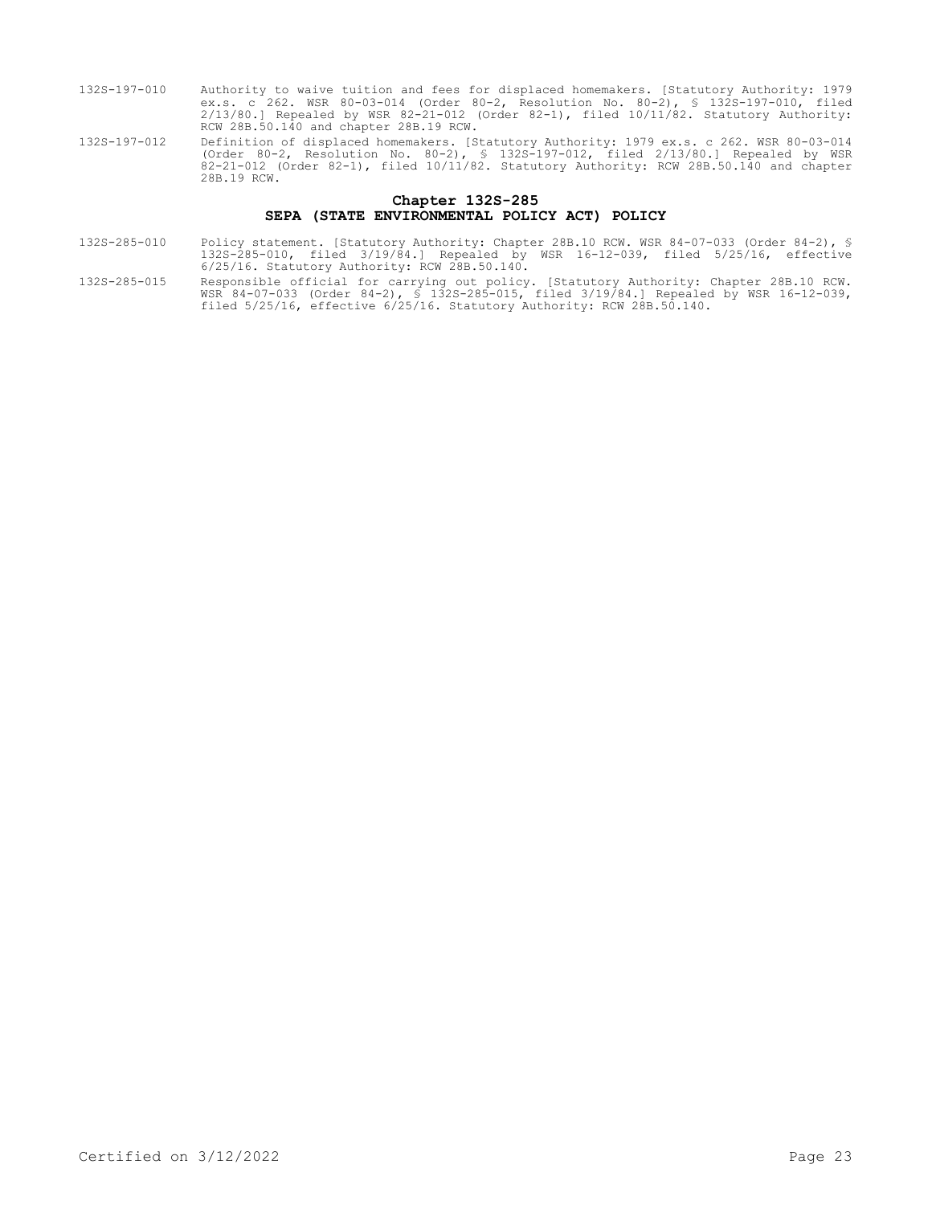132S-197-010 Authority to waive tuition and fees for displaced homemakers. [Statutory Authority: 1979 ex.s. c 262. WSR 80-03-014 (Order 80-2, Resolution No. 80-2), § 132S-197-010, filed 2/13/80.] Repealed by WSR 82-21-012 (Order 82-1), filed 10/11/82. Statutory Authority: RCW 28B.50.140 and chapter 28B.19 RCW.

132S-197-012 Definition of displaced homemakers. [Statutory Authority: 1979 ex.s. c 262. WSR 80-03-014 (Order 80-2, Resolution No. 80-2), § 132S-197-012, filed 2/13/80.] Repealed by WSR 82-21-012 (Order 82-1), filed 10/11/82. Statutory Authority: RCW 28B.50.140 and chapter 28B.19 RCW.

## Chapter 132S-285
## SEPA (STATE ENVIRONMENTAL POLICY ACT) POLICY

132S-285-010 Policy statement. [Statutory Authority: Chapter 28B.10 RCW. WSR 84-07-033 (Order 84-2), § 132S-285-010, filed 3/19/84.] Repealed by WSR 16-12-039, filed 5/25/16, effective 6/25/16. Statutory Authority: RCW 28B.50.140.

132S-285-015 Responsible official for carrying out policy. [Statutory Authority: Chapter 28B.10 RCW. WSR 84-07-033 (Order 84-2), § 132S-285-015, filed 3/19/84.] Repealed by WSR 16-12-039, filed 5/25/16, effective 6/25/16. Statutory Authority: RCW 28B.50.140.